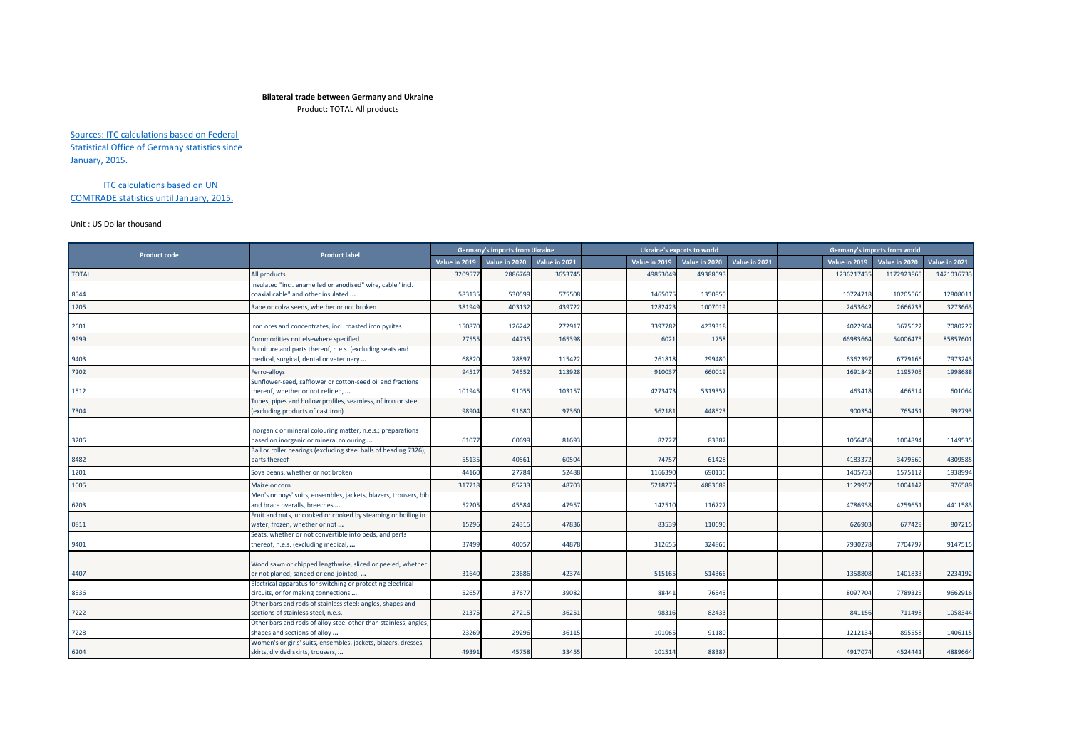**Bilateral trade between Germany and Ukraine**

Product: TOTAL All products

Sources: ITC calculations based on Federal Statistical Office of Germany statistics since January, 2015.

ITC calculations based on UN COMTRADE statistics until January, 2015.

Unit : US Dollar thousand

| Product code | Product label | Germany's imports from Ukraine | | | Ukraine's exports to world | | | Germany's imports from world | | |
|---|---|---|---|---|---|---|---|---|---|---|
| | | Value in 2019 | Value in 2020 | Value in 2021 | Value in 2019 | Value in 2020 | Value in 2021 | Value in 2019 | Value in 2020 | Value in 2021 |
| 'TOTAL | All products | 3209577 | 2886769 | 3653745 | 49853049 | 49388093 | | 1236217435 | 1172923865 | 1421036733 |
| '8544 | Insulated "incl. enamelled or anodised" wire, cable "incl. coaxial cable" and other insulated ... | 583135 | 530599 | 575508 | 1465075 | 1350850 | | 10724718 | 10205566 | 12808011 |
| '1205 | Rape or colza seeds, whether or not broken | 381949 | 403132 | 439722 | 1282423 | 1007019 | | 2453642 | 2666733 | 3273663 |
| '2601 | Iron ores and concentrates, incl. roasted iron pyrites | 150870 | 126242 | 272917 | 3397782 | 4239318 | | 4022964 | 3675622 | 7080227 |
| '9999 | Commodities not elsewhere specified | 27555 | 44735 | 165398 | 6021 | 1758 | | 66983664 | 54006475 | 85857601 |
| '9403 | Furniture and parts thereof, n.e.s. (excluding seats and medical, surgical, dental or veterinary ... | 68820 | 78897 | 115422 | 261818 | 299480 | | 6362397 | 6779166 | 7973243 |
| '7202 | Ferro-alloys | 94517 | 74552 | 113928 | 910037 | 660019 | | 1691842 | 1195705 | 1998688 |
| '1512 | Sunflower-seed, safflower or cotton-seed oil and fractions thereof, whether or not refined, ... | 101945 | 91055 | 103157 | 4273473 | 5319357 | | 463418 | 466514 | 601064 |
| '7304 | Tubes, pipes and hollow profiles, seamless, of iron or steel (excluding products of cast iron) | 98904 | 91680 | 97360 | 562181 | 448523 | | 900354 | 765451 | 992793 |
| '3206 | Inorganic or mineral colouring matter, n.e.s.; preparations based on inorganic or mineral colouring ... | 61077 | 60699 | 81693 | 82727 | 83387 | | 1056458 | 1004894 | 1149535 |
| '8482 | Ball or roller bearings (excluding steel balls of heading 7326); parts thereof | 55135 | 40561 | 60504 | 74757 | 61428 | | 4183372 | 3479560 | 4309585 |
| '1201 | Soya beans, whether or not broken | 44160 | 27784 | 52488 | 1166390 | 690136 | | 1405733 | 1575112 | 1938994 |
| '1005 | Maize or corn | 317718 | 85233 | 48703 | 5218275 | 4883689 | | 1129957 | 1004142 | 976589 |
| '6203 | Men's or boys' suits, ensembles, jackets, blazers, trousers, bib and brace overalls, breeches ... | 52205 | 45584 | 47957 | 142510 | 116727 | | 4786938 | 4259651 | 4411583 |
| '0811 | Fruit and nuts, uncooked or cooked by steaming or boiling in water, frozen, whether or not ... | 15296 | 24315 | 47836 | 83539 | 110690 | | 626903 | 677429 | 807215 |
| '9401 | Seats, whether or not convertible into beds, and parts thereof, n.e.s. (excluding medical, ... | 37499 | 40057 | 44878 | 312655 | 324865 | | 7930278 | 7704797 | 9147515 |
| '4407 | Wood sawn or chipped lengthwise, sliced or peeled, whether or not planed, sanded or end-jointed, ... | 31640 | 23686 | 42374 | 515165 | 514366 | | 1358808 | 1401833 | 2234192 |
| '8536 | Electrical apparatus for switching or protecting electrical circuits, or for making connections ... | 52657 | 37677 | 39082 | 88441 | 76545 | | 8097704 | 7789325 | 9662916 |
| '7222 | Other bars and rods of stainless steel; angles, shapes and sections of stainless steel, n.e.s. | 21375 | 27215 | 36251 | 98316 | 82433 | | 841156 | 711498 | 1058344 |
| '7228 | Other bars and rods of alloy steel other than stainless, angles, shapes and sections of alloy ... | 23269 | 29296 | 36115 | 101065 | 91180 | | 1212134 | 895558 | 1406115 |
| '6204 | Women's or girls' suits, ensembles, jackets, blazers, dresses, skirts, divided skirts, trousers, ... | 49391 | 45758 | 33455 | 101514 | 88387 | | 4917074 | 4524441 | 4889664 |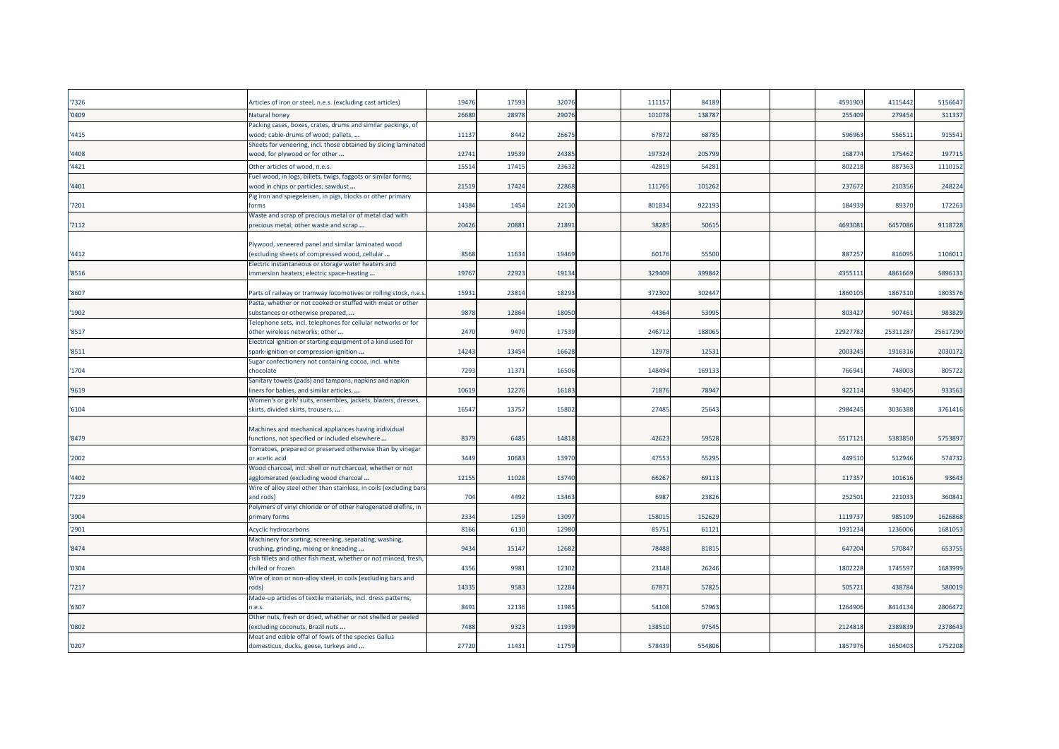| | | | | | | | | | | | |
|---|---|---|---|---|---|---|---|---|---|---|---|
| '7326 | Articles of iron or steel, n.e.s. (excluding cast articles) | 19476 | 17593 | 32076 | 111157 | 84189 | | | 4591903 | 4115442 | 5156647 |
| '0409 | Natural honey | 26680 | 28978 | 29076 | 101078 | 138787 | | | 255409 | 279454 | 311337 |
| '4415 | Packing cases, boxes, crates, drums and similar packings, of wood; cable-drums of wood; pallets, ... | 11137 | 8442 | 26675 | 67872 | 68785 | | | 596963 | 556511 | 915541 |
| '4408 | Sheets for veneering, incl. those obtained by slicing laminated wood, for plywood or for other ... | 12741 | 19539 | 24385 | 197324 | 205799 | | | 168774 | 175462 | 197715 |
| '4421 | Other articles of wood, n.e.s. | 15514 | 17415 | 23632 | 42819 | 54281 | | | 802218 | 887363 | 1110152 |
| '4401 | Fuel wood, in logs, billets, twigs, faggots or similar forms; wood in chips or particles; sawdust ... | 21519 | 17424 | 22868 | 111765 | 101262 | | | 237672 | 210356 | 248224 |
| '7201 | Pig iron and spiegeleisen, in pigs, blocks or other primary forms | 14384 | 1454 | 22130 | 801834 | 922193 | | | 184939 | 89370 | 172263 |
| '7112 | Waste and scrap of precious metal or of metal clad with precious metal; other waste and scrap ... | 20426 | 20881 | 21891 | 38285 | 50615 | | | 4693081 | 6457086 | 9118728 |
| '4412 | Plywood, veneered panel and similar laminated wood (excluding sheets of compressed wood, cellular ... | 8568 | 11634 | 19469 | 60176 | 55500 | | | 887257 | 816095 | 1106011 |
| '8516 | Electric instantaneous or storage water heaters and immersion heaters; electric space-heating ... | 19767 | 22923 | 19134 | 329409 | 399842 | | | 4355111 | 4861669 | 5896131 |
| '8607 | Parts of railway or tramway locomotives or rolling stock, n.e.s. | 15931 | 23814 | 18293 | 372302 | 302447 | | | 1860105 | 1867310 | 1803576 |
| '1902 | Pasta, whether or not cooked or stuffed with meat or other substances or otherwise prepared, ... | 9878 | 12864 | 18050 | 44364 | 53995 | | | 803427 | 907461 | 983829 |
| '8517 | Telephone sets, incl. telephones for cellular networks or for other wireless networks; other ... | 2470 | 9470 | 17539 | 246712 | 188065 | | | 22927782 | 25311287 | 25617290 |
| '8511 | Electrical ignition or starting equipment of a kind used for spark-ignition or compression-ignition ... | 14243 | 13454 | 16628 | 12978 | 12531 | | | 2003245 | 1916316 | 2030172 |
| '1704 | Sugar confectionery not containing cocoa, incl. white chocolate | 7293 | 11371 | 16506 | 148494 | 169133 | | | 766941 | 748003 | 805722 |
| '9619 | Sanitary towels (pads) and tampons, napkins and napkin liners for babies, and similar articles, ... | 10619 | 12276 | 16183 | 71876 | 78947 | | | 922114 | 930405 | 933563 |
| '6104 | Women's or girls' suits, ensembles, jackets, blazers, dresses, skirts, divided skirts, trousers, ... | 16547 | 13757 | 15802 | 27485 | 25643 | | | 2984245 | 3036388 | 3761416 |
| '8479 | Machines and mechanical appliances having individual functions, not specified or included elsewhere ... | 8379 | 6485 | 14818 | 42623 | 59528 | | | 5517121 | 5383850 | 5753897 |
| '2002 | Tomatoes, prepared or preserved otherwise than by vinegar or acetic acid | 3449 | 10683 | 13970 | 47553 | 55295 | | | 449510 | 512946 | 574732 |
| '4402 | Wood charcoal, incl. shell or nut charcoal, whether or not agglomerated (excluding wood charcoal ... | 12155 | 11028 | 13740 | 66267 | 69113 | | | 117357 | 101616 | 93643 |
| '7229 | Wire of alloy steel other than stainless, in coils (excluding bars and rods) | 704 | 4492 | 13463 | 6987 | 23826 | | | 252501 | 221033 | 360841 |
| '3904 | Polymers of vinyl chloride or of other halogenated olefins, in primary forms | 2334 | 1259 | 13097 | 158015 | 152629 | | | 1119737 | 985109 | 1626868 |
| '2901 | Acyclic hydrocarbons | 8166 | 6130 | 12980 | 85751 | 61121 | | | 1931234 | 1236006 | 1681053 |
| '8474 | Machinery for sorting, screening, separating, washing, crushing, grinding, mixing or kneading ... | 9434 | 15147 | 12682 | 78488 | 81815 | | | 647204 | 570847 | 653755 |
| '0304 | Fish fillets and other fish meat, whether or not minced, fresh, chilled or frozen | 4356 | 9981 | 12302 | 23148 | 26246 | | | 1802228 | 1745597 | 1683999 |
| '7217 | Wire of iron or non-alloy steel, in coils (excluding bars and rods) | 14335 | 9583 | 12284 | 67871 | 57825 | | | 505721 | 438784 | 580019 |
| '6307 | Made-up articles of textile materials, incl. dress patterns, n.e.s. | 8491 | 12136 | 11985 | 54108 | 57963 | | | 1264906 | 8414134 | 2806472 |
| '0802 | Other nuts, fresh or dried, whether or not shelled or peeled (excluding coconuts, Brazil nuts ... | 7488 | 9323 | 11939 | 138510 | 97545 | | | 2124818 | 2389839 | 2378643 |
| '0207 | Meat and edible offal of fowls of the species Gallus domesticus, ducks, geese, turkeys and ... | 27720 | 11431 | 11759 | 578439 | 554806 | | | 1857976 | 1650403 | 1752208 |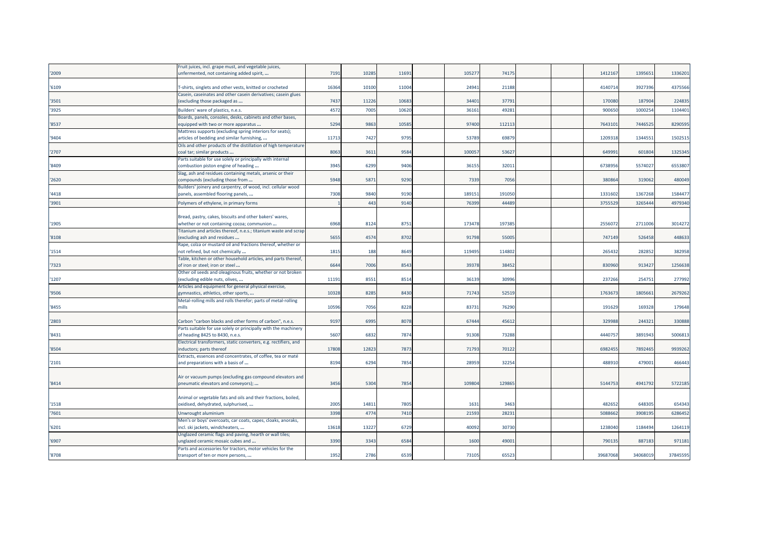| | | | | | | | | | | | | |
|---|---|---|---|---|---|---|---|---|---|---|---|---|
| '2009 | Fruit juices, incl. grape must, and vegetable juices, unfermented, not containing added spirit, ... | 7191 | 10285 | 11691 | | 105277 | 74175 | | | 1412167 | 1395651 | 1336201 |
| '6109 | T-shirts, singlets and other vests, knitted or crocheted | 16364 | 10100 | 11004 | | 24941 | 21188 | | | 4140714 | 3927396 | 4375566 |
| '3501 | Casein, caseinates and other casein derivatives; casein glues (excluding those packaged as ... | 7437 | 11226 | 10683 | | 34401 | 37791 | | | 170080 | 187904 | 224835 |
| '3925 | Builders' ware of plastics, n.e.s. | 4572 | 7005 | 10620 | | 36161 | 49281 | | | 900650 | 1000254 | 1104401 |
| '8537 | Boards, panels, consoles, desks, cabinets and other bases, equipped with two or more apparatus ... | 5294 | 9863 | 10585 | | 97400 | 112113 | | | 7643101 | 7446525 | 8290595 |
| '9404 | Mattress supports (excluding spring interiors for seats); articles of bedding and similar furnishing, ... | 11713 | 7427 | 9795 | | 53789 | 69879 | | | 1209318 | 1344551 | 1502515 |
| '2707 | Oils and other products of the distillation of high temperature coal tar; similar products ... | 8063 | 3611 | 9584 | | 100057 | 53627 | | | 649991 | 601804 | 1325345 |
| '8409 | Parts suitable for use solely or principally with internal combustion piston engine of heading ... | 3945 | 6299 | 9406 | | 36155 | 32011 | | | 6738956 | 5574027 | 6553807 |
| '2620 | Slag, ash and residues containing metals, arsenic or their compounds (excluding those from ... | 5948 | 5871 | 9290 | | 7339 | 7056 | | | 380864 | 319062 | 480049 |
| '4418 | Builders' joinery and carpentry, of wood, incl. cellular wood panels, assembled flooring panels, ... | 7308 | 9840 | 9190 | | 189151 | 191050 | | | 1331602 | 1367268 | 1584477 |
| '3901 | Polymers of ethylene, in primary forms | 1 | 443 | 9140 | | 76399 | 44489 | | | 3755529 | 3265444 | 4979340 |
| '1905 | Bread, pastry, cakes, biscuits and other bakers' wares, whether or not containing cocoa; communion ... | 6968 | 8124 | 8751 | | 173478 | 197385 | | | 2556072 | 2711006 | 3014272 |
| '8108 | Titanium and articles thereof, n.e.s.; titanium waste and scrap (excluding ash and residues ... | 5655 | 4574 | 8702 | | 91798 | 55005 | | | 747149 | 526458 | 448633 |
| '1514 | Rape, colza or mustard oil and fractions thereof, whether or not refined, but not chemically ... | 1815 | 188 | 8649 | | 119495 | 114802 | | | 265432 | 282852 | 382958 |
| '7323 | Table, kitchen or other household articles, and parts thereof, of iron or steel; iron or steel ... | 6644 | 7006 | 8543 | | 39378 | 38452 | | | 830960 | 913427 | 1256638 |
| '1207 | Other oil seeds and oleaginous fruits, whether or not broken (excluding edible nuts, olives, ... | 11191 | 8551 | 8514 | | 36139 | 30996 | | | 237266 | 254751 | 277992 |
| '9506 | Articles and equipment for general physical exercise, gymnastics, athletics, other sports, ... | 10328 | 8285 | 8430 | | 71743 | 52519 | | | 1763673 | 1805661 | 2679262 |
| '8455 | Metal-rolling mills and rolls therefor; parts of metal-rolling mills | 10596 | 7056 | 8228 | | 83731 | 76290 | | | 191629 | 169328 | 179648 |
| '2803 | Carbon "carbon blacks and other forms of carbon", n.e.s. | 9197 | 6995 | 8078 | | 67444 | 45612 | | | 329988 | 244321 | 330888 |
| '8431 | Parts suitable for use solely or principally with the machinery of heading 8425 to 8430, n.e.s. | 5607 | 6832 | 7874 | | 91308 | 73288 | | | 4440757 | 3891943 | 5006813 |
| '8504 | Electrical transformers, static converters, e.g. rectifiers, and inductors; parts thereof | 17808 | 12823 | 7873 | | 71793 | 70122 | | | 6982455 | 7892465 | 9939262 |
| '2101 | Extracts, essences and concentrates, of coffee, tea or maté and preparations with a basis of ... | 8194 | 6294 | 7854 | | 28959 | 32254 | | | 488910 | 479001 | 466443 |
| '8414 | Air or vacuum pumps (excluding gas compound elevators and pneumatic elevators and conveyors); ... | 3456 | 5304 | 7854 | | 109804 | 129865 | | | 5144753 | 4941792 | 5722185 |
| '1518 | Animal or vegetable fats and oils and their fractions, boiled, oxidised, dehydrated, sulphurised, ... | 2005 | 14811 | 7805 | | 1631 | 3463 | | | 482652 | 648305 | 654343 |
| '7601 | Unwrought aluminium | 3398 | 4774 | 7410 | | 21593 | 28231 | | | 5088662 | 3908195 | 6286452 |
| '6201 | Men's or boys' overcoats, car coats, capes, cloaks, anoraks, incl. ski jackets, windcheaters, ... | 13618 | 13227 | 6729 | | 40092 | 30730 | | | 1238040 | 1184494 | 1264119 |
| '6907 | Unglazed ceramic flags and paving, hearth or wall tiles; unglazed ceramic mosaic cubes and ... | 3390 | 3343 | 6584 | | 1600 | 49001 | | | 790135 | 887183 | 971181 |
| '8708 | Parts and accessories for tractors, motor vehicles for the transport of ten or more persons, ... | 1952 | 2786 | 6539 | | 73105 | 65523 | | | 39687068 | 34068019 | 37845595 |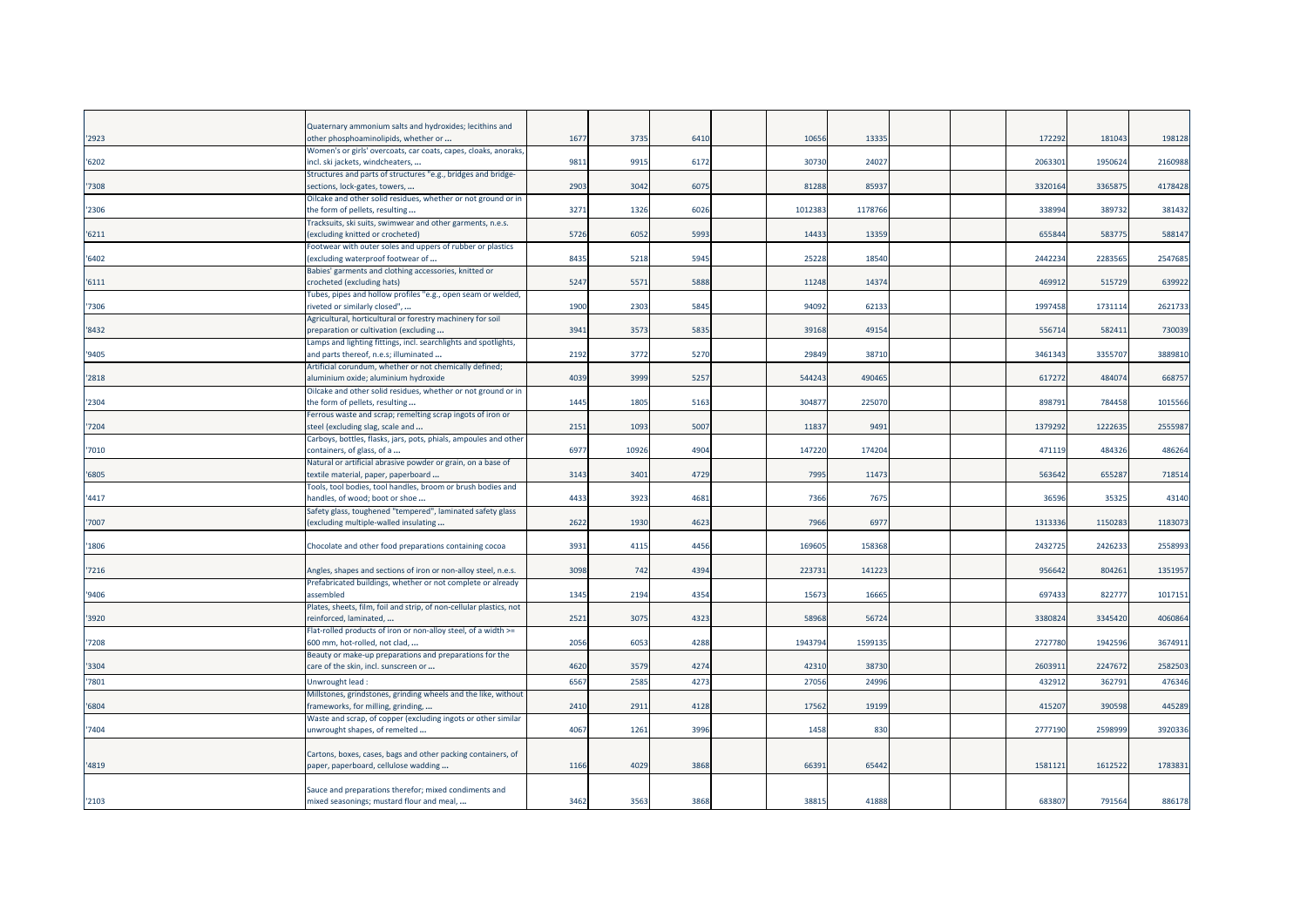| | | | | | | | | | | | | |
|---|---|---|---|---|---|---|---|---|---|---|---|---|
| '2923 | Quaternary ammonium salts and hydroxides; lecithins and other phosphoaminolipids, whether or ... | 1677 | 3735 | 6410 | | 10656 | 13335 | | | 172292 | 181043 | 198128 |
| '6202 | Women's or girls' overcoats, car coats, capes, cloaks, anoraks, incl. ski jackets, windcheaters, ... | 9811 | 9915 | 6172 | | 30730 | 24027 | | | 2063301 | 1950624 | 2160988 |
| '7308 | Structures and parts of structures "e.g., bridges and bridge-sections, lock-gates, towers, ... | 2903 | 3042 | 6075 | | 81288 | 85937 | | | 3320164 | 3365875 | 4178428 |
| '2306 | Oilcake and other solid residues, whether or not ground or in the form of pellets, resulting ... | 3271 | 1326 | 6026 | | 1012383 | 1178766 | | | 338994 | 389732 | 381432 |
| '6211 | Tracksuits, ski suits, swimwear and other garments, n.e.s. (excluding knitted or crocheted) | 5726 | 6052 | 5993 | | 14433 | 13359 | | | 655844 | 583775 | 588147 |
| '6402 | Footwear with outer soles and uppers of rubber or plastics (excluding waterproof footwear of ... | 8435 | 5218 | 5945 | | 25228 | 18540 | | | 2442234 | 2283565 | 2547685 |
| '6111 | Babies' garments and clothing accessories, knitted or crocheted (excluding hats) | 5247 | 5571 | 5888 | | 11248 | 14374 | | | 469912 | 515729 | 639922 |
| '7306 | Tubes, pipes and hollow profiles "e.g., open seam or welded, riveted or similarly closed", ... | 1900 | 2303 | 5845 | | 94092 | 62133 | | | 1997458 | 1731114 | 2621733 |
| '8432 | Agricultural, horticultural or forestry machinery for soil preparation or cultivation (excluding ... | 3941 | 3573 | 5835 | | 39168 | 49154 | | | 556714 | 582411 | 730039 |
| '9405 | Lamps and lighting fittings, incl. searchlights and spotlights, and parts thereof, n.e.s; illuminated ... | 2192 | 3772 | 5270 | | 29849 | 38710 | | | 3461343 | 3355707 | 3889810 |
| '2818 | Artificial corundum, whether or not chemically defined; aluminium oxide; aluminium hydroxide | 4039 | 3999 | 5257 | | 544243 | 490465 | | | 617272 | 484074 | 668757 |
| '2304 | Oilcake and other solid residues, whether or not ground or in the form of pellets, resulting ... | 1445 | 1805 | 5163 | | 304877 | 225070 | | | 898791 | 784458 | 1015566 |
| '7204 | Ferrous waste and scrap; remelting scrap ingots of iron or steel (excluding slag, scale and ... | 2151 | 1093 | 5007 | | 11837 | 9491 | | | 1379292 | 1222635 | 2555987 |
| '7010 | Carboys, bottles, flasks, jars, pots, phials, ampoules and other containers, of glass, of a ... | 6977 | 10926 | 4904 | | 147220 | 174204 | | | 471119 | 484326 | 486264 |
| '6805 | Natural or artificial abrasive powder or grain, on a base of textile material, paper, paperboard ... | 3143 | 3401 | 4729 | | 7995 | 11473 | | | 563642 | 655287 | 718514 |
| '4417 | Tools, tool bodies, tool handles, broom or brush bodies and handles, of wood; boot or shoe ... | 4433 | 3923 | 4681 | | 7366 | 7675 | | | 36596 | 35325 | 43140 |
| '7007 | Safety glass, toughened "tempered", laminated safety glass (excluding multiple-walled insulating ... | 2622 | 1930 | 4623 | | 7966 | 6977 | | | 1313336 | 1150283 | 1183073 |
| '1806 | Chocolate and other food preparations containing cocoa | 3931 | 4115 | 4456 | | 169605 | 158368 | | | 2432725 | 2426233 | 2558993 |
| '7216 | Angles, shapes and sections of iron or non-alloy steel, n.e.s. | 3098 | 742 | 4394 | | 223731 | 141223 | | | 956642 | 804261 | 1351957 |
| '9406 | Prefabricated buildings, whether or not complete or already assembled | 1345 | 2194 | 4354 | | 15673 | 16665 | | | 697433 | 822777 | 1017151 |
| '3920 | Plates, sheets, film, foil and strip, of non-cellular plastics, not reinforced, laminated, ... | 2521 | 3075 | 4323 | | 58968 | 56724 | | | 3380824 | 3345420 | 4060864 |
| '7208 | Flat-rolled products of iron or non-alloy steel, of a width >= 600 mm, hot-rolled, not clad, ... | 2056 | 6053 | 4288 | | 1943794 | 1599135 | | | 2727780 | 1942596 | 3674911 |
| '3304 | Beauty or make-up preparations and preparations for the care of the skin, incl. sunscreen or ... | 4620 | 3579 | 4274 | | 42310 | 38730 | | | 2603911 | 2247672 | 2582503 |
| '7801 | Unwrought lead : | 6567 | 2585 | 4273 | | 27056 | 24996 | | | 432912 | 362791 | 476346 |
| '6804 | Millstones, grindstones, grinding wheels and the like, without frameworks, for milling, grinding, ... | 2410 | 2911 | 4128 | | 17562 | 19199 | | | 415207 | 390598 | 445289 |
| '7404 | Waste and scrap, of copper (excluding ingots or other similar unwrought shapes, of remelted ... | 4067 | 1261 | 3996 | | 1458 | 830 | | | 2777190 | 2598999 | 3920336 |
| '4819 | Cartons, boxes, cases, bags and other packing containers, of paper, paperboard, cellulose wadding ... | 1166 | 4029 | 3868 | | 66391 | 65442 | | | 1581121 | 1612522 | 1783831 |
| '2103 | Sauce and preparations therefor; mixed condiments and mixed seasonings; mustard flour and meal, ... | 3462 | 3563 | 3868 | | 38815 | 41888 | | | 683807 | 791564 | 886178 |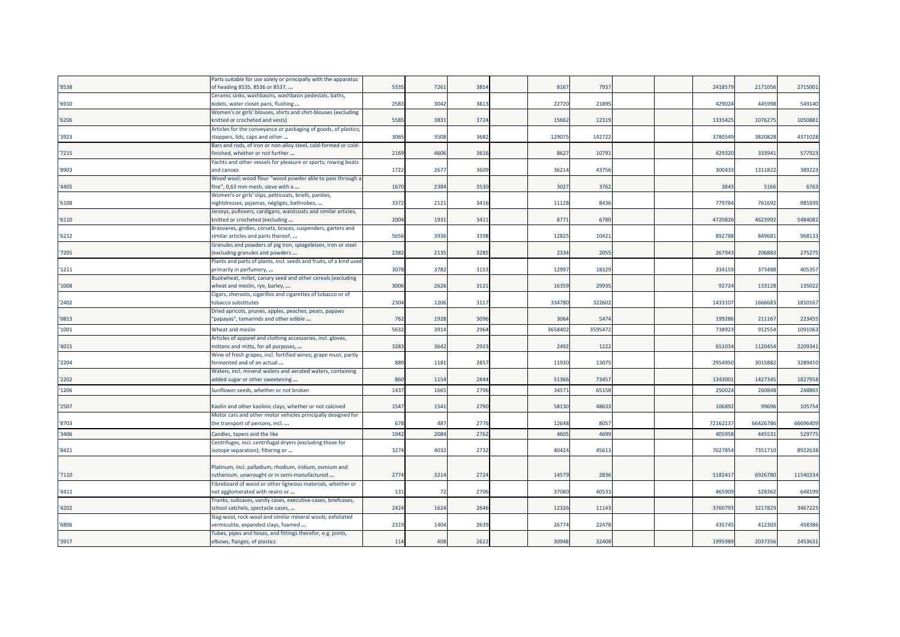| | | | | | | | | | | | | |
|---|---|---|---|---|---|---|---|---|---|---|---|---|
| '8538 | Parts suitable for use solely or principally with the apparatus of heading 8535, 8536 or 8537, ... | 5335 | 7261 | 3854 | | 8167 | 7937 | | | 2418579 | 2171056 | 2715001 |
| '6910 | Ceramic sinks, washbasins, washbasin pedestals, baths, bidets, water closet pans, flushing ... | 2583 | 3042 | 3813 | | 22720 | 21895 | | | 429024 | 445998 | 549140 |
| '6206 | Women's or girls' blouses, shirts and shirt-blouses (excluding knitted or crocheted and vests) | 5585 | 3831 | 3724 | | 15662 | 12319 | | | 1335425 | 1076275 | 1050881 |
| '3923 | Articles for the conveyance or packaging of goods, of plastics; stoppers, lids, caps and other ... | 3065 | 3508 | 3682 | | 129075 | 142722 | | | 3780549 | 3820828 | 4371028 |
| '7215 | Bars and rods, of iron or non-alloy steel, cold-formed or cold-finished, whether or not further ... | 2169 | 4606 | 3616 | | 8627 | 10791 | | | 429320 | 333941 | 577923 |
| '8903 | Yachts and other vessels for pleasure or sports; rowing boats and canoes | 1722 | 2677 | 3609 | | 36214 | 43756 | | | 300433 | 1311822 | 389223 |
| '4405 | Wood wool; wood flour "wood powder able to pass through a fine", 0,63 mm mesh, sieve with a ... | 1670 | 2384 | 3530 | | 3027 | 3762 | | | 3843 | 5166 | 6763 |
| '6108 | Women's or girls' slips, petticoats, briefs, panties, nightdresses, pyjamas, négligés, bathrobes, ... | 3372 | 2121 | 3416 | | 11128 | 8436 | | | 779784 | 761692 | 985939 |
| '6110 | Jerseys, pullovers, cardigans, waistcoats and similar articles, knitted or crocheted (excluding ... | 2004 | 1931 | 3411 | | 8771 | 6780 | | | 4720826 | 4623992 | 5484082 |
| '6212 | Brassieres, girdles, corsets, braces, suspenders, garters and similar articles and parts thereof, ... | 5656 | 3936 | 3398 | | 12825 | 10421 | | | 892788 | 849681 | 968133 |
| '7205 | Granules and powders of pig iron, spiegeleisen, iron or steel (excluding granules and powders ... | 2382 | 2135 | 3285 | | 2334 | 2055 | | | 267943 | 206883 | 275275 |
| '1211 | Plants and parts of plants, incl. seeds and fruits, of a kind used primarily in perfumery, ... | 3078 | 3782 | 3153 | | 12997 | 18329 | | | 334159 | 373488 | 405357 |
| '1008 | Buckwheat, millet, canary seed and other cereals (excluding wheat and meslin, rye, barley, ... | 3006 | 2626 | 3121 | | 16359 | 29935 | | | 92724 | 133128 | 135022 |
| '2402 | Cigars, cheroots, cigarillos and cigarettes of tobacco or of tobacco substitutes | 2304 | 1206 | 3117 | | 334780 | 322602 | | | 1433107 | 1666683 | 1810167 |
| '0813 | Dried apricots, prunes, apples, peaches, pears, papaws "papayas", tamarinds and other edible ... | 762 | 1928 | 3096 | | 3064 | 5474 | | | 199286 | 211167 | 223455 |
| '1001 | Wheat and meslin | 5632 | 3914 | 2964 | | 3658402 | 3595472 | | | 738923 | 912554 | 1091063 |
| '4015 | Articles of apparel and clothing accessories, incl. gloves, mittens and mitts, for all purposes, ... | 3283 | 3642 | 2923 | | 2492 | 1222 | | | 651034 | 1120454 | 2209341 |
| '2204 | Wine of fresh grapes, incl. fortified wines; grape must, partly fermented and of an actual ... | 889 | 1181 | 2857 | | 11930 | 13075 | | | 2954950 | 3015882 | 3289410 |
| '2202 | Waters, incl. mineral waters and aerated waters, containing added sugar or other sweetening ... | 860 | 1154 | 2844 | | 51366 | 73457 | | | 1343001 | 1427345 | 1827958 |
| '1206 | Sunflower seeds, whether or not broken | 1437 | 1665 | 2796 | | 34571 | 65158 | | | 250024 | 260848 | 248865 |
| '2507 | Kaolin and other kaolinic clays, whether or not calcined | 1547 | 1541 | 2790 | | 58130 | 48633 | | | 106892 | 99696 | 105754 |
| '8703 | Motor cars and other motor vehicles principally designed for the transport of persons, incl. ... | 678 | 487 | 2776 | | 12648 | 8057 | | | 72162137 | 66426786 | 66696409 |
| '3406 | Candles, tapers and the like | 1942 | 2084 | 2762 | | 4605 | 4699 | | | 405958 | 445531 | 529775 |
| '8421 | Centrifuges, incl. centrifugal dryers (excluding those for isotope separation); filtering or ... | 3274 | 4032 | 2732 | | 40424 | 45613 | | | 7027854 | 7351710 | 8922638 |
| '7110 | Platinum, incl. palladium, rhodium, iridium, osmium and ruthenium, unwrought or in semi-manufactured ... | 2774 | 3214 | 2724 | | 14579 | 2836 | | | 5182417 | 6926780 | 11540334 |
| '4411 | Fibreboard of wood or other ligneous materials, whether or not agglomerated with resins or ... | 131 | 72 | 2706 | | 37080 | 40533 | | | 465909 | 528362 | 648199 |
| '4202 | Trunks, suitcases, vanity cases, executive-cases, briefcases, school satchels, spectacle cases, ... | 2424 | 1624 | 2646 | | 12326 | 11143 | | | 3760793 | 3217829 | 3467225 |
| '6806 | Slag-wool, rock-wool and similar mineral wools; exfoliated vermiculite, expanded clays, foamed ... | 2319 | 1404 | 2639 | | 26774 | 22478 | | | 435745 | 412303 | 458386 |
| '3917 | Tubes, pipes and hoses, and fittings therefor, e.g. joints, elbows, flanges, of plastics | 114 | 408 | 2622 | | 30948 | 32408 | | | 1995989 | 2037356 | 2453631 |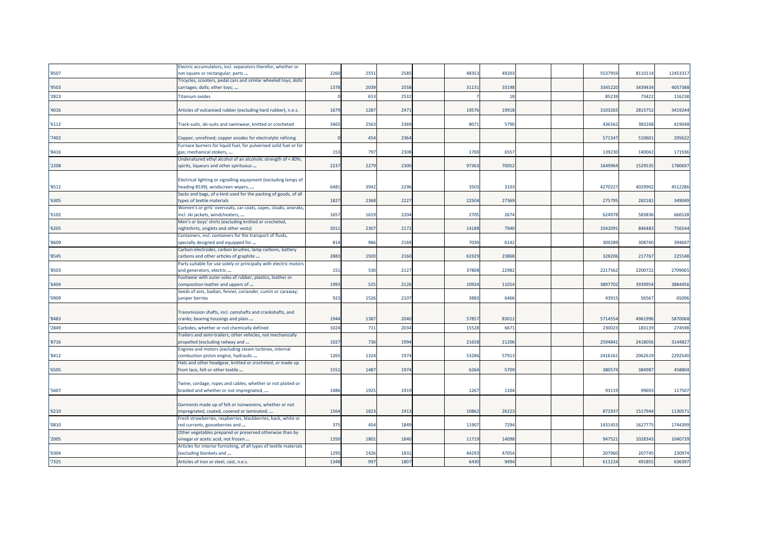| | | | | | | | | | | | | |
|---|---|---|---|---|---|---|---|---|---|---|---|---|
| '8507 | Electric accumulators, incl. separators therefor, whether or not square or rectangular; parts ... | 2260 | 2551 | 2585 | | 48353 | 49203 | | | 5537959 | 8110114 | 12453317 |
| '9503 | Tricycles, scooters, pedal cars and similar wheeled toys; dolls' carriages; dolls; other toys; ... | 1378 | 2039 | 2558 | | 31131 | 33198 | | | 3345220 | 3439434 | 4057388 |
| '2823 | Titanium oxides | 0 | 653 | 2532 | | 7 | 18 | | | 85239 | 73422 | 116238 |
| '4016 | Articles of vulcanised rubber (excluding hard rubber), n.e.s. | 1679 | 1287 | 2471 | | 19576 | 19918 | | | 3103265 | 2815752 | 3419244 |
| '6112 | Track-suits, ski-suits and swimwear, knitted or crocheted | 3465 | 2563 | 2369 | | 8071 | 5790 | | | 436562 | 383268 | 419048 |
| '7402 | Copper, unrefined; copper anodes for electrolytic refining | 0 | 454 | 2364 | | | | | | 571347 | 510601 | 295622 |
| '8416 | Furnace burners for liquid fuel, for pulverised solid fuel or for gas; mechanical stokers, ... | 153 | 797 | 2308 | | 1769 | 6557 | | | 139230 | 140042 | 171936 |
| '2208 | Undenatured ethyl alcohol of an alcoholic strength of < 80%; spirits, liqueurs and other spirituous ... | 2237 | 2279 | 2300 | | 97363 | 70052 | | | 1649964 | 1529535 | 1780697 |
| '8512 | Electrical lighting or signalling equipment (excluding lamps of heading 8539), windscreen wipers, ... | 6481 | 3942 | 2296 | | 3503 | 3103 | | | 4270227 | 4029902 | 4512286 |
| '6305 | Sacks and bags, of a kind used for the packing of goods, of all types of textile materials | 1827 | 2368 | 2227 | | 22504 | 27369 | | | 275795 | 282181 | 349049 |
| '6102 | Women's or girls' overcoats, car coats, capes, cloaks, anoraks, incl. ski jackets, windcheaters, ... | 1657 | 1619 | 2204 | | 2705 | 2674 | | | 624978 | 583836 | 666528 |
| '6205 | Men's or boys' shirts (excluding knitted or crocheted, nightshirts, singlets and other vests) | 3011 | 2307 | 2172 | | 14188 | 7940 | | | 1042091 | 846483 | 756544 |
| '8609 | Containers, incl. containers for the transport of fluids, specially designed and equipped for ... | 814 | 966 | 2169 | | 7039 | 6142 | | | 309289 | 308740 | 394697 |
| '8545 | Carbon electrodes, carbon brushes, lamp carbons, battery carbons and other articles of graphite ... | 2883 | 1920 | 2160 | | 61929 | 23868 | | | 328206 | 217767 | 225548 |
| '8503 | Parts suitable for use solely or principally with electric motors and generators, electric ... | 151 | 530 | 2127 | | 37808 | 22982 | | | 2217562 | 2200722 | 2709065 |
| '6404 | Footwear with outer soles of rubber, plastics, leather or composition leather and uppers of ... | 1993 | 525 | 2126 | | 10924 | 11014 | | | 3897702 | 3939954 | 3884456 |
| '0909 | Seeds of anis, badian, fennel, coriander, cumin or caraway; juniper berries | 923 | 1526 | 2107 | | 3883 | 6466 | | | 43915 | 56567 | 65096 |
| '8483 | Transmission shafts, incl. camshafts and crankshafts, and cranks; bearing housings and plain ... | 1944 | 1387 | 2040 | | 57857 | 83012 | | | 5714554 | 4961996 | 5870068 |
| '2849 | Carbides, whether or not chemically defined | 1024 | 711 | 2034 | | 15528 | 6671 | | | 230023 | 183139 | 274598 |
| '8716 | Trailers and semi-trailers; other vehicles, not mechanically propelled (excluding railway and ... | 1027 | 736 | 1994 | | 21658 | 21206 | | | 2594841 | 2418056 | 3144827 |
| '8412 | Engines and motors (excluding steam turbines, internal combustion piston engine, hydraulic ... | 1265 | 1324 | 1974 | | 53286 | 57913 | | | 2416161 | 2062619 | 2292540 |
| '6505 | Hats and other headgear, knitted or crocheted, or made up from lace, felt or other textile ... | 1551 | 1487 | 1974 | | 6264 | 5709 | | | 380574 | 384987 | 458804 |
| '5607 | Twine, cordage, ropes and cables, whether or not plaited or braided and whether or not impregnated, ... | 1486 | 1925 | 1919 | | 1267 | 1104 | | | 93119 | 99693 | 117507 |
| '6210 | Garments made up of felt or nonwovens, whether or not impregnated, coated, covered or laminated; ... | 1564 | 1823 | 1913 | | 10862 | 26223 | | | 872937 | 1517944 | 1130571 |
| '0810 | Fresh strawberries, raspberries, blackberries, back, white or red currants, gooseberries and ... | 375 | 454 | 1849 | | 11907 | 7294 | | | 1431453 | 1627775 | 1744399 |
| '2005 | Other vegetables prepared or preserved otherwise than by vinegar or acetic acid, not frozen ... | 1350 | 1801 | 1840 | | 11719 | 14098 | | | 947521 | 1028343 | 1040739 |
| '6304 | Articles for interior furnishing, of all types of textile materials (excluding blankets and ... | 1295 | 1426 | 1831 | | 44293 | 47054 | | | 207960 | 207745 | 230974 |
| '7325 | Articles of iron or steel, cast, n.e.s. | 1348 | 997 | 1807 | | 6430 | 9494 | | | 611224 | 491855 | 636397 |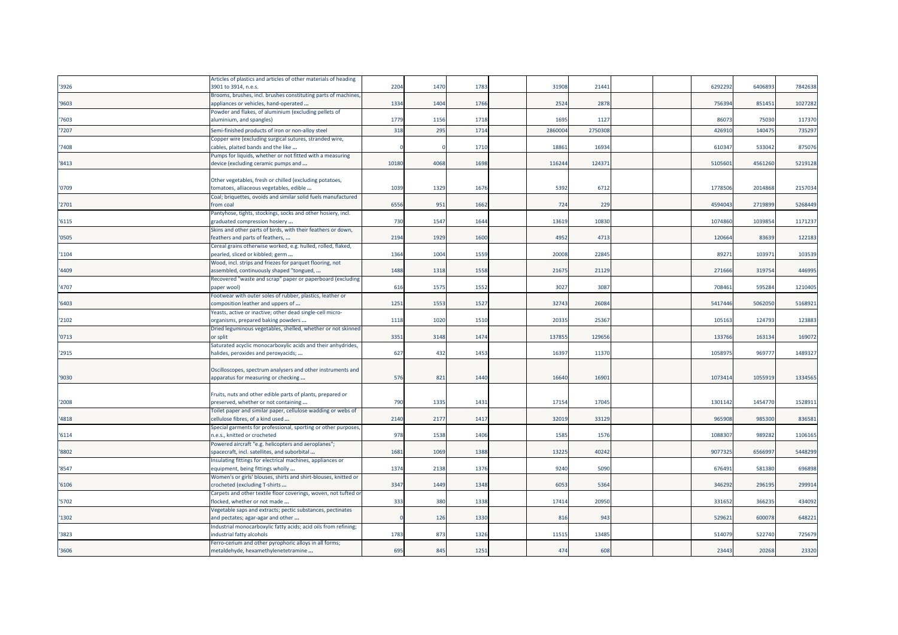| | | | | | | | | | | | | |
|---|---|---|---|---|---|---|---|---|---|---|---|---|
| '3926 | Articles of plastics and articles of other materials of heading 3901 to 3914, n.e.s. | 2204 | 1470 | 1783 | | 31908 | 21441 | | | 6292292 | 6406893 | 7842638 |
| '9603 | Brooms, brushes, incl. brushes constituting parts of machines, appliances or vehicles, hand-operated ... | 1334 | 1404 | 1766 | | 2524 | 2878 | | | 756394 | 851451 | 1027282 |
| '7603 | Powder and flakes, of aluminium (excluding pellets of aluminium, and spangles) | 1779 | 1156 | 1718 | | 1695 | 1127 | | | 86073 | 75030 | 117370 |
| '7207 | Semi-finished products of iron or non-alloy steel | 318 | 295 | 1714 | | 2860004 | 2750308 | | | 426910 | 140475 | 735297 |
| '7408 | Copper wire (excluding surgical sutures, stranded wire, cables, plaited bands and the like ... | 0 | 0 | 1710 | | 18861 | 16934 | | | 610347 | 533042 | 875076 |
| '8413 | Pumps for liquids, whether or not fitted with a measuring device (excluding ceramic pumps and ... | 10180 | 4068 | 1698 | | 116244 | 124371 | | | 5105601 | 4561260 | 5219128 |
| '0709 | Other vegetables, fresh or chilled (excluding potatoes, tomatoes, alliaceous vegetables, edible ... | 1039 | 1329 | 1676 | | 5392 | 6712 | | | 1778506 | 2014868 | 2157034 |
| '2701 | Coal; briquettes, ovoids and similar solid fuels manufactured from coal | 6556 | 951 | 1662 | | 724 | 229 | | | 4594043 | 2719899 | 5268449 |
| '6115 | Pantyhose, tights, stockings, socks and other hosiery, incl. graduated compression hosiery ... | 730 | 1547 | 1644 | | 13619 | 10830 | | | 1074860 | 1039854 | 1171237 |
| '0505 | Skins and other parts of birds, with their feathers or down, feathers and parts of feathers, ... | 2194 | 1929 | 1600 | | 4952 | 4713 | | | 120664 | 83639 | 122183 |
| '1104 | Cereal grains otherwise worked, e.g. hulled, rolled, flaked, pearled, sliced or kibbled; germ ... | 1364 | 1004 | 1559 | | 20008 | 22845 | | | 89271 | 103971 | 103539 |
| '4409 | Wood, incl. strips and friezes for parquet flooring, not assembled, continuously shaped "tongued, ... | 1488 | 1318 | 1558 | | 21675 | 21129 | | | 271666 | 319754 | 446995 |
| '4707 | Recovered "waste and scrap" paper or paperboard (excluding paper wool) | 616 | 1575 | 1552 | | 3027 | 3087 | | | 708461 | 595284 | 1210405 |
| '6403 | Footwear with outer soles of rubber, plastics, leather or composition leather and uppers of ... | 1251 | 1553 | 1527 | | 32743 | 26084 | | | 5417446 | 5062050 | 5168921 |
| '2102 | Yeasts, active or inactive; other dead single-cell micro-organisms, prepared baking powders ... | 1118 | 1020 | 1510 | | 20335 | 25367 | | | 105163 | 124793 | 123883 |
| '0713 | Dried leguminous vegetables, shelled, whether or not skinned or split | 3351 | 3148 | 1474 | | 137855 | 129656 | | | 133766 | 163134 | 169072 |
| '2915 | Saturated acyclic monocarboxylic acids and their anhydrides, halides, peroxides and peroxyacids; ... | 627 | 432 | 1453 | | 16397 | 11370 | | | 1058975 | 969777 | 1489327 |
| '9030 | Oscilloscopes, spectrum analysers and other instruments and apparatus for measuring or checking ... | 576 | 821 | 1440 | | 16640 | 16901 | | | 1073414 | 1055919 | 1334565 |
| '2008 | Fruits, nuts and other edible parts of plants, prepared or preserved, whether or not containing ... | 790 | 1335 | 1431 | | 17154 | 17045 | | | 1301142 | 1454770 | 1528911 |
| '4818 | Toilet paper and similar paper, cellulose wadding or webs of cellulose fibres, of a kind used ... | 2140 | 2177 | 1417 | | 32019 | 33129 | | | 965908 | 985300 | 836581 |
| '6114 | Special garments for professional, sporting or other purposes, n.e.s., knitted or crocheted | 978 | 1538 | 1406 | | 1585 | 1576 | | | 1088307 | 989282 | 1106165 |
| '8802 | Powered aircraft "e.g. helicopters and aeroplanes"; spacecraft, incl. satellites, and suborbital ... | 1681 | 1069 | 1388 | | 13225 | 40242 | | | 9077325 | 6566997 | 5448299 |
| '8547 | Insulating fittings for electrical machines, appliances or equipment, being fittings wholly ... | 1374 | 2138 | 1376 | | 9240 | 5090 | | | 676491 | 581380 | 696898 |
| '6106 | Women's or girls' blouses, shirts and shirt-blouses, knitted or crocheted (excluding T-shirts ... | 3347 | 1449 | 1348 | | 6053 | 5364 | | | 346292 | 296195 | 299914 |
| '5702 | Carpets and other textile floor coverings, woven, not tufted or flocked, whether or not made ... | 333 | 380 | 1338 | | 17414 | 20950 | | | 331652 | 366235 | 434092 |
| '1302 | Vegetable saps and extracts; pectic substances, pectinates and pectates; agar-agar and other ... | 0 | 126 | 1330 | | 816 | 943 | | | 529621 | 600078 | 648221 |
| '3823 | Industrial monocarboxylic fatty acids; acid oils from refining; industrial fatty alcohols | 1783 | 873 | 1326 | | 11515 | 13485 | | | 514079 | 522740 | 725679 |
| '3606 | Ferro-cerium and other pyrophoric alloys in all forms; metaldehyde, hexamethylenetetramine ... | 695 | 845 | 1251 | | 474 | 608 | | | 23443 | 20268 | 23320 |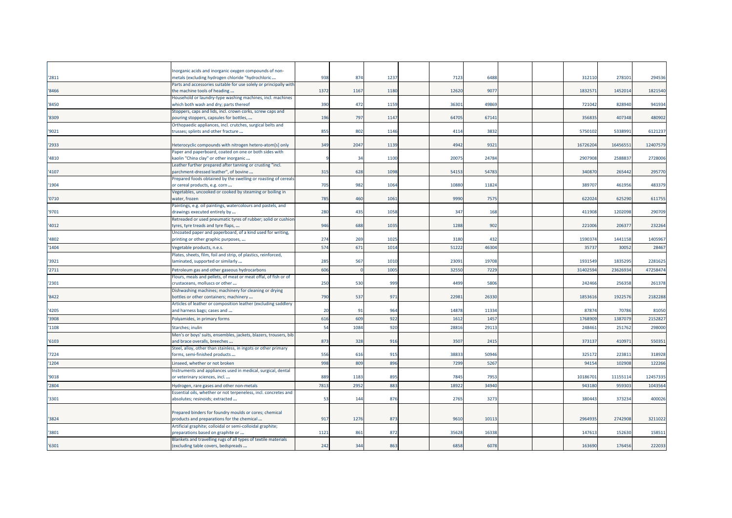| | | | | | | | | | | | | |
|---|---|---|---|---|---|---|---|---|---|---|---|---|
| '2811 | Inorganic acids and inorganic oxygen compounds of non-metals (excluding hydrogen chloride "hydrochloric ... | 938 | 874 | 1237 | | 7123 | 6488 | | | 312110 | 278101 | 294536 |
| '8466 | Parts and accessories suitable for use solely or principally with the machine tools of heading ... | 1372 | 1167 | 1180 | | 12620 | 9077 | | | 1832571 | 1452014 | 1821540 |
| '8450 | Household or laundry-type washing machines, incl. machines which both wash and dry; parts thereof | 390 | 472 | 1159 | | 36301 | 49869 | | | 721042 | 828940 | 941934 |
| '8309 | Stoppers, caps and lids, incl. crown corks, screw caps and pouring stoppers, capsules for bottles, ... | 196 | 797 | 1147 | | 64705 | 67141 | | | 356835 | 407348 | 480902 |
| '9021 | Orthopaedic appliances, incl. crutches, surgical belts and trusses; splints and other fracture ... | 855 | 802 | 1146 | | 4114 | 3832 | | | 5750102 | 5338991 | 6121237 |
| '2933 | Heterocyclic compounds with nitrogen hetero-atom[s] only | 349 | 2047 | 1139 | | 4942 | 9321 | | | 16726204 | 16456551 | 12407579 |
| '4810 | Paper and paperboard, coated on one or both sides with kaolin "China clay" or other inorganic ... | 9 | 34 | 1100 | | 20075 | 24784 | | | 2907908 | 2588837 | 2728006 |
| '4107 | Leather further prepared after tanning or crusting "incl. parchment-dressed leather", of bovine ... | 315 | 628 | 1098 | | 54153 | 54783 | | | 340870 | 265442 | 295770 |
| '1904 | Prepared foods obtained by the swelling or roasting of cereals or cereal products, e.g. corn ... | 705 | 982 | 1064 | | 10880 | 11824 | | | 389707 | 461956 | 483379 |
| '0710 | Vegetables, uncooked or cooked by steaming or boiling in water, frozen | 785 | 460 | 1061 | | 9990 | 7575 | | | 622024 | 625290 | 611755 |
| '9701 | Paintings, e.g. oil paintings, watercolours and pastels, and drawings executed entirely by ... | 280 | 435 | 1058 | | 347 | 168 | | | 411908 | 1202098 | 290709 |
| '4012 | Retreaded or used pneumatic tyres of rubber; solid or cushion tyres, tyre treads and tyre flaps, ... | 946 | 688 | 1035 | | 1288 | 902 | | | 221006 | 206377 | 232264 |
| '4802 | Uncoated paper and paperboard, of a kind used for writing, printing or other graphic purposes, ... | 274 | 269 | 1025 | | 3180 | 432 | | | 1590374 | 1441158 | 1405967 |
| '1404 | Vegetable products, n.e.s. | 574 | 671 | 1014 | | 51222 | 46304 | | | 35737 | 30052 | 28467 |
| '3921 | Plates, sheets, film, foil and strip, of plastics, reinforced, laminated, supported or similarly ... | 285 | 567 | 1010 | | 23091 | 19708 | | | 1931549 | 1835295 | 2281625 |
| '2711 | Petroleum gas and other gaseous hydrocarbons | 606 | 0 | 1005 | | 32550 | 7229 | | | 31402594 | 23626934 | 47258474 |
| '2301 | Flours, meals and pellets, of meat or meat offal, of fish or of crustaceans, molluscs or other ... | 250 | 530 | 999 | | 4499 | 5806 | | | 242466 | 256358 | 261378 |
| '8422 | Dishwashing machines; machinery for cleaning or drying bottles or other containers; machinery ... | 790 | 537 | 971 | | 22981 | 26330 | | | 1853616 | 1922576 | 2182288 |
| '4205 | Articles of leather or composition leather (excluding saddlery and harness bags; cases and ... | 20 | 91 | 964 | | 14878 | 11334 | | | 87874 | 70786 | 81050 |
| '3908 | Polyamides, in primary forms | 616 | 609 | 922 | | 1612 | 1457 | | | 1768909 | 1387079 | 2152827 |
| '1108 | Starches; inulin | 54 | 1084 | 920 | | 28816 | 29113 | | | 248461 | 251762 | 298000 |
| '6103 | Men's or boys' suits, ensembles, jackets, blazers, trousers, bib and brace overalls, breeches ... | 873 | 328 | 916 | | 3507 | 2415 | | | 373137 | 410971 | 550351 |
| '7224 | Steel, alloy, other than stainless, in ingots or other primary forms, semi-finished products ... | 556 | 616 | 915 | | 38833 | 50946 | | | 325172 | 223811 | 318928 |
| '1204 | Linseed, whether or not broken | 998 | 809 | 896 | | 7299 | 5267 | | | 94154 | 102908 | 122266 |
| '9018 | Instruments and appliances used in medical, surgical, dental or veterinary sciences, incl. ... | 889 | 1183 | 895 | | 7845 | 7953 | | | 10186701 | 11155114 | 12457335 |
| '2804 | Hydrogen, rare gases and other non-metals | 7813 | 2952 | 883 | | 18922 | 34940 | | | 943180 | 959303 | 1043564 |
| '3301 | Essential oils, whether or not terpeneless, incl. concretes and absolutes; resinoids; extracted ... | 53 | 144 | 876 | | 2765 | 3273 | | | 380443 | 373234 | 400026 |
| '3824 | Prepared binders for foundry moulds or cores; chemical products and preparations for the chemical ... | 917 | 1276 | 873 | | 9610 | 10113 | | | 2964935 | 2742908 | 3211022 |
| '3801 | Artificial graphite; colloidal or semi-colloidal graphite; preparations based on graphite or ... | 1121 | 861 | 872 | | 35628 | 16338 | | | 147613 | 152630 | 158511 |
| '6301 | Blankets and travelling rugs of all types of textile materials (excluding table covers, bedspreads ... | 242 | 344 | 863 | | 6858 | 6078 | | | 163690 | 176456 | 222033 |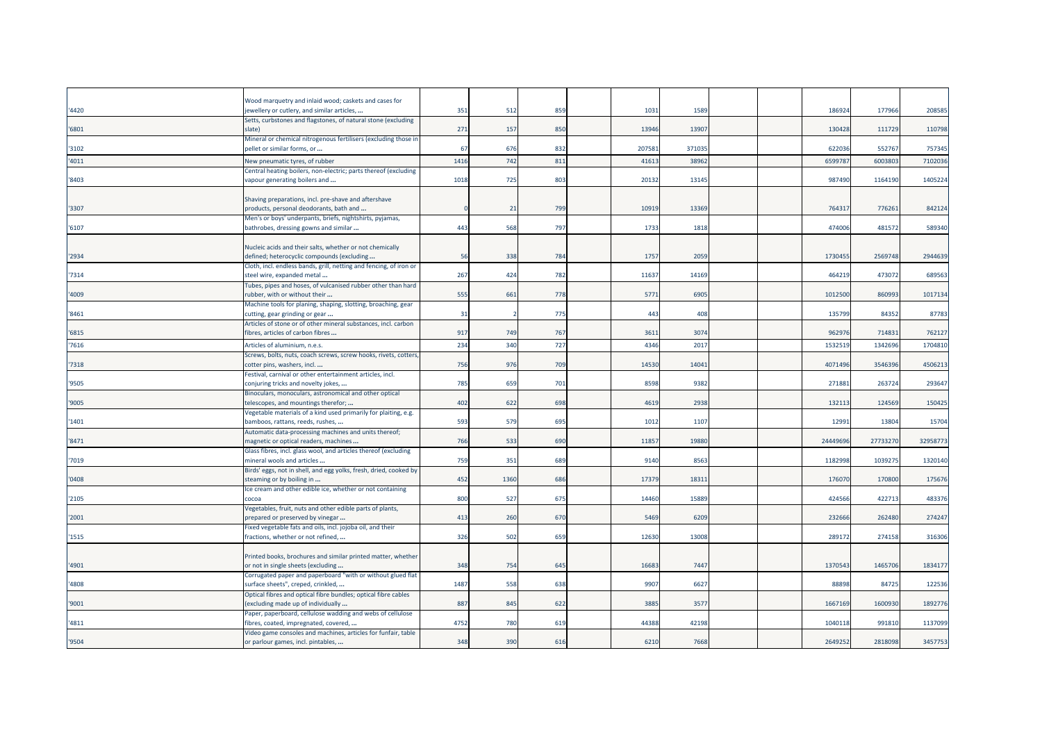| | | | | | | | | | | | | |
|---|---|---|---|---|---|---|---|---|---|---|---|---|
| '4420 | Wood marquetry and inlaid wood; caskets and cases for jewellery or cutlery, and similar articles, ... | 351 | 512 | 859 | | 1031 | 1589 | | | 186924 | 177966 | 208585 |
| '6801 | Setts, curbstones and flagstones, of natural stone (excluding slate) | 271 | 157 | 850 | | 13946 | 13907 | | | 130428 | 111729 | 110798 |
| '3102 | Mineral or chemical nitrogenous fertilisers (excluding those in pellet or similar forms, or ... | 67 | 676 | 832 | | 207581 | 371035 | | | 622036 | 552767 | 757345 |
| '4011 | New pneumatic tyres, of rubber | 1416 | 742 | 811 | | 41613 | 38962 | | | 6599787 | 6003803 | 7102036 |
| '8403 | Central heating boilers, non-electric; parts thereof (excluding vapour generating boilers and ... | 1018 | 725 | 803 | | 20132 | 13145 | | | 987490 | 1164190 | 1405224 |
| '3307 | Shaving preparations, incl. pre-shave and aftershave products, personal deodorants, bath and ... | 0 | 21 | 799 | | 10919 | 13369 | | | 764317 | 776261 | 842124 |
| '6107 | Men's or boys' underpants, briefs, nightshirts, pyjamas, bathrobes, dressing gowns and similar ... | 443 | 568 | 797 | | 1733 | 1818 | | | 474006 | 481572 | 589340 |
| '2934 | Nucleic acids and their salts, whether or not chemically defined; heterocyclic compounds (excluding ... | 56 | 338 | 784 | | 1757 | 2059 | | | 1730455 | 2569748 | 2944639 |
| '7314 | Cloth, incl. endless bands, grill, netting and fencing, of iron or steel wire, expanded metal ... | 267 | 424 | 782 | | 11637 | 14169 | | | 464219 | 473072 | 689563 |
| '4009 | Tubes, pipes and hoses, of vulcanised rubber other than hard rubber, with or without their ... | 555 | 661 | 778 | | 5771 | 6905 | | | 1012500 | 860993 | 1017134 |
| '8461 | Machine tools for planing, shaping, slotting, broaching, gear cutting, gear grinding or gear ... | 31 | 2 | 775 | | 443 | 408 | | | 135799 | 84352 | 87783 |
| '6815 | Articles of stone or of other mineral substances, incl. carbon fibres, articles of carbon fibres ... | 917 | 749 | 767 | | 3611 | 3074 | | | 962976 | 714831 | 762127 |
| '7616 | Articles of aluminium, n.e.s. | 234 | 340 | 727 | | 4346 | 2017 | | | 1532519 | 1342696 | 1704810 |
| '7318 | Screws, bolts, nuts, coach screws, screw hooks, rivets, cotters, cotter pins, washers, incl. ... | 756 | 976 | 709 | | 14530 | 14041 | | | 4071496 | 3546396 | 4506213 |
| '9505 | Festival, carnival or other entertainment articles, incl. conjuring tricks and novelty jokes, ... | 785 | 659 | 701 | | 8598 | 9382 | | | 271881 | 263724 | 293647 |
| '9005 | Binoculars, monoculars, astronomical and other optical telescopes, and mountings therefor; ... | 402 | 622 | 698 | | 4619 | 2938 | | | 132113 | 124569 | 150425 |
| '1401 | Vegetable materials of a kind used primarily for plaiting, e.g. bamboos, rattans, reeds, rushes, ... | 593 | 579 | 695 | | 1012 | 1107 | | | 12991 | 13804 | 15704 |
| '8471 | Automatic data-processing machines and units thereof; magnetic or optical readers, machines ... | 766 | 533 | 690 | | 11857 | 19880 | | | 24449696 | 27733270 | 32958773 |
| '7019 | Glass fibres, incl. glass wool, and articles thereof (excluding mineral wools and articles ... | 759 | 351 | 689 | | 9140 | 8563 | | | 1182998 | 1039275 | 1320140 |
| '0408 | Birds' eggs, not in shell, and egg yolks, fresh, dried, cooked by steaming or by boiling in ... | 452 | 1360 | 686 | | 17379 | 18311 | | | 176070 | 170800 | 175676 |
| '2105 | Ice cream and other edible ice, whether or not containing cocoa | 800 | 527 | 675 | | 14460 | 15889 | | | 424566 | 422713 | 483376 |
| '2001 | Vegetables, fruit, nuts and other edible parts of plants, prepared or preserved by vinegar ... | 413 | 260 | 670 | | 5469 | 6209 | | | 232666 | 262480 | 274247 |
| '1515 | Fixed vegetable fats and oils, incl. jojoba oil, and their fractions, whether or not refined, ... | 326 | 502 | 659 | | 12630 | 13008 | | | 289172 | 274158 | 316306 |
| '4901 | Printed books, brochures and similar printed matter, whether or not in single sheets (excluding ... | 348 | 754 | 645 | | 16683 | 7447 | | | 1370543 | 1465706 | 1834177 |
| '4808 | Corrugated paper and paperboard "with or without glued flat surface sheets", creped, crinkled, ... | 1487 | 558 | 638 | | 9907 | 6627 | | | 88898 | 84725 | 122536 |
| '9001 | Optical fibres and optical fibre bundles; optical fibre cables (excluding made up of individually ... | 887 | 845 | 622 | | 3885 | 3577 | | | 1667169 | 1600930 | 1892776 |
| '4811 | Paper, paperboard, cellulose wadding and webs of cellulose fibres, coated, impregnated, covered, ... | 4752 | 780 | 619 | | 44388 | 42198 | | | 1040118 | 991810 | 1137099 |
| '9504 | Video game consoles and machines, articles for funfair, table or parlour games, incl. pintables, ... | 348 | 390 | 616 | | 6210 | 7668 | | | 2649252 | 2818098 | 3457753 |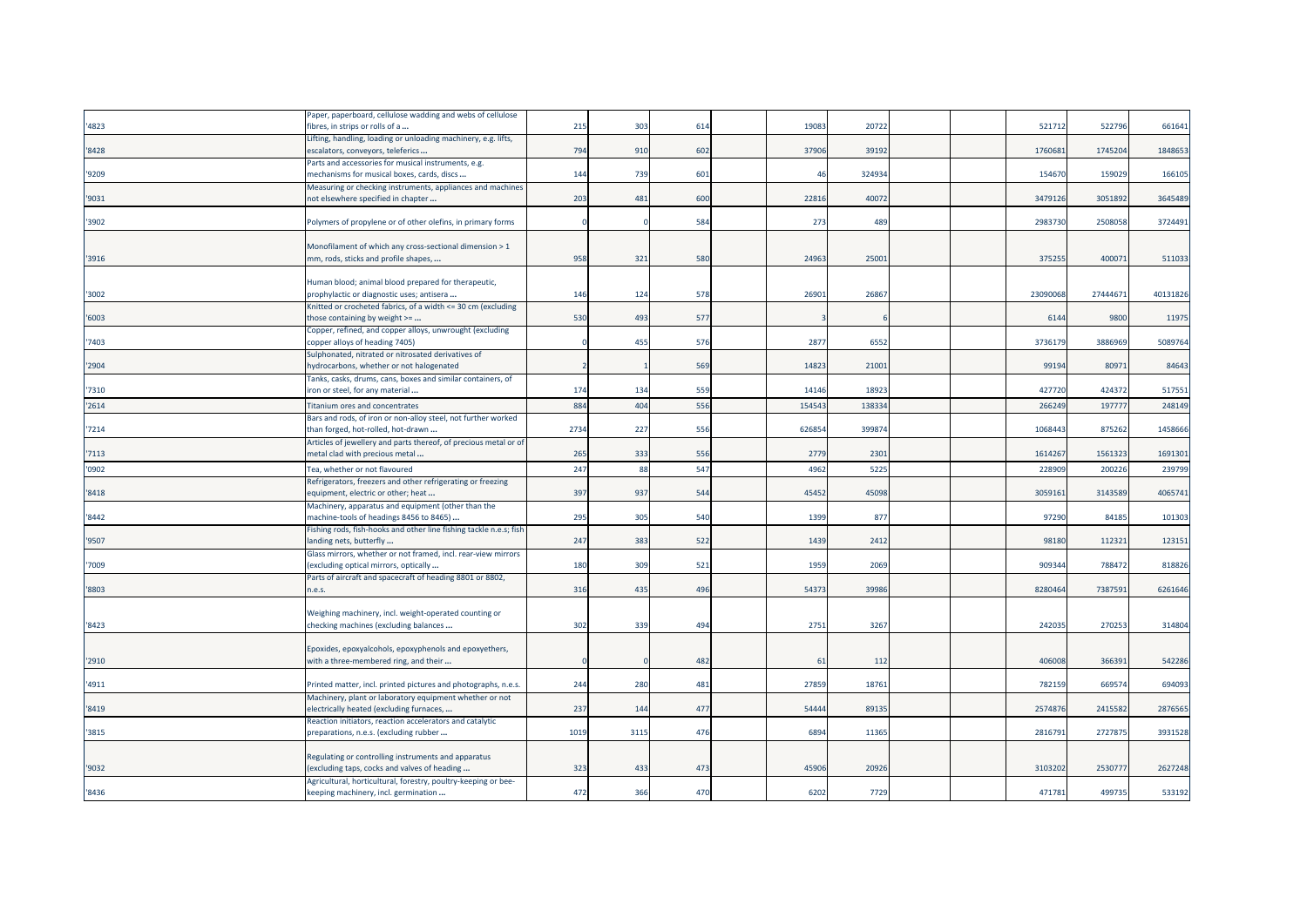| | | | | | | | | | | | | |
|---|---|---|---|---|---|---|---|---|---|---|---|---|
| '4823 | Paper, paperboard, cellulose wadding and webs of cellulose fibres, in strips or rolls of a ... | 215 | 303 | 614 | | 19083 | 20722 | | | 521712 | 522796 | 661641 |
| '8428 | Lifting, handling, loading or unloading machinery, e.g. lifts, escalators, conveyors, teleferics ... | 794 | 910 | 602 | | 37906 | 39192 | | | 1760681 | 1745204 | 1848653 |
| '9209 | Parts and accessories for musical instruments, e.g. mechanisms for musical boxes, cards, discs ... | 144 | 739 | 601 | | 46 | 324934 | | | 154670 | 159029 | 166105 |
| '9031 | Measuring or checking instruments, appliances and machines not elsewhere specified in chapter ... | 203 | 481 | 600 | | 22816 | 40072 | | | 3479126 | 3051892 | 3645489 |
| '3902 | Polymers of propylene or of other olefins, in primary forms | 0 | 0 | 584 | | 273 | 489 | | | 2983730 | 2508058 | 3724491 |
| '3916 | Monofilament of which any cross-sectional dimension > 1 mm, rods, sticks and profile shapes, ... | 958 | 321 | 580 | | 24963 | 25001 | | | 375255 | 400071 | 511033 |
| '3002 | Human blood; animal blood prepared for therapeutic, prophylactic or diagnostic uses; antisera ... | 146 | 124 | 578 | | 26901 | 26867 | | | 23090068 | 27444671 | 40131826 |
| '6003 | Knitted or crocheted fabrics, of a width <= 30 cm (excluding those containing by weight >= ... | 530 | 493 | 577 | | 3 | 6 | | | 6144 | 9800 | 11975 |
| '7403 | Copper, refined, and copper alloys, unwrought (excluding copper alloys of heading 7405) | 0 | 455 | 576 | | 2877 | 6552 | | | 3736179 | 3886969 | 5089764 |
| '2904 | Sulphonated, nitrated or nitrosated derivatives of hydrocarbons, whether or not halogenated | 2 | 1 | 569 | | 14823 | 21001 | | | 99194 | 80971 | 84643 |
| '7310 | Tanks, casks, drums, cans, boxes and similar containers, of iron or steel, for any material ... | 174 | 134 | 559 | | 14146 | 18923 | | | 427720 | 424372 | 517551 |
| '2614 | Titanium ores and concentrates | 884 | 404 | 556 | | 154543 | 138334 | | | 266249 | 197777 | 248149 |
| '7214 | Bars and rods, of iron or non-alloy steel, not further worked than forged, hot-rolled, hot-drawn ... | 2734 | 227 | 556 | | 626854 | 399874 | | | 1068443 | 875262 | 1458666 |
| '7113 | Articles of jewellery and parts thereof, of precious metal or of metal clad with precious metal ... | 265 | 333 | 556 | | 2779 | 2301 | | | 1614267 | 1561323 | 1691301 |
| '0902 | Tea, whether or not flavoured | 247 | 88 | 547 | | 4962 | 5225 | | | 228909 | 200226 | 239799 |
| '8418 | Refrigerators, freezers and other refrigerating or freezing equipment, electric or other; heat ... | 397 | 937 | 544 | | 45452 | 45098 | | | 3059161 | 3143589 | 4065741 |
| '8442 | Machinery, apparatus and equipment (other than the machine-tools of headings 8456 to 8465) ... | 295 | 305 | 540 | | 1399 | 877 | | | 97290 | 84185 | 101303 |
| '9507 | Fishing rods, fish-hooks and other line fishing tackle n.e.s; fish landing nets, butterfly ... | 247 | 383 | 522 | | 1439 | 2412 | | | 98180 | 112321 | 123151 |
| '7009 | Glass mirrors, whether or not framed, incl. rear-view mirrors (excluding optical mirrors, optically ... | 180 | 309 | 521 | | 1959 | 2069 | | | 909344 | 788472 | 818826 |
| '8803 | Parts of aircraft and spacecraft of heading 8801 or 8802, n.e.s. | 316 | 435 | 496 | | 54373 | 39986 | | | 8280464 | 7387591 | 6261646 |
| '8423 | Weighing machinery, incl. weight-operated counting or checking machines (excluding balances ... | 302 | 339 | 494 | | 2751 | 3267 | | | 242035 | 270253 | 314804 |
| '2910 | Epoxides, epoxyalcohols, epoxyphenols and epoxyethers, with a three-membered ring, and their ... | 0 | 0 | 482 | | 61 | 112 | | | 406008 | 366391 | 542286 |
| '4911 | Printed matter, incl. printed pictures and photographs, n.e.s. | 244 | 280 | 481 | | 27859 | 18761 | | | 782159 | 669574 | 694093 |
| '8419 | Machinery, plant or laboratory equipment whether or not electrically heated (excluding furnaces, ... | 237 | 144 | 477 | | 54444 | 89135 | | | 2574876 | 2415582 | 2876565 |
| '3815 | Reaction initiators, reaction accelerators and catalytic preparations, n.e.s. (excluding rubber ... | 1019 | 3115 | 476 | | 6894 | 11365 | | | 2816791 | 2727875 | 3931528 |
| '9032 | Regulating or controlling instruments and apparatus (excluding taps, cocks and valves of heading ... | 323 | 433 | 473 | | 45906 | 20926 | | | 3103202 | 2530777 | 2627248 |
| '8436 | Agricultural, horticultural, forestry, poultry-keeping or bee-keeping machinery, incl. germination ... | 472 | 366 | 470 | | 6202 | 7729 | | | 471781 | 499735 | 533192 |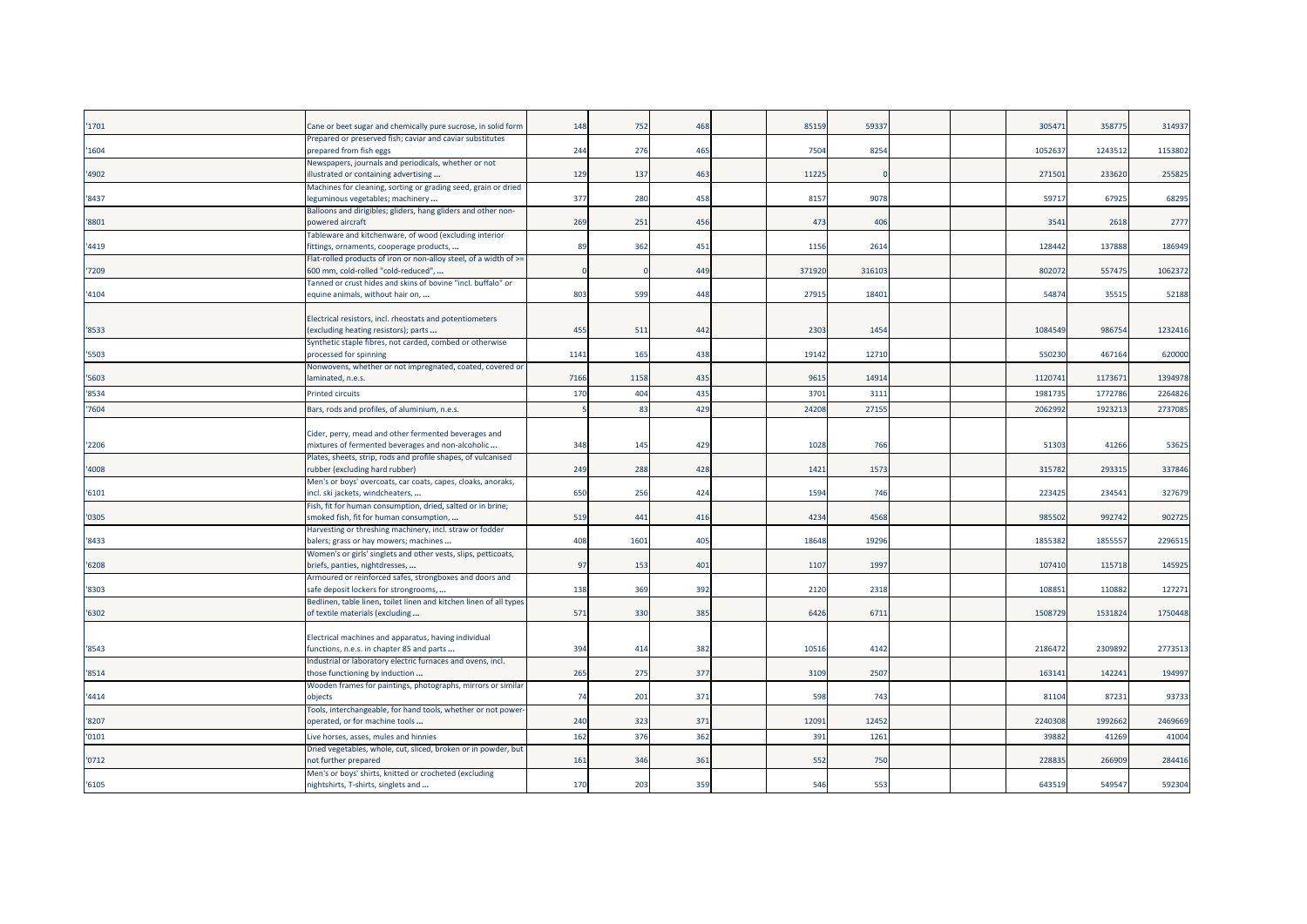| | | | | | | | | | | | | |
|---|---|---|---|---|---|---|---|---|---|---|---|---|
| '1701 | Cane or beet sugar and chemically pure sucrose, in solid form | 148 | 752 | 468 | | 85159 | 59337 | | | 305471 | 358775 | 314937 |
| '1604 | Prepared or preserved fish; caviar and caviar substitutes prepared from fish eggs | 244 | 276 | 465 | | 7504 | 8254 | | | 1052637 | 1243512 | 1153802 |
| '4902 | Newspapers, journals and periodicals, whether or not illustrated or containing advertising ... | 129 | 137 | 463 | | 11225 | 0 | | | 271501 | 233620 | 255825 |
| '8437 | Machines for cleaning, sorting or grading seed, grain or dried leguminous vegetables; machinery ... | 377 | 280 | 458 | | 8157 | 9078 | | | 59717 | 67925 | 68295 |
| '8801 | Balloons and dirigibles; gliders, hang gliders and other non-powered aircraft | 269 | 251 | 456 | | 473 | 406 | | | 3541 | 2618 | 2777 |
| '4419 | Tableware and kitchenware, of wood (excluding interior fittings, ornaments, cooperage products, ... | 89 | 362 | 451 | | 1156 | 2614 | | | 128442 | 137888 | 186949 |
| '7209 | Flat-rolled products of iron or non-alloy steel, of a width of >= 600 mm, cold-rolled "cold-reduced", ... | 0 | 0 | 449 | | 371920 | 316103 | | | 802072 | 557475 | 1062372 |
| '4104 | Tanned or crust hides and skins of bovine "incl. buffalo" or equine animals, without hair on, ... | 803 | 599 | 448 | | 27915 | 18401 | | | 54874 | 35515 | 52188 |
| '8533 | Electrical resistors, incl. rheostats and potentiometers (excluding heating resistors); parts ... | 455 | 511 | 442 | | 2303 | 1454 | | | 1084549 | 986754 | 1232416 |
| '5503 | Synthetic staple fibres, not carded, combed or otherwise processed for spinning | 1141 | 165 | 438 | | 19142 | 12710 | | | 550230 | 467164 | 620000 |
| '5603 | Nonwovens, whether or not impregnated, coated, covered or laminated, n.e.s. | 7166 | 1158 | 435 | | 9615 | 14914 | | | 1120741 | 1173671 | 1394978 |
| '8534 | Printed circuits | 170 | 404 | 435 | | 3701 | 3111 | | | 1981735 | 1772786 | 2264826 |
| '7604 | Bars, rods and profiles, of aluminium, n.e.s. | 5 | 83 | 429 | | 24208 | 27155 | | | 2062992 | 1923213 | 2737085 |
| '2206 | Cider, perry, mead and other fermented beverages and mixtures of fermented beverages and non-alcoholic ... | 348 | 145 | 429 | | 1028 | 766 | | | 51303 | 41266 | 53625 |
| '4008 | Plates, sheets, strip, rods and profile shapes, of vulcanised rubber (excluding hard rubber) | 249 | 288 | 428 | | 1421 | 1573 | | | 315782 | 293315 | 337846 |
| '6101 | Men's or boys' overcoats, car coats, capes, cloaks, anoraks, incl. ski jackets, windcheaters, ... | 650 | 256 | 424 | | 1594 | 746 | | | 223425 | 234541 | 327679 |
| '0305 | Fish, fit for human consumption, dried, salted or in brine; smoked fish, fit for human consumption, ... | 519 | 441 | 416 | | 4234 | 4568 | | | 985502 | 992742 | 902725 |
| '8433 | Harvesting or threshing machinery, incl. straw or fodder balers; grass or hay mowers; machines ... | 408 | 1601 | 405 | | 18648 | 19296 | | | 1855382 | 1855557 | 2296515 |
| '6208 | Women's or girls' singlets and other vests, slips, petticoats, briefs, panties, nightdresses, ... | 97 | 153 | 401 | | 1107 | 1997 | | | 107410 | 115718 | 145925 |
| '8303 | Armoured or reinforced safes, strongboxes and doors and safe deposit lockers for strongrooms, ... | 138 | 369 | 392 | | 2120 | 2318 | | | 108851 | 110882 | 127271 |
| '6302 | Bedlinen, table linen, toilet linen and kitchen linen of all types of textile materials (excluding ... | 571 | 330 | 385 | | 6426 | 6711 | | | 1508729 | 1531824 | 1750448 |
| '8543 | Electrical machines and apparatus, having individual functions, n.e.s. in chapter 85 and parts ... | 394 | 414 | 382 | | 10516 | 4142 | | | 2186472 | 2309892 | 2773513 |
| '8514 | Industrial or laboratory electric furnaces and ovens, incl. those functioning by induction ... | 265 | 275 | 377 | | 3109 | 2507 | | | 163141 | 142241 | 194997 |
| '4414 | Wooden frames for paintings, photographs, mirrors or similar objects | 74 | 201 | 371 | | 598 | 743 | | | 81104 | 87231 | 93733 |
| '8207 | Tools, interchangeable, for hand tools, whether or not power-operated, or for machine tools ... | 240 | 323 | 371 | | 12091 | 12452 | | | 2240308 | 1992662 | 2469669 |
| '0101 | Live horses, asses, mules and hinnies | 162 | 376 | 362 | | 391 | 1261 | | | 39882 | 41269 | 41004 |
| '0712 | Dried vegetables, whole, cut, sliced, broken or in powder, but not further prepared | 161 | 346 | 361 | | 552 | 750 | | | 228835 | 266909 | 284416 |
| '6105 | Men's or boys' shirts, knitted or crocheted (excluding nightshirts, T-shirts, singlets and ... | 170 | 203 | 359 | | 546 | 553 | | | 643519 | 549547 | 592304 |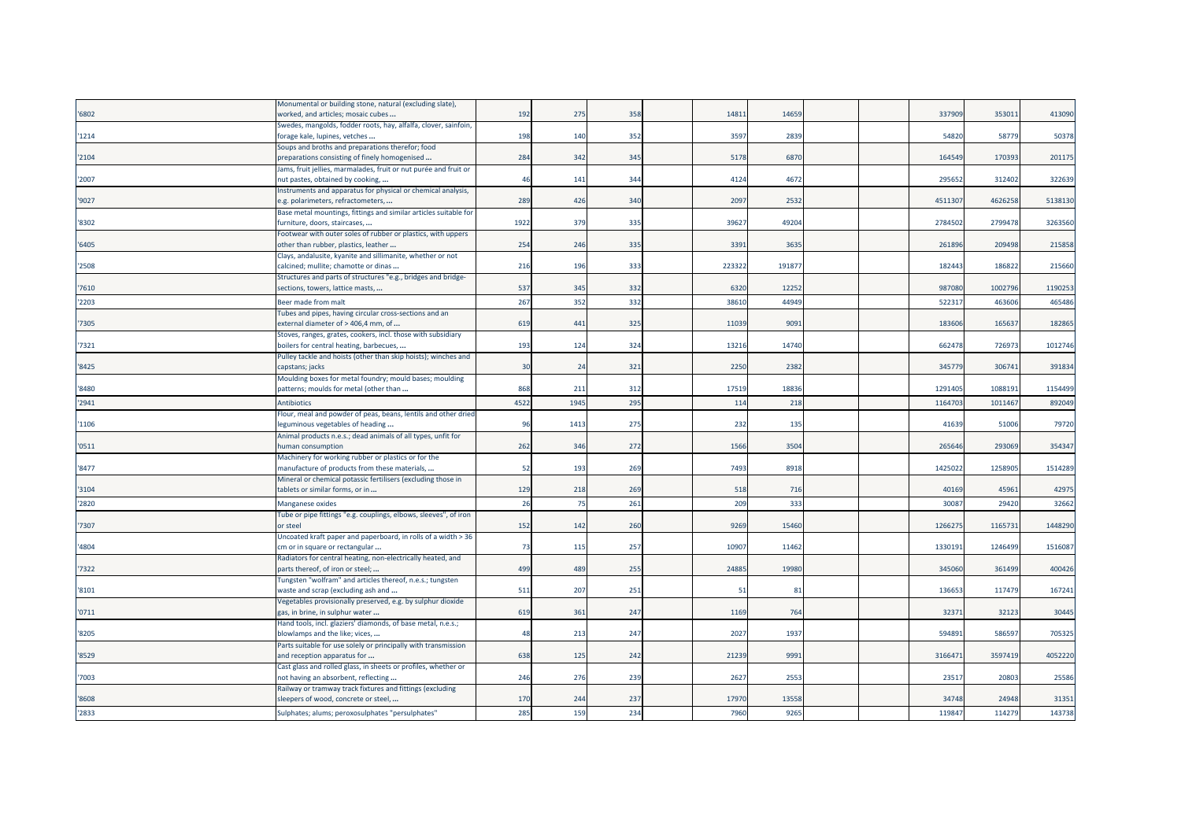| '6802 | Monumental or building stone, natural (excluding slate), worked, and articles; mosaic cubes ... | 192 | 275 | 358 | | 14811 | 14659 | | | 337909 | 353011 | 413090 |
|---|---|---|---|---|---|---|---|---|---|---|---|---|
| '1214 | Swedes, mangolds, fodder roots, hay, alfalfa, clover, sainfoin, forage kale, lupines, vetches ... | 198 | 140 | 352 | | 3597 | 2839 | | | 54820 | 58779 | 50378 |
| '2104 | Soups and broths and preparations therefor; food preparations consisting of finely homogenised ... | 284 | 342 | 345 | | 5178 | 6870 | | | 164549 | 170393 | 201175 |
| '2007 | Jams, fruit jellies, marmalades, fruit or nut purée and fruit or nut pastes, obtained by cooking, ... | 46 | 141 | 344 | | 4124 | 4672 | | | 295652 | 312402 | 322639 |
| '9027 | Instruments and apparatus for physical or chemical analysis, e.g. polarimeters, refractometers, ... | 289 | 426 | 340 | | 2097 | 2532 | | | 4511307 | 4626258 | 5138130 |
| '8302 | Base metal mountings, fittings and similar articles suitable for furniture, doors, staircases, ... | 1922 | 379 | 335 | | 39627 | 49204 | | | 2784502 | 2799478 | 3263560 |
| '6405 | Footwear with outer soles of rubber or plastics, with uppers other than rubber, plastics, leather ... | 254 | 246 | 335 | | 3391 | 3635 | | | 261896 | 209498 | 215858 |
| '2508 | Clays, andalusite, kyanite and sillimanite, whether or not calcined; mullite; chamotte or dinas ... | 216 | 196 | 333 | | 223322 | 191877 | | | 182443 | 186822 | 215660 |
| '7610 | Structures and parts of structures "e.g., bridges and bridge-sections, towers, lattice masts, ... | 537 | 345 | 332 | | 6320 | 12252 | | | 987080 | 1002796 | 1190253 |
| '2203 | Beer made from malt | 267 | 352 | 332 | | 38610 | 44949 | | | 522317 | 463606 | 465486 |
| '7305 | Tubes and pipes, having circular cross-sections and an external diameter of > 406,4 mm, of ... | 619 | 441 | 325 | | 11039 | 9091 | | | 183606 | 165637 | 182865 |
| '7321 | Stoves, ranges, grates, cookers, incl. those with subsidiary boilers for central heating, barbecues, ... | 193 | 124 | 324 | | 13216 | 14740 | | | 662478 | 726973 | 1012746 |
| '8425 | Pulley tackle and hoists (other than skip hoists); winches and capstans; jacks | 30 | 24 | 321 | | 2250 | 2382 | | | 345779 | 306741 | 391834 |
| '8480 | Moulding boxes for metal foundry; mould bases; moulding patterns; moulds for metal (other than ... | 868 | 211 | 312 | | 17519 | 18836 | | | 1291405 | 1088191 | 1154499 |
| '2941 | Antibiotics | 4522 | 1945 | 295 | | 114 | 218 | | | 1164703 | 1011467 | 892049 |
| '1106 | Flour, meal and powder of peas, beans, lentils and other dried leguminous vegetables of heading ... | 96 | 1413 | 275 | | 232 | 135 | | | 41639 | 51006 | 79720 |
| '0511 | Animal products n.e.s.; dead animals of all types, unfit for human consumption | 262 | 346 | 272 | | 1566 | 3504 | | | 265646 | 293069 | 354347 |
| '8477 | Machinery for working rubber or plastics or for the manufacture of products from these materials, ... | 52 | 193 | 269 | | 7493 | 8918 | | | 1425022 | 1258905 | 1514289 |
| '3104 | Mineral or chemical potassic fertilisers (excluding those in tablets or similar forms, or in ... | 129 | 218 | 269 | | 518 | 716 | | | 40169 | 45961 | 42975 |
| '2820 | Manganese oxides | 26 | 75 | 261 | | 209 | 333 | | | 30087 | 29420 | 32662 |
| '7307 | Tube or pipe fittings "e.g. couplings, elbows, sleeves", of iron or steel | 152 | 142 | 260 | | 9269 | 15460 | | | 1266275 | 1165731 | 1448290 |
| '4804 | Uncoated kraft paper and paperboard, in rolls of a width > 36 cm or in square or rectangular ... | 73 | 115 | 257 | | 10907 | 11462 | | | 1330191 | 1246499 | 1516087 |
| '7322 | Radiators for central heating, non-electrically heated, and parts thereof, of iron or steel; ... | 499 | 489 | 255 | | 24885 | 19980 | | | 345060 | 361499 | 400426 |
| '8101 | Tungsten "wolfram" and articles thereof, n.e.s.; tungsten waste and scrap (excluding ash and ... | 511 | 207 | 251 | | 51 | 81 | | | 136653 | 117479 | 167241 |
| '0711 | Vegetables provisionally preserved, e.g. by sulphur dioxide gas, in brine, in sulphur water ... | 619 | 361 | 247 | | 1169 | 764 | | | 32371 | 32123 | 30445 |
| '8205 | Hand tools, incl. glaziers' diamonds, of base metal, n.e.s.; blowlamps and the like; vices, ... | 48 | 213 | 247 | | 2027 | 1937 | | | 594891 | 586597 | 705325 |
| '8529 | Parts suitable for use solely or principally with transmission and reception apparatus for ... | 638 | 125 | 242 | | 21239 | 9991 | | | 3166471 | 3597419 | 4052220 |
| '7003 | Cast glass and rolled glass, in sheets or profiles, whether or not having an absorbent, reflecting ... | 246 | 276 | 239 | | 2627 | 2553 | | | 23517 | 20803 | 25586 |
| '8608 | Railway or tramway track fixtures and fittings (excluding sleepers of wood, concrete or steel, ... | 170 | 244 | 237 | | 17970 | 13558 | | | 34748 | 24948 | 31351 |
| '2833 | Sulphates; alums; peroxosulphates "persulphates" | 285 | 159 | 234 | | 7960 | 9265 | | | 119847 | 114279 | 143738 |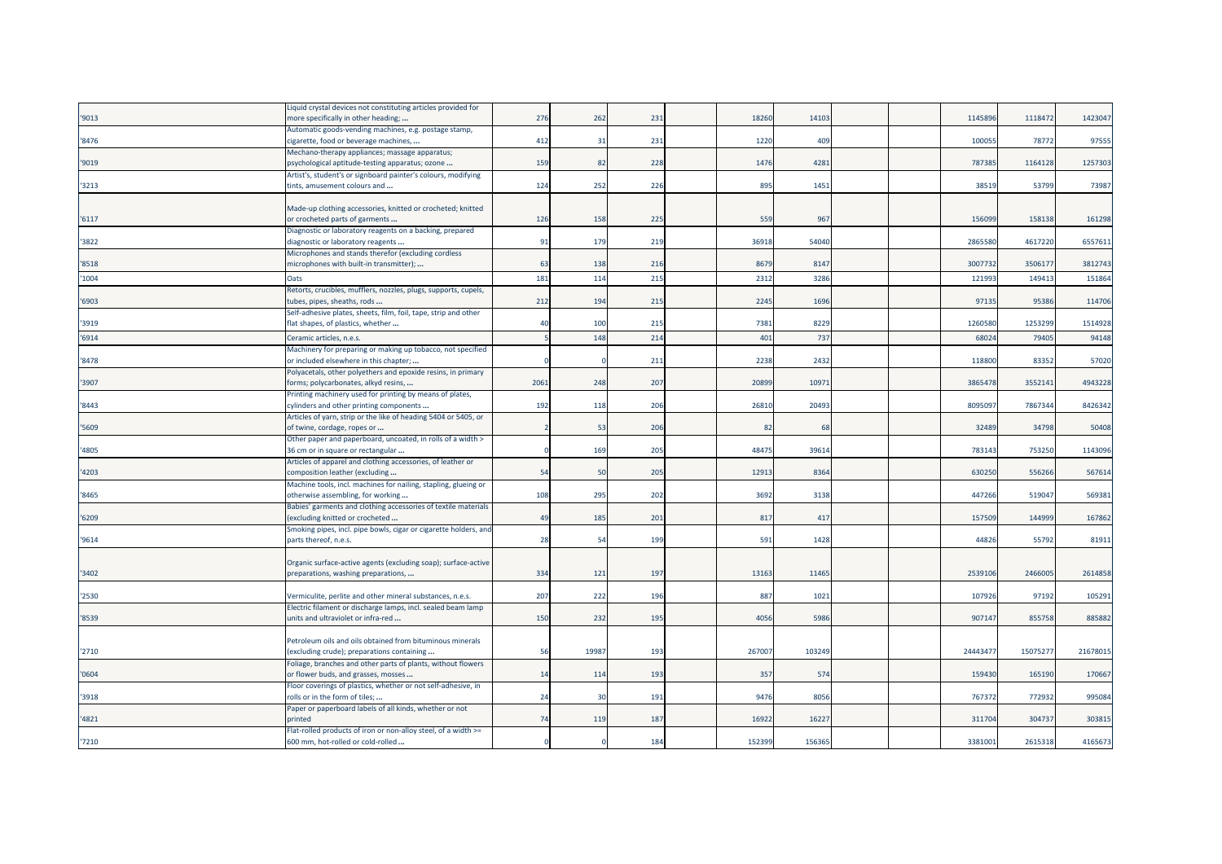| | | | | | | | | | | | | |
|---|---|---|---|---|---|---|---|---|---|---|---|---|
| '9013 | Liquid crystal devices not constituting articles provided for more specifically in other heading; ... | 276 | 262 | 231 | | 18260 | 14103 | | | 1145896 | 1118472 | 1423047 |
| '8476 | Automatic goods-vending machines, e.g. postage stamp, cigarette, food or beverage machines, ... | 412 | 31 | 231 | | 1220 | 409 | | | 100055 | 78772 | 97555 |
| '9019 | Mechano-therapy appliances; massage apparatus; psychological aptitude-testing apparatus; ozone ... | 159 | 82 | 228 | | 1476 | 4281 | | | 787385 | 1164128 | 1257303 |
| '3213 | Artist's, student's or signboard painter's colours, modifying tints, amusement colours and ... | 124 | 252 | 226 | | 895 | 1451 | | | 38519 | 53799 | 73987 |
| '6117 | Made-up clothing accessories, knitted or crocheted; knitted or crocheted parts of garments ... | 126 | 158 | 225 | | 559 | 967 | | | 156099 | 158138 | 161298 |
| '3822 | Diagnostic or laboratory reagents on a backing, prepared diagnostic or laboratory reagents ... | 91 | 179 | 219 | | 36918 | 54040 | | | 2865580 | 4617220 | 6557611 |
| '8518 | Microphones and stands therefor (excluding cordless microphones with built-in transmitter); ... | 63 | 138 | 216 | | 8679 | 8147 | | | 3007732 | 3506177 | 3812743 |
| '1004 | Oats | 181 | 114 | 215 | | 2312 | 3286 | | | 121993 | 149413 | 151864 |
| '6903 | Retorts, crucibles, mufflers, nozzles, plugs, supports, cupels, tubes, pipes, sheaths, rods ... | 212 | 194 | 215 | | 2245 | 1696 | | | 97135 | 95386 | 114706 |
| '3919 | Self-adhesive plates, sheets, film, foil, tape, strip and other flat shapes, of plastics, whether ... | 40 | 100 | 215 | | 7381 | 8229 | | | 1260580 | 1253299 | 1514928 |
| '6914 | Ceramic articles, n.e.s. | 5 | 148 | 214 | | 401 | 737 | | | 68024 | 79405 | 94148 |
| '8478 | Machinery for preparing or making up tobacco, not specified or included elsewhere in this chapter; ... | 0 | 0 | 211 | | 2238 | 2432 | | | 118800 | 83352 | 57020 |
| '3907 | Polyacetals, other polyethers and epoxide resins, in primary forms; polycarbonates, alkyd resins, ... | 2061 | 248 | 207 | | 20899 | 10971 | | | 3865478 | 3552141 | 4943228 |
| '8443 | Printing machinery used for printing by means of plates, cylinders and other printing components ... | 192 | 118 | 206 | | 26810 | 20493 | | | 8095097 | 7867344 | 8426342 |
| '5609 | Articles of yarn, strip or the like of heading 5404 or 5405, or of twine, cordage, ropes or ... | 2 | 53 | 206 | | 82 | 68 | | | 32489 | 34798 | 50408 |
| '4805 | Other paper and paperboard, uncoated, in rolls of a width > 36 cm or in square or rectangular ... | 0 | 169 | 205 | | 48475 | 39614 | | | 783143 | 753250 | 1143096 |
| '4203 | Articles of apparel and clothing accessories, of leather or composition leather (excluding ... | 54 | 50 | 205 | | 12913 | 8364 | | | 630250 | 556266 | 567614 |
| '8465 | Machine tools, incl. machines for nailing, stapling, glueing or otherwise assembling, for working ... | 108 | 295 | 202 | | 3692 | 3138 | | | 447266 | 519047 | 569381 |
| '6209 | Babies' garments and clothing accessories of textile materials (excluding knitted or crocheted ... | 49 | 185 | 201 | | 817 | 417 | | | 157509 | 144999 | 167862 |
| '9614 | Smoking pipes, incl. pipe bowls, cigar or cigarette holders, and parts thereof, n.e.s. | 28 | 54 | 199 | | 591 | 1428 | | | 44826 | 55792 | 81911 |
| '3402 | Organic surface-active agents (excluding soap); surface-active preparations, washing preparations, ... | 334 | 121 | 197 | | 13163 | 11465 | | | 2539106 | 2466005 | 2614858 |
| '2530 | Vermiculite, perlite and other mineral substances, n.e.s. | 207 | 222 | 196 | | 887 | 1021 | | | 107926 | 97192 | 105291 |
| '8539 | Electric filament or discharge lamps, incl. sealed beam lamp units and ultraviolet or infra-red ... | 150 | 232 | 195 | | 4056 | 5986 | | | 907147 | 855758 | 885882 |
| '2710 | Petroleum oils and oils obtained from bituminous minerals (excluding crude); preparations containing ... | 56 | 19987 | 193 | | 267007 | 103249 | | | 24443477 | 15075277 | 21678015 |
| '0604 | Foliage, branches and other parts of plants, without flowers or flower buds, and grasses, mosses ... | 14 | 114 | 193 | | 357 | 574 | | | 159430 | 165190 | 170667 |
| '3918 | Floor coverings of plastics, whether or not self-adhesive, in rolls or in the form of tiles; ... | 24 | 30 | 191 | | 9476 | 8056 | | | 767372 | 772932 | 995084 |
| '4821 | Paper or paperboard labels of all kinds, whether or not printed | 74 | 119 | 187 | | 16922 | 16227 | | | 311704 | 304737 | 303815 |
| '7210 | Flat-rolled products of iron or non-alloy steel, of a width >= 600 mm, hot-rolled or cold-rolled ... | 0 | 0 | 184 | | 152399 | 156365 | | | 3381001 | 2615318 | 4165673 |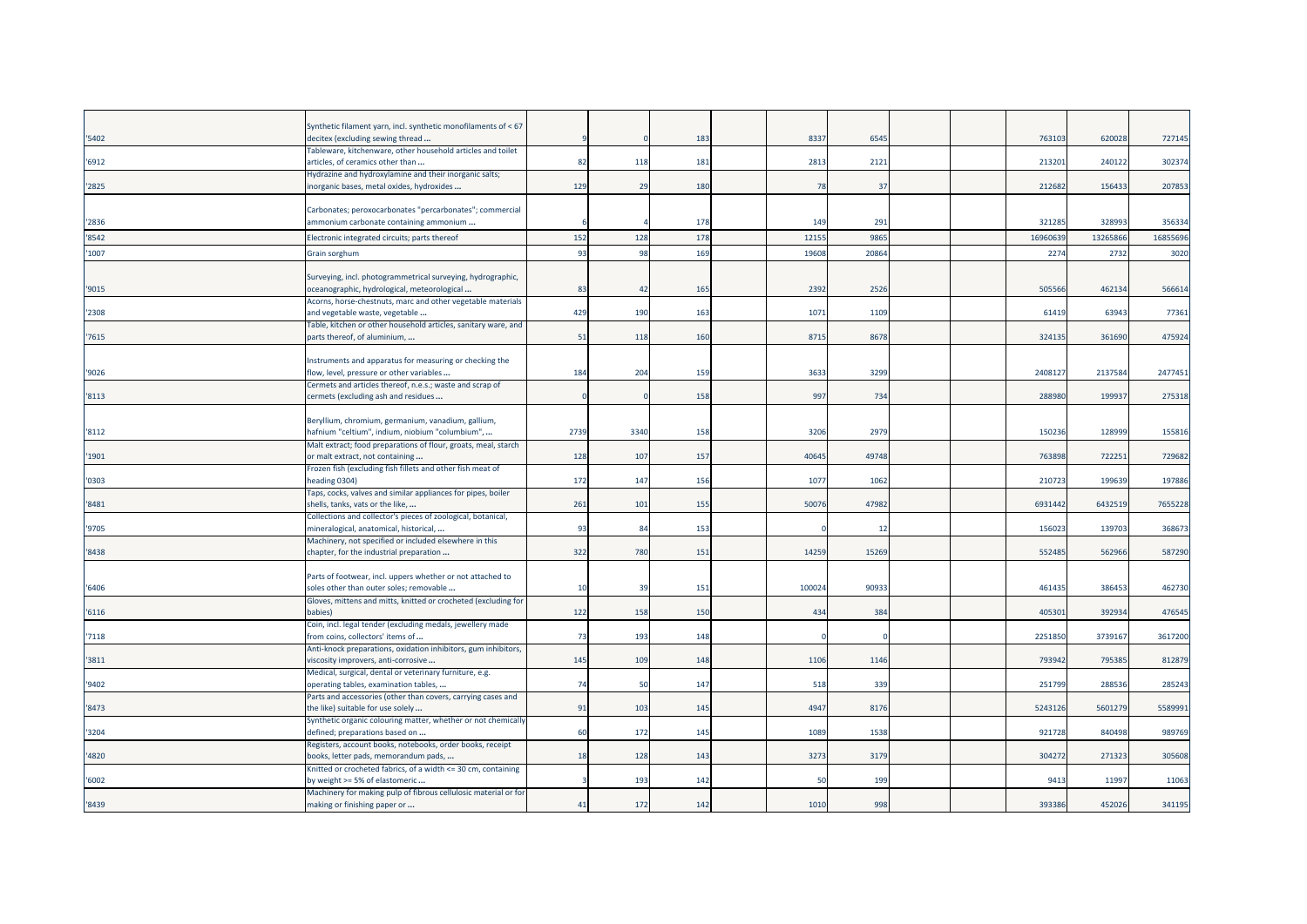| | | | | | | | | | | | | |
|---|---|---|---|---|---|---|---|---|---|---|---|---|
| '5402 | Synthetic filament yarn, incl. synthetic monofilaments of < 67 decitex (excluding sewing thread ... | 9 | 0 | 183 | | 8337 | 6545 | | | 763103 | 620028 | 727145 |
| '6912 | Tableware, kitchenware, other household articles and toilet articles, of ceramics other than ... | 82 | 118 | 181 | | 2813 | 2121 | | | 213201 | 240122 | 302374 |
| '2825 | Hydrazine and hydroxylamine and their inorganic salts; inorganic bases, metal oxides, hydroxides ... | 129 | 29 | 180 | | 78 | 37 | | | 212682 | 156433 | 207853 |
| '2836 | Carbonates; peroxocarbonates "percarbonates"; commercial ammonium carbonate containing ammonium ... | 6 | 4 | 178 | | 149 | 291 | | | 321285 | 328993 | 356334 |
| '8542 | Electronic integrated circuits; parts thereof | 152 | 128 | 178 | | 12155 | 9865 | | | 16960639 | 13265866 | 16855696 |
| '1007 | Grain sorghum | 93 | 98 | 169 | | 19608 | 20864 | | | 2274 | 2732 | 3020 |
| '9015 | Surveying, incl. photogrammetrical surveying, hydrographic, oceanographic, hydrological, meteorological ... | 83 | 42 | 165 | | 2392 | 2526 | | | 505566 | 462134 | 566614 |
| '2308 | Acorns, horse-chestnuts, marc and other vegetable materials and vegetable waste, vegetable ... | 429 | 190 | 163 | | 1071 | 1109 | | | 61419 | 63943 | 77361 |
| '7615 | Table, kitchen or other household articles, sanitary ware, and parts thereof, of aluminium, ... | 51 | 118 | 160 | | 8715 | 8678 | | | 324135 | 361690 | 475924 |
| '9026 | Instruments and apparatus for measuring or checking the flow, level, pressure or other variables ... | 184 | 204 | 159 | | 3633 | 3299 | | | 2408127 | 2137584 | 2477451 |
| '8113 | Cermets and articles thereof, n.e.s.; waste and scrap of cermets (excluding ash and residues ... | 0 | 0 | 158 | | 997 | 734 | | | 288980 | 199937 | 275318 |
| '8112 | Beryllium, chromium, germanium, vanadium, gallium, hafnium "celtium", indium, niobium "columbium", ... | 2739 | 3340 | 158 | | 3206 | 2979 | | | 150236 | 128999 | 155816 |
| '1901 | Malt extract; food preparations of flour, groats, meal, starch or malt extract, not containing ... | 128 | 107 | 157 | | 40645 | 49748 | | | 763898 | 722251 | 729682 |
| '0303 | Frozen fish (excluding fish fillets and other fish meat of heading 0304) | 172 | 147 | 156 | | 1077 | 1062 | | | 210723 | 199639 | 197886 |
| '8481 | Taps, cocks, valves and similar appliances for pipes, boiler shells, tanks, vats or the like, ... | 261 | 101 | 155 | | 50076 | 47982 | | | 6931442 | 6432519 | 7655228 |
| '9705 | Collections and collector's pieces of zoological, botanical, mineralogical, anatomical, historical, ... | 93 | 84 | 153 | | 0 | 12 | | | 156023 | 139703 | 368673 |
| '8438 | Machinery, not specified or included elsewhere in this chapter, for the industrial preparation ... | 322 | 780 | 151 | | 14259 | 15269 | | | 552485 | 562966 | 587290 |
| '6406 | Parts of footwear, incl. uppers whether or not attached to soles other than outer soles; removable ... | 10 | 39 | 151 | | 100024 | 90933 | | | 461435 | 386453 | 462730 |
| '6116 | Gloves, mittens and mitts, knitted or crocheted (excluding for babies) | 122 | 158 | 150 | | 434 | 384 | | | 405301 | 392934 | 476545 |
| '7118 | Coin, incl. legal tender (excluding medals, jewellery made from coins, collectors' items of ... | 73 | 193 | 148 | | 0 | 0 | | | 2251850 | 3739167 | 3617200 |
| '3811 | Anti-knock preparations, oxidation inhibitors, gum inhibitors, viscosity improvers, anti-corrosive ... | 145 | 109 | 148 | | 1106 | 1146 | | | 793942 | 795385 | 812879 |
| '9402 | Medical, surgical, dental or veterinary furniture, e.g. operating tables, examination tables, ... | 74 | 50 | 147 | | 518 | 339 | | | 251799 | 288536 | 285243 |
| '8473 | Parts and accessories (other than covers, carrying cases and the like) suitable for use solely ... | 91 | 103 | 145 | | 4947 | 8176 | | | 5243126 | 5601279 | 5589991 |
| '3204 | Synthetic organic colouring matter, whether or not chemically defined; preparations based on ... | 60 | 172 | 145 | | 1089 | 1538 | | | 921728 | 840498 | 989769 |
| '4820 | Registers, account books, notebooks, order books, receipt books, letter pads, memorandum pads, ... | 18 | 128 | 143 | | 3273 | 3179 | | | 304272 | 271323 | 305608 |
| '6002 | Knitted or crocheted fabrics, of a width <= 30 cm, containing by weight >= 5% of elastomeric ... | 3 | 193 | 142 | | 50 | 199 | | | 9413 | 11997 | 11063 |
| '8439 | Machinery for making pulp of fibrous cellulosic material or for making or finishing paper or ... | 41 | 172 | 142 | | 1010 | 998 | | | 393386 | 452026 | 341195 |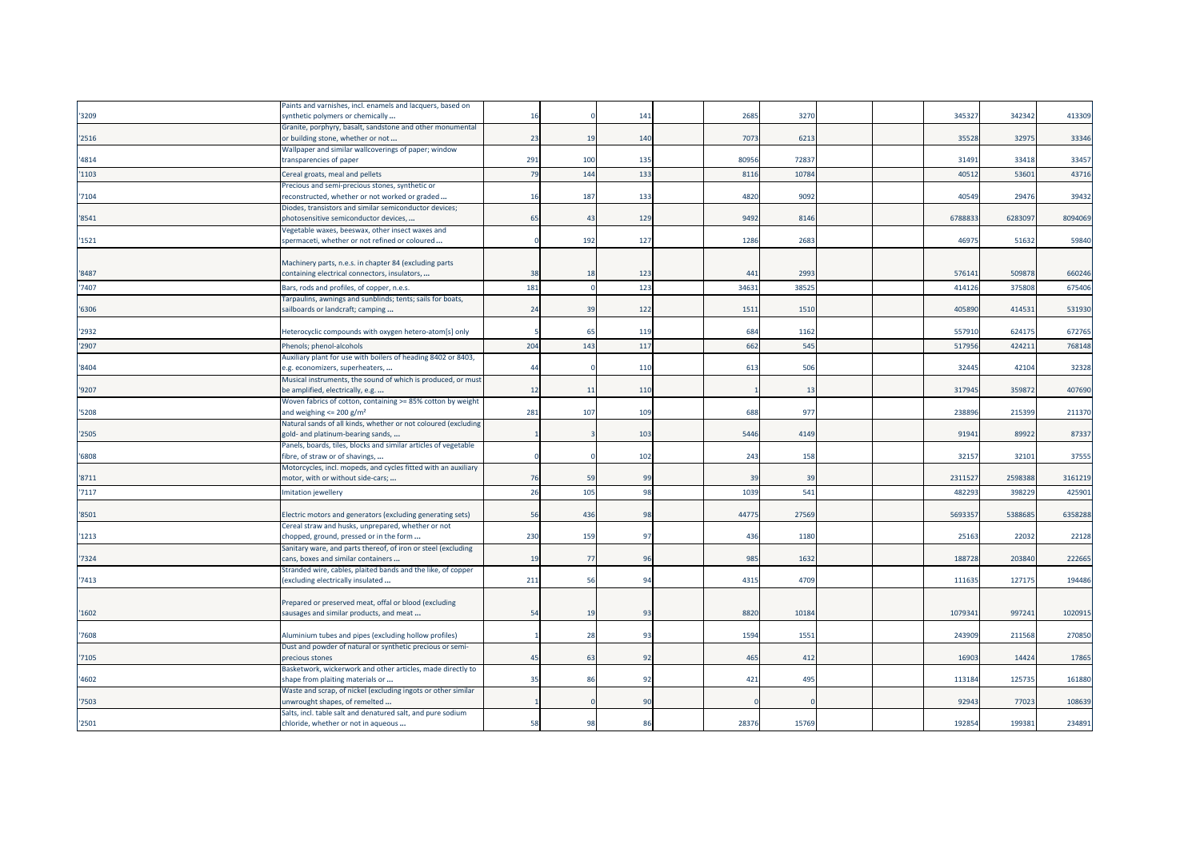| | | | | | | | | | | | | |
|---|---|---|---|---|---|---|---|---|---|---|---|---|
| '3209 | Paints and varnishes, incl. enamels and lacquers, based on synthetic polymers or chemically ... | 16 | 0 | 141 | | 2685 | 3270 | | | 345327 | 342342 | 413309 |
| '2516 | Granite, porphyry, basalt, sandstone and other monumental or building stone, whether or not ... | 23 | 19 | 140 | | 7073 | 6213 | | | 35528 | 32975 | 33346 |
| '4814 | Wallpaper and similar wallcoverings of paper; window transparencies of paper | 291 | 100 | 135 | | 80956 | 72837 | | | 31491 | 33418 | 33457 |
| '1103 | Cereal groats, meal and pellets | 79 | 144 | 133 | | 8116 | 10784 | | | 40512 | 53601 | 43716 |
| '7104 | Precious and semi-precious stones, synthetic or reconstructed, whether or not worked or graded ... | 16 | 187 | 133 | | 4820 | 9092 | | | 40549 | 29476 | 39432 |
| '8541 | Diodes, transistors and similar semiconductor devices; photosensitive semiconductor devices, ... | 65 | 43 | 129 | | 9492 | 8146 | | | 6788833 | 6283097 | 8094069 |
| '1521 | Vegetable waxes, beeswax, other insect waxes and spermaceti, whether or not refined or coloured ... | 0 | 192 | 127 | | 1286 | 2683 | | | 46975 | 51632 | 59840 |
| '8487 | Machinery parts, n.e.s. in chapter 84 (excluding parts containing electrical connectors, insulators, ... | 38 | 18 | 123 | | 441 | 2993 | | | 576141 | 509878 | 660246 |
| '7407 | Bars, rods and profiles, of copper, n.e.s. | 181 | 0 | 123 | | 34631 | 38525 | | | 414126 | 375808 | 675406 |
| '6306 | Tarpaulins, awnings and sunblinds; tents; sails for boats, sailboards or landcraft; camping ... | 24 | 39 | 122 | | 1511 | 1510 | | | 405890 | 414531 | 531930 |
| '2932 | Heterocyclic compounds with oxygen hetero-atom[s] only | 5 | 65 | 119 | | 684 | 1162 | | | 557910 | 624175 | 672765 |
| '2907 | Phenols; phenol-alcohols | 204 | 143 | 117 | | 662 | 545 | | | 517956 | 424211 | 768148 |
| '8404 | Auxiliary plant for use with boilers of heading 8402 or 8403, e.g. economizers, superheaters, ... | 44 | 0 | 110 | | 613 | 506 | | | 32445 | 42104 | 32328 |
| '9207 | Musical instruments, the sound of which is produced, or must be amplified, electrically, e.g. ... | 12 | 11 | 110 | | 1 | 13 | | | 317945 | 359872 | 407690 |
| '5208 | Woven fabrics of cotton, containing >= 85% cotton by weight and weighing <= 200 g/m² | 281 | 107 | 109 | | 688 | 977 | | | 238896 | 215399 | 211370 |
| '2505 | Natural sands of all kinds, whether or not coloured (excluding gold- and platinum-bearing sands, ... | 1 | 3 | 103 | | 5446 | 4149 | | | 91941 | 89922 | 87337 |
| '6808 | Panels, boards, tiles, blocks and similar articles of vegetable fibre, of straw or of shavings, ... | 0 | 0 | 102 | | 243 | 158 | | | 32157 | 32101 | 37555 |
| '8711 | Motorcycles, incl. mopeds, and cycles fitted with an auxiliary motor, with or without side-cars; ... | 76 | 59 | 99 | | 39 | 39 | | | 2311527 | 2598388 | 3161219 |
| '7117 | Imitation jewellery | 26 | 105 | 98 | | 1039 | 541 | | | 482293 | 398229 | 425901 |
| '8501 | Electric motors and generators (excluding generating sets) | 56 | 436 | 98 | | 44775 | 27569 | | | 5693357 | 5388685 | 6358288 |
| '1213 | Cereal straw and husks, unprepared, whether or not chopped, ground, pressed or in the form ... | 230 | 159 | 97 | | 436 | 1180 | | | 25163 | 22032 | 22128 |
| '7324 | Sanitary ware, and parts thereof, of iron or steel (excluding cans, boxes and similar containers ... | 19 | 77 | 96 | | 985 | 1632 | | | 188728 | 203840 | 222665 |
| '7413 | Stranded wire, cables, plaited bands and the like, of copper (excluding electrically insulated ... | 211 | 56 | 94 | | 4315 | 4709 | | | 111635 | 127175 | 194486 |
| '1602 | Prepared or preserved meat, offal or blood (excluding sausages and similar products, and meat ... | 54 | 19 | 93 | | 8820 | 10184 | | | 1079341 | 997241 | 1020915 |
| '7608 | Aluminium tubes and pipes (excluding hollow profiles) | 1 | 28 | 93 | | 1594 | 1551 | | | 243909 | 211568 | 270850 |
| '7105 | Dust and powder of natural or synthetic precious or semi-precious stones | 45 | 63 | 92 | | 465 | 412 | | | 16903 | 14424 | 17865 |
| '4602 | Basketwork, wickerwork and other articles, made directly to shape from plaiting materials or ... | 35 | 86 | 92 | | 421 | 495 | | | 113184 | 125735 | 161880 |
| '7503 | Waste and scrap, of nickel (excluding ingots or other similar unwrought shapes, of remelted ... | 1 | 0 | 90 | | 0 | 0 | | | 92943 | 77023 | 108639 |
| '2501 | Salts, incl. table salt and denatured salt, and pure sodium chloride, whether or not in aqueous ... | 58 | 98 | 86 | | 28376 | 15769 | | | 192854 | 199381 | 234891 |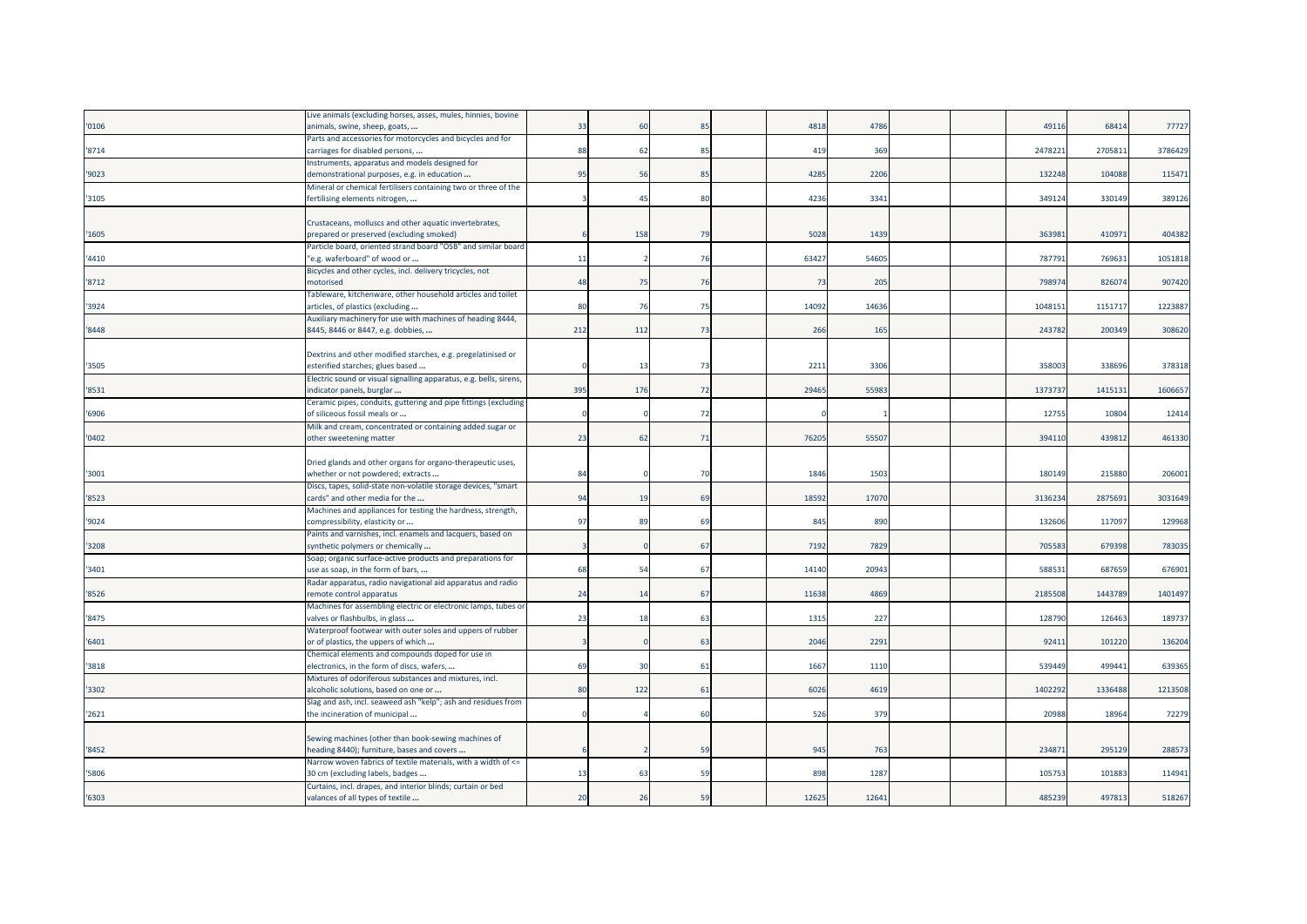| | | | | | | | | | | | | |
|---|---|---|---|---|---|---|---|---|---|---|---|---|
| '0106 | Live animals (excluding horses, asses, mules, hinnies, bovine animals, swine, sheep, goats, ... | 33 | 60 | 85 | | 4818 | 4786 | | | 49116 | 68414 | 77727 |
| '8714 | Parts and accessories for motorcycles and bicycles and for carriages for disabled persons, ... | 88 | 62 | 85 | | 419 | 369 | | | 2478221 | 2705811 | 3786429 |
| '9023 | Instruments, apparatus and models designed for demonstrational purposes, e.g. in education ... | 95 | 56 | 85 | | 4285 | 2206 | | | 132248 | 104088 | 115471 |
| '3105 | Mineral or chemical fertilisers containing two or three of the fertilising elements nitrogen, ... | 3 | 45 | 80 | | 4236 | 3341 | | | 349124 | 330149 | 389126 |
| '1605 | Crustaceans, molluscs and other aquatic invertebrates, prepared or preserved (excluding smoked) | 6 | 158 | 79 | | 5028 | 1439 | | | 363981 | 410971 | 404382 |
| '4410 | Particle board, oriented strand board "OSB" and similar board "e.g. waferboard" of wood or ... | 11 | 2 | 76 | | 63427 | 54605 | | | 787791 | 769631 | 1051818 |
| '8712 | Bicycles and other cycles, incl. delivery tricycles, not motorised | 48 | 75 | 76 | | 73 | 205 | | | 798974 | 826074 | 907420 |
| '3924 | Tableware, kitchenware, other household articles and toilet articles, of plastics (excluding ... | 80 | 76 | 75 | | 14092 | 14636 | | | 1048151 | 1151717 | 1223887 |
| '8448 | Auxiliary machinery for use with machines of heading 8444, 8445, 8446 or 8447, e.g. dobbies, ... | 212 | 112 | 73 | | 266 | 165 | | | 243782 | 200349 | 308620 |
| '3505 | Dextrins and other modified starches, e.g. pregelatinised or esterified starches; glues based ... | 0 | 13 | 73 | | 2211 | 3306 | | | 358003 | 338696 | 378318 |
| '8531 | Electric sound or visual signalling apparatus, e.g. bells, sirens, indicator panels, burglar ... | 395 | 176 | 72 | | 29465 | 55983 | | | 1373737 | 1415131 | 1606657 |
| '6906 | Ceramic pipes, conduits, guttering and pipe fittings (excluding of siliceous fossil meals or ... | 0 | 0 | 72 | | 0 | 1 | | | 12755 | 10804 | 12414 |
| '0402 | Milk and cream, concentrated or containing added sugar or other sweetening matter | 23 | 62 | 71 | | 76205 | 55507 | | | 394110 | 439812 | 461330 |
| '3001 | Dried glands and other organs for organo-therapeutic uses, whether or not powdered; extracts ... | 84 | 0 | 70 | | 1846 | 1503 | | | 180149 | 215880 | 206001 |
| '8523 | Discs, tapes, solid-state non-volatile storage devices, "smart cards" and other media for the ... | 94 | 19 | 69 | | 18592 | 17070 | | | 3136234 | 2875691 | 3031649 |
| '9024 | Machines and appliances for testing the hardness, strength, compressibility, elasticity or ... | 97 | 89 | 69 | | 845 | 890 | | | 132606 | 117097 | 129968 |
| '3208 | Paints and varnishes, incl. enamels and lacquers, based on synthetic polymers or chemically ... | 3 | 0 | 67 | | 7192 | 7829 | | | 705583 | 679398 | 783035 |
| '3401 | Soap; organic surface-active products and preparations for use as soap, in the form of bars, ... | 68 | 54 | 67 | | 14140 | 20943 | | | 588531 | 687659 | 676901 |
| '8526 | Radar apparatus, radio navigational aid apparatus and radio remote control apparatus | 24 | 14 | 67 | | 11638 | 4869 | | | 2185508 | 1443789 | 1401497 |
| '8475 | Machines for assembling electric or electronic lamps, tubes or valves or flashbulbs, in glass ... | 23 | 18 | 63 | | 1315 | 227 | | | 128790 | 126463 | 189737 |
| '6401 | Waterproof footwear with outer soles and uppers of rubber or of plastics, the uppers of which ... | 3 | 0 | 63 | | 2046 | 2291 | | | 92411 | 101220 | 136204 |
| '3818 | Chemical elements and compounds doped for use in electronics, in the form of discs, wafers, ... | 69 | 30 | 61 | | 1667 | 1110 | | | 539449 | 499441 | 639365 |
| '3302 | Mixtures of odoriferous substances and mixtures, incl. alcoholic solutions, based on one or ... | 80 | 122 | 61 | | 6026 | 4619 | | | 1402292 | 1336488 | 1213508 |
| '2621 | Slag and ash, incl. seaweed ash "kelp"; ash and residues from the incineration of municipal ... | 0 | 4 | 60 | | 526 | 379 | | | 20988 | 18964 | 72279 |
| '8452 | Sewing machines (other than book-sewing machines of heading 8440); furniture, bases and covers ... | 6 | 2 | 59 | | 945 | 763 | | | 234871 | 295129 | 288573 |
| '5806 | Narrow woven fabrics of textile materials, with a width of <= 30 cm (excluding labels, badges ... | 13 | 63 | 59 | | 898 | 1287 | | | 105753 | 101883 | 114941 |
| '6303 | Curtains, incl. drapes, and interior blinds; curtain or bed valances of all types of textile ... | 20 | 26 | 59 | | 12625 | 12641 | | | 485239 | 497813 | 518267 |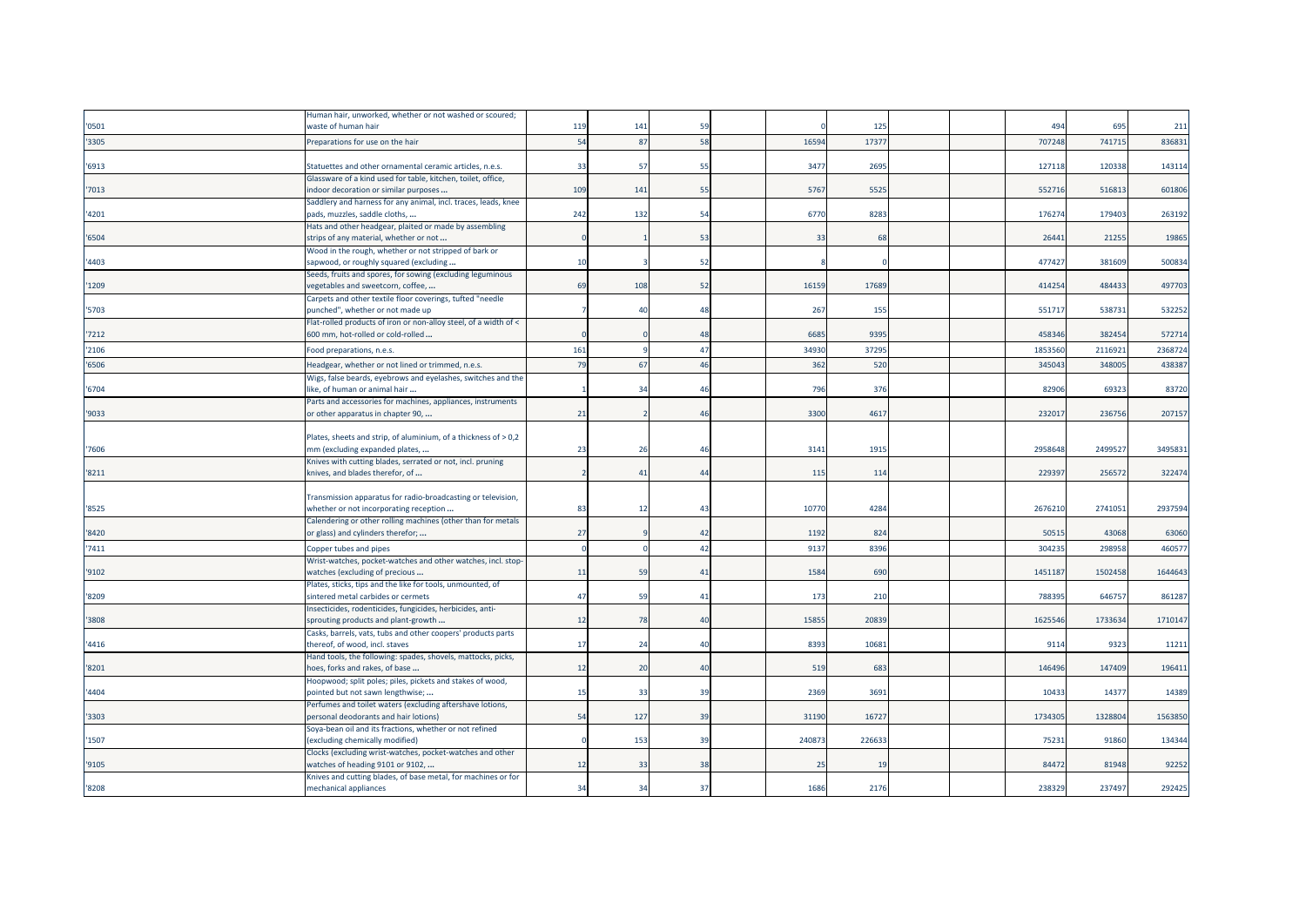| | | | | | | | | | | | | |
|---|---|---|---|---|---|---|---|---|---|---|---|---|
| '0501 | Human hair, unworked, whether or not washed or scoured; waste of human hair | 119 | 141 | 59 | | 0 | 125 | | | 494 | 695 | 211 |
| '3305 | Preparations for use on the hair | 54 | 87 | 58 | | 16594 | 17377 | | | 707248 | 741715 | 836831 |
| '6913 | Statuettes and other ornamental ceramic articles, n.e.s. | 33 | 57 | 55 | | 3477 | 2695 | | | 127118 | 120338 | 143114 |
| '7013 | Glassware of a kind used for table, kitchen, toilet, office, indoor decoration or similar purposes ... | 109 | 141 | 55 | | 5767 | 5525 | | | 552716 | 516813 | 601806 |
| '4201 | Saddlery and harness for any animal, incl. traces, leads, knee pads, muzzles, saddle cloths, ... | 242 | 132 | 54 | | 6770 | 8283 | | | 176274 | 179403 | 263192 |
| '6504 | Hats and other headgear, plaited or made by assembling strips of any material, whether or not ... | 0 | 1 | 53 | | 33 | 68 | | | 26441 | 21255 | 19865 |
| '4403 | Wood in the rough, whether or not stripped of bark or sapwood, or roughly squared (excluding ... | 10 | 3 | 52 | | 8 | 0 | | | 477427 | 381609 | 500834 |
| '1209 | Seeds, fruits and spores, for sowing (excluding leguminous vegetables and sweetcorn, coffee, ... | 69 | 108 | 52 | | 16159 | 17689 | | | 414254 | 484433 | 497703 |
| '5703 | Carpets and other textile floor coverings, tufted "needle punched", whether or not made up | 7 | 40 | 48 | | 267 | 155 | | | 551717 | 538731 | 532252 |
| '7212 | Flat-rolled products of iron or non-alloy steel, of a width of < 600 mm, hot-rolled or cold-rolled ... | 0 | 0 | 48 | | 6685 | 9395 | | | 458346 | 382454 | 572714 |
| '2106 | Food preparations, n.e.s. | 161 | 9 | 47 | | 34930 | 37295 | | | 1853560 | 2116921 | 2368724 |
| '6506 | Headgear, whether or not lined or trimmed, n.e.s. | 79 | 67 | 46 | | 362 | 520 | | | 345043 | 348005 | 438387 |
| '6704 | Wigs, false beards, eyebrows and eyelashes, switches and the like, of human or animal hair ... | 1 | 34 | 46 | | 796 | 376 | | | 82906 | 69323 | 83720 |
| '9033 | Parts and accessories for machines, appliances, instruments or other apparatus in chapter 90, ... | 21 | 2 | 46 | | 3300 | 4617 | | | 232017 | 236756 | 207157 |
| '7606 | Plates, sheets and strip, of aluminium, of a thickness of > 0,2 mm (excluding expanded plates, ... | 23 | 26 | 46 | | 3141 | 1915 | | | 2958648 | 2499527 | 3495831 |
| '8211 | Knives with cutting blades, serrated or not, incl. pruning knives, and blades therefor, of ... | 2 | 41 | 44 | | 115 | 114 | | | 229397 | 256572 | 322474 |
| '8525 | Transmission apparatus for radio-broadcasting or television, whether or not incorporating reception ... | 83 | 12 | 43 | | 10770 | 4284 | | | 2676210 | 2741051 | 2937594 |
| '8420 | Calendering or other rolling machines (other than for metals or glass) and cylinders therefor; ... | 27 | 9 | 42 | | 1192 | 824 | | | 50515 | 43068 | 63060 |
| '7411 | Copper tubes and pipes | 0 | 0 | 42 | | 9137 | 8396 | | | 304235 | 298958 | 460577 |
| '9102 | Wrist-watches, pocket-watches and other watches, incl. stop-watches (excluding of precious ... | 11 | 59 | 41 | | 1584 | 690 | | | 1451187 | 1502458 | 1644643 |
| '8209 | Plates, sticks, tips and the like for tools, unmounted, of sintered metal carbides or cermets | 47 | 59 | 41 | | 173 | 210 | | | 788395 | 646757 | 861287 |
| '3808 | Insecticides, rodenticides, fungicides, herbicides, anti-sprouting products and plant-growth ... | 12 | 78 | 40 | | 15855 | 20839 | | | 1625546 | 1733634 | 1710147 |
| '4416 | Casks, barrels, vats, tubs and other coopers' products parts thereof, of wood, incl. staves | 17 | 24 | 40 | | 8393 | 10681 | | | 9114 | 9323 | 11211 |
| '8201 | Hand tools, the following: spades, shovels, mattocks, picks, hoes, forks and rakes, of base ... | 12 | 20 | 40 | | 519 | 683 | | | 146496 | 147409 | 196411 |
| '4404 | Hoopwood; split poles; piles, pickets and stakes of wood, pointed but not sawn lengthwise; ... | 15 | 33 | 39 | | 2369 | 3691 | | | 10433 | 14377 | 14389 |
| '3303 | Perfumes and toilet waters (excluding aftershave lotions, personal deodorants and hair lotions) | 54 | 127 | 39 | | 31190 | 16727 | | | 1734305 | 1328804 | 1563850 |
| '1507 | Soya-bean oil and its fractions, whether or not refined (excluding chemically modified) | 0 | 153 | 39 | | 240873 | 226633 | | | 75231 | 91860 | 134344 |
| '9105 | Clocks (excluding wrist-watches, pocket-watches and other watches of heading 9101 or 9102, ... | 12 | 33 | 38 | | 25 | 19 | | | 84472 | 81948 | 92252 |
| '8208 | Knives and cutting blades, of base metal, for machines or for mechanical appliances | 34 | 34 | 37 | | 1686 | 2176 | | | 238329 | 237497 | 292425 |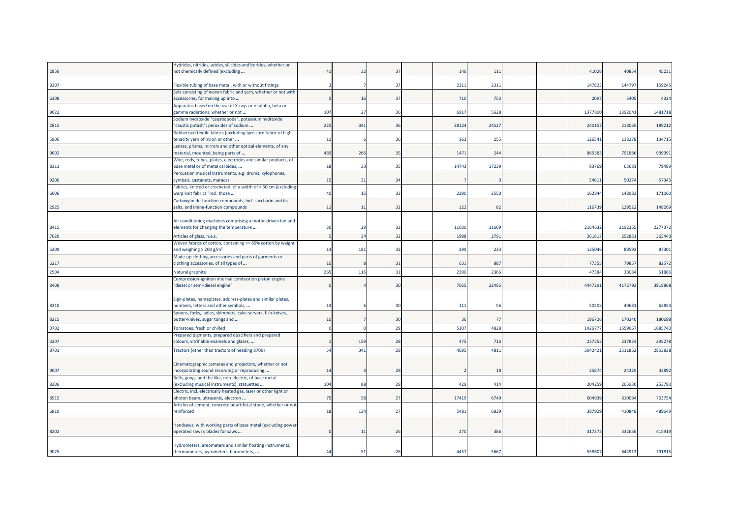| | | | | | | | | | | | | |
|---|---|---|---|---|---|---|---|---|---|---|---|---|
| '2850 | Hydrides, nitrides, azides, silicides and borides, whether or not chemically defined (excluding ... | 41 | 32 | 37 | | 146 | 111 | | | 41026 | 40854 | 45231 |
| '8307 | Flexible tubing of base metal, with or without fittings | 3 | 7 | 37 | | 2311 | 2311 | | | 147823 | 144797 | 159245 |
| '6308 | Sets consisting of woven fabric and yarn, whether or not with accessories, for making up into ... | 5 | 16 | 37 | | 710 | 753 | | | 2097 | 3405 | 4324 |
| '9022 | Apparatus based on the use of X-rays or of alpha, beta or gamma radiations, whether or not ... | 107 | 27 | 36 | | 6917 | 5628 | | | 1377800 | 1392041 | 1481718 |
| '2815 | Sodium hydroxide "caustic soda", potassium hydroxide "caustic potash"; peroxides of sodium ... | 225 | 341 | 36 | | 28124 | 24527 | | | 240157 | 218065 | 189212 |
| '5906 | Rubberised textile fabrics (excluding tyre cord fabric of high-tenacity yarn of nylon or other ... | 11 | 6 | 36 | | 363 | 255 | | | 126541 | 118278 | 134715 |
| '9002 | Lenses, prisms, mirrors and other optical elements, of any material, mounted, being parts of ... | 489 | 266 | 35 | | 1471 | 244 | | | 865583 | 791886 | 939991 |
| '8311 | Wire, rods, tubes, plates, electrodes and similar products, of base metal or of metal carbides, ... | 18 | 33 | 35 | | 14743 | 17239 | | | 83769 | 63681 | 79489 |
| '9206 | Percussion musical instruments, e.g. drums, xylophones, cymbals, castanets, maracas | 15 | 31 | 34 | | 7 | 0 | | | 54611 | 50274 | 57345 |
| '6006 | Fabrics, knitted or crocheted, of a width of > 30 cm (excluding warp knit fabrics "incl. those ... | 40 | 15 | 33 | | 2290 | 2550 | | | 162844 | 148983 | 171060 |
| '2925 | Carboxyimide-function compounds, incl. saccharin and its salts, and imine-function compounds | 11 | 11 | 33 | | 122 | 82 | | | 116739 | 129522 | 148269 |
| '8415 | Air conditioning machines comprising a motor-driven fan and elements for changing the temperature ... | 30 | 29 | 32 | | 11030 | 11609 | | | 2164632 | 2192355 | 2277372 |
| '7020 | Articles of glass, n.e.s. | 5 | 34 | 32 | | 1998 | 2791 | | | 261817 | 252831 | 365443 |
| '5209 | Woven fabrics of cotton, containing >= 85% cotton by weight and weighing > 200 g/m² | 14 | 181 | 32 | | 299 | 233 | | | 125046 | 89592 | 87301 |
| '6217 | Made-up clothing accessories and parts of garments or clothing accessories, of all types of ... | 10 | 8 | 31 | | 631 | 887 | | | 77355 | 79857 | 82572 |
| '2504 | Natural graphite | 265 | 116 | 31 | | 2390 | 2366 | | | 47384 | 38084 | 51886 |
| '8408 | Compression-ignition internal combustion piston engine "diesel or semi-diesel engine" | 0 | 4 | 30 | | 7055 | 22495 | | | 4447291 | 4172793 | 3918868 |
| '8310 | Sign-plates, nameplates, address-plates and similar plates, numbers, letters and other symbols, ... | 13 | 6 | 30 | | 111 | 56 | | | 50205 | 49681 | 62854 |
| '8215 | Spoons, forks, ladles, skimmers, cake-servers, fish-knives, butter-knives, sugar tongs and ... | 10 | 7 | 30 | | 36 | 77 | | | 196726 | 170240 | 180698 |
| '0702 | Tomatoes, fresh or chilled | 0 | 0 | 29 | | 5307 | 4828 | | | 1426777 | 1559667 | 1685740 |
| '3207 | Prepared pigments, prepared opacifiers and prepared colours, vitrifiable enamels and glazes, ... | 1 | 159 | 28 | | 475 | 716 | | | 237353 | 237834 | 295278 |
| '8701 | Tractors (other than tractors of heading 8709) | 54 | 341 | 28 | | 4695 | 4811 | | | 3042421 | 2511852 | 2853838 |
| '9007 | Cinematographic cameras and projectors, whether or not incorporating sound recording or reproducing ... | 14 | 3 | 28 | | 2 | 18 | | | 25874 | 24329 | 33892 |
| '8306 | Bells, gongs and the like, non-electric, of base metal (excluding musical instruments); statuettes ... | 104 | 88 | 28 | | 429 | 414 | | | 204259 | 205930 | 253780 |
| '8515 | Electric, incl. electrically heated gas, laser or other light or photon beam, ultrasonic, electron ... | 75 | 58 | 27 | | 17419 | 6749 | | | 604939 | 610094 | 703754 |
| '6810 | Articles of cement, concrete or artificial stone, whether or not reinforced | 18 | 134 | 27 | | 5481 | 6839 | | | 387929 | 410848 | 489649 |
| '8202 | Handsaws, with working parts of base metal (excluding power-operated saws); blades for saws ... | 0 | 11 | 26 | | 270 | 386 | | | 317273 | 332636 | 415919 |
| '9025 | Hydrometers, areometers and similar floating instruments, thermometers, pyrometers, barometers, ... | 44 | 51 | 26 | | 4457 | 5667 | | | 558607 | 644913 | 791815 |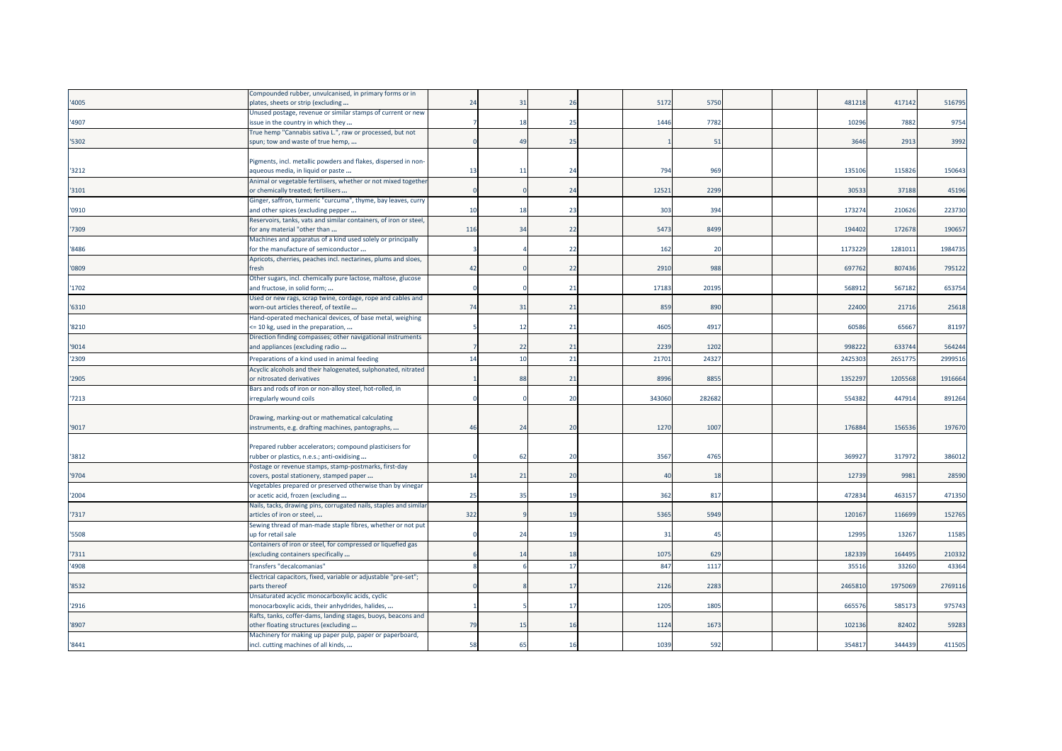| | | | | | | | | | | | | |
|---|---|---|---|---|---|---|---|---|---|---|---|---|
| '4005 | Compounded rubber, unvulcanised, in primary forms or in plates, sheets or strip (excluding ... | 24 | 31 | 26 | | 5172 | 5750 | | | 481218 | 417142 | 516795 |
| '4907 | Unused postage, revenue or similar stamps of current or new issue in the country in which they ... | 7 | 18 | 25 | | 1446 | 7782 | | | 10296 | 7882 | 9754 |
| '5302 | True hemp "Cannabis sativa L.", raw or processed, but not spun; tow and waste of true hemp, ... | 0 | 49 | 25 | | 1 | 51 | | | 3646 | 2913 | 3992 |
| '3212 | Pigments, incl. metallic powders and flakes, dispersed in non-aqueous media, in liquid or paste ... | 13 | 11 | 24 | | 794 | 969 | | | 135106 | 115826 | 150643 |
| '3101 | Animal or vegetable fertilisers, whether or not mixed together or chemically treated; fertilisers ... | 0 | 0 | 24 | | 12521 | 2299 | | | 30533 | 37188 | 45196 |
| '0910 | Ginger, saffron, turmeric "curcuma", thyme, bay leaves, curry and other spices (excluding pepper ... | 10 | 18 | 23 | | 303 | 394 | | | 173274 | 210626 | 223730 |
| '7309 | Reservoirs, tanks, vats and similar containers, of iron or steel, for any material "other than ... | 116 | 34 | 22 | | 5473 | 8499 | | | 194402 | 172678 | 190657 |
| '8486 | Machines and apparatus of a kind used solely or principally for the manufacture of semiconductor ... | 3 | 4 | 22 | | 162 | 20 | | | 1173229 | 1281011 | 1984735 |
| '0809 | Apricots, cherries, peaches incl. nectarines, plums and sloes, fresh | 42 | 0 | 22 | | 2910 | 988 | | | 697762 | 807436 | 795122 |
| '1702 | Other sugars, incl. chemically pure lactose, maltose, glucose and fructose, in solid form; ... | 0 | 0 | 21 | | 17183 | 20195 | | | 568912 | 567182 | 653754 |
| '6310 | Used or new rags, scrap twine, cordage, rope and cables and worn-out articles thereof, of textile ... | 74 | 31 | 21 | | 859 | 890 | | | 22400 | 21716 | 25618 |
| '8210 | Hand-operated mechanical devices, of base metal, weighing <= 10 kg, used in the preparation, ... | 5 | 12 | 21 | | 4605 | 4917 | | | 60586 | 65667 | 81197 |
| '9014 | Direction finding compasses; other navigational instruments and appliances (excluding radio ... | 7 | 22 | 21 | | 2239 | 1202 | | | 998222 | 633744 | 564244 |
| '2309 | Preparations of a kind used in animal feeding | 14 | 10 | 21 | | 21701 | 24327 | | | 2425303 | 2651775 | 2999516 |
| '2905 | Acyclic alcohols and their halogenated, sulphonated, nitrated or nitrosated derivatives | 1 | 88 | 21 | | 8996 | 8855 | | | 1352297 | 1205568 | 1916664 |
| '7213 | Bars and rods of iron or non-alloy steel, hot-rolled, in irregularly wound coils | 0 | 0 | 20 | | 343060 | 282682 | | | 554382 | 447914 | 891264 |
| '9017 | Drawing, marking-out or mathematical calculating instruments, e.g. drafting machines, pantographs, ... | 46 | 24 | 20 | | 1270 | 1007 | | | 176884 | 156536 | 197670 |
| '3812 | Prepared rubber accelerators; compound plasticisers for rubber or plastics, n.e.s.; anti-oxidising ... | 0 | 62 | 20 | | 3567 | 4765 | | | 369927 | 317972 | 386012 |
| '9704 | Postage or revenue stamps, stamp-postmarks, first-day covers, postal stationery, stamped paper ... | 14 | 21 | 20 | | 40 | 18 | | | 12739 | 9981 | 28590 |
| '2004 | Vegetables prepared or preserved otherwise than by vinegar or acetic acid, frozen (excluding ... | 25 | 35 | 19 | | 362 | 817 | | | 472834 | 463157 | 471350 |
| '7317 | Nails, tacks, drawing pins, corrugated nails, staples and similar articles of iron or steel, ... | 322 | 9 | 19 | | 5365 | 5949 | | | 120167 | 116699 | 152765 |
| '5508 | Sewing thread of man-made staple fibres, whether or not put up for retail sale | 0 | 24 | 19 | | 31 | 45 | | | 12995 | 13267 | 11585 |
| '7311 | Containers of iron or steel, for compressed or liquefied gas (excluding containers specifically ... | 6 | 14 | 18 | | 1075 | 629 | | | 182339 | 164495 | 210332 |
| '4908 | Transfers "decalcomanias" | 8 | 6 | 17 | | 847 | 1117 | | | 35516 | 33260 | 43364 |
| '8532 | Electrical capacitors, fixed, variable or adjustable "pre-set"; parts thereof | 0 | 8 | 17 | | 2126 | 2283 | | | 2465810 | 1975069 | 2769116 |
| '2916 | Unsaturated acyclic monocarboxylic acids, cyclic monocarboxylic acids, their anhydrides, halides, ... | 1 | 5 | 17 | | 1205 | 1805 | | | 665576 | 585173 | 975743 |
| '8907 | Rafts, tanks, coffer-dams, landing stages, buoys, beacons and other floating structures (excluding ... | 79 | 15 | 16 | | 1124 | 1673 | | | 102136 | 82402 | 59283 |
| '8441 | Machinery for making up paper pulp, paper or paperboard, incl. cutting machines of all kinds, ... | 58 | 65 | 16 | | 1039 | 592 | | | 354817 | 344439 | 411505 |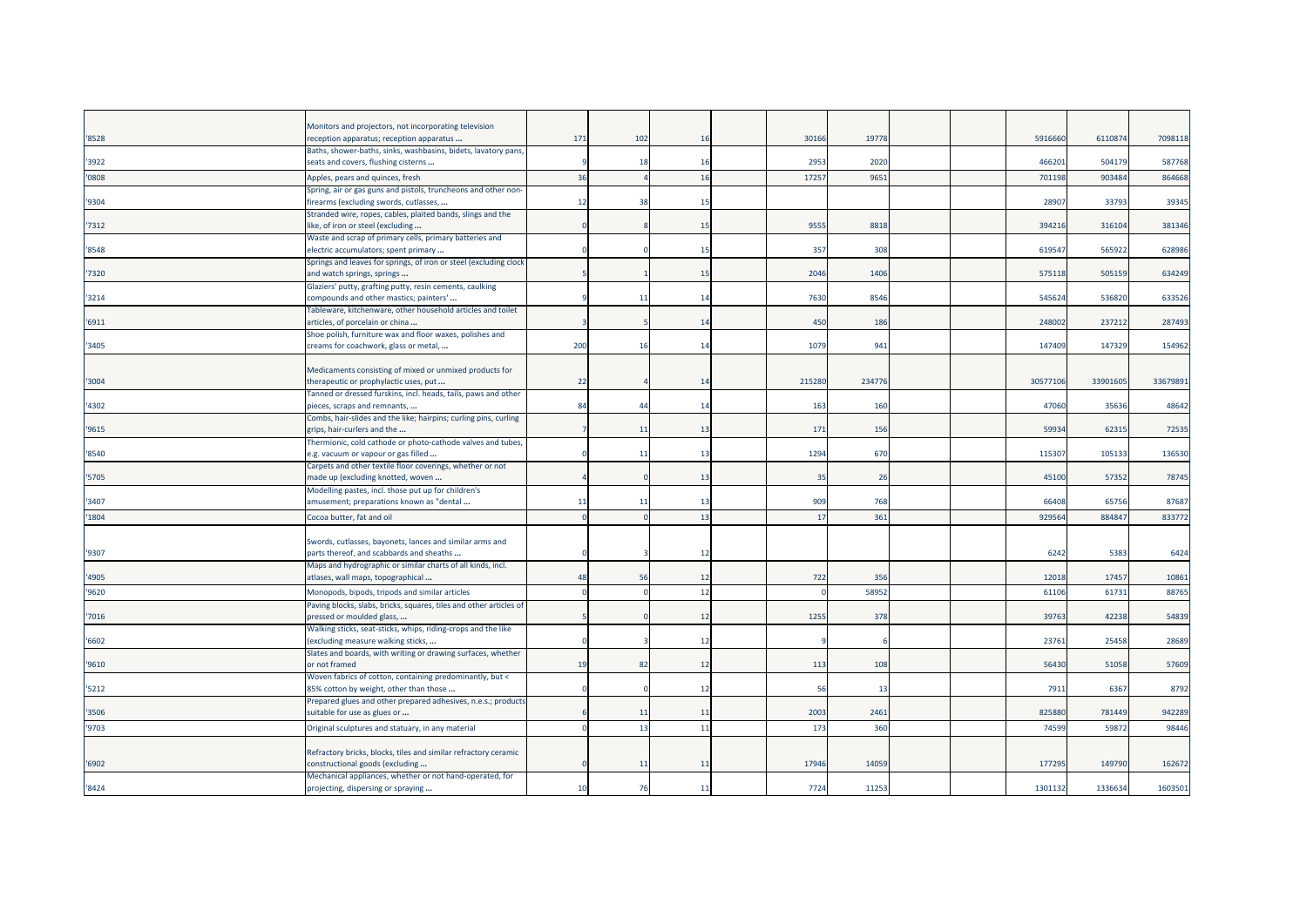| | | | | | | | | | | | | |
|---|---|---|---|---|---|---|---|---|---|---|---|---|
| '8528 | Monitors and projectors, not incorporating television reception apparatus; reception apparatus ... | 171 | 102 | 16 | | 30166 | 19778 | | | 5916660 | 6110874 | 7098118 |
| '3922 | Baths, shower-baths, sinks, washbasins, bidets, lavatory pans, seats and covers, flushing cisterns ... | 9 | 18 | 16 | | 2953 | 2020 | | | 466201 | 504179 | 587768 |
| '0808 | Apples, pears and quinces, fresh | 36 | 4 | 16 | | 17257 | 9651 | | | 701198 | 903484 | 864668 |
| '9304 | Spring, air or gas guns and pistols, truncheons and other non-firearms (excluding swords, cutlasses, ... | 12 | 38 | 15 | | | | | | 28907 | 33793 | 39345 |
| '7312 | Stranded wire, ropes, cables, plaited bands, slings and the like, of iron or steel (excluding ... | 0 | 8 | 15 | | 9555 | 8818 | | | 394216 | 316104 | 381346 |
| '8548 | Waste and scrap of primary cells, primary batteries and electric accumulators; spent primary ... | 0 | 0 | 15 | | 357 | 308 | | | 619547 | 565922 | 628986 |
| '7320 | Springs and leaves for springs, of iron or steel (excluding clock and watch springs, springs ... | 5 | 1 | 15 | | 2046 | 1406 | | | 575118 | 505159 | 634249 |
| '3214 | Glaziers' putty, grafting putty, resin cements, caulking compounds and other mastics; painters' ... | 9 | 11 | 14 | | 7630 | 8546 | | | 545624 | 536820 | 633526 |
| '6911 | Tableware, kitchenware, other household articles and toilet articles, of porcelain or china ... | 3 | 5 | 14 | | 450 | 186 | | | 248002 | 237212 | 287493 |
| '3405 | Shoe polish, furniture wax and floor waxes, polishes and creams for coachwork, glass or metal, ... | 200 | 16 | 14 | | 1079 | 941 | | | 147409 | 147329 | 154962 |
| '3004 | Medicaments consisting of mixed or unmixed products for therapeutic or prophylactic uses, put ... | 22 | 4 | 14 | | 215280 | 234776 | | | 30577106 | 33901605 | 33679891 |
| '4302 | Tanned or dressed furskins, incl. heads, tails, paws and other pieces, scraps and remnants, ... | 84 | 44 | 14 | | 163 | 160 | | | 47060 | 35636 | 48642 |
| '9615 | Combs, hair-slides and the like; hairpins; curling pins, curling grips, hair-curlers and the ... | 7 | 11 | 13 | | 171 | 156 | | | 59934 | 62315 | 72535 |
| '8540 | Thermionic, cold cathode or photo-cathode valves and tubes, e.g. vacuum or vapour or gas filled ... | 0 | 11 | 13 | | 1294 | 670 | | | 115307 | 105133 | 136530 |
| '5705 | Carpets and other textile floor coverings, whether or not made up (excluding knotted, woven ... | 4 | 0 | 13 | | 35 | 26 | | | 45100 | 57352 | 78745 |
| '3407 | Modelling pastes, incl. those put up for children's amusement; preparations known as "dental ... | 11 | 11 | 13 | | 909 | 768 | | | 66408 | 65756 | 87687 |
| '1804 | Cocoa butter, fat and oil | 0 | 0 | 13 | | 17 | 361 | | | 929564 | 884847 | 833772 |
| '9307 | Swords, cutlasses, bayonets, lances and similar arms and parts thereof, and scabbards and sheaths ... | 0 | 3 | 12 | | | | | | 6242 | 5383 | 6424 |
| '4905 | Maps and hydrographic or similar charts of all kinds, incl. atlases, wall maps, topographical ... | 48 | 56 | 12 | | 722 | 356 | | | 12018 | 17457 | 10861 |
| '9620 | Monopods, bipods, tripods and similar articles | 0 | 0 | 12 | | 0 | 58952 | | | 61106 | 61731 | 88765 |
| '7016 | Paving blocks, slabs, bricks, squares, tiles and other articles of pressed or moulded glass, ... | 5 | 0 | 12 | | 1255 | 378 | | | 39763 | 42238 | 54839 |
| '6602 | Walking sticks, seat-sticks, whips, riding-crops and the like (excluding measure walking sticks, ... | 0 | 3 | 12 | | 9 | 6 | | | 23761 | 25458 | 28689 |
| '9610 | Slates and boards, with writing or drawing surfaces, whether or not framed | 19 | 82 | 12 | | 113 | 108 | | | 56430 | 51058 | 57609 |
| '5212 | Woven fabrics of cotton, containing predominantly, but < 85% cotton by weight, other than those ... | 0 | 0 | 12 | | 56 | 13 | | | 7911 | 6367 | 8792 |
| '3506 | Prepared glues and other prepared adhesives, n.e.s.; products suitable for use as glues or ... | 6 | 11 | 11 | | 2003 | 2461 | | | 825880 | 781449 | 942289 |
| '9703 | Original sculptures and statuary, in any material | 0 | 13 | 11 | | 173 | 360 | | | 74599 | 59872 | 98446 |
| '6902 | Refractory bricks, blocks, tiles and similar refractory ceramic constructional goods (excluding ... | 0 | 11 | 11 | | 17946 | 14059 | | | 177295 | 149790 | 162672 |
| '8424 | Mechanical appliances, whether or not hand-operated, for projecting, dispersing or spraying ... | 10 | 76 | 11 | | 7724 | 11253 | | | 1301132 | 1336634 | 1603501 |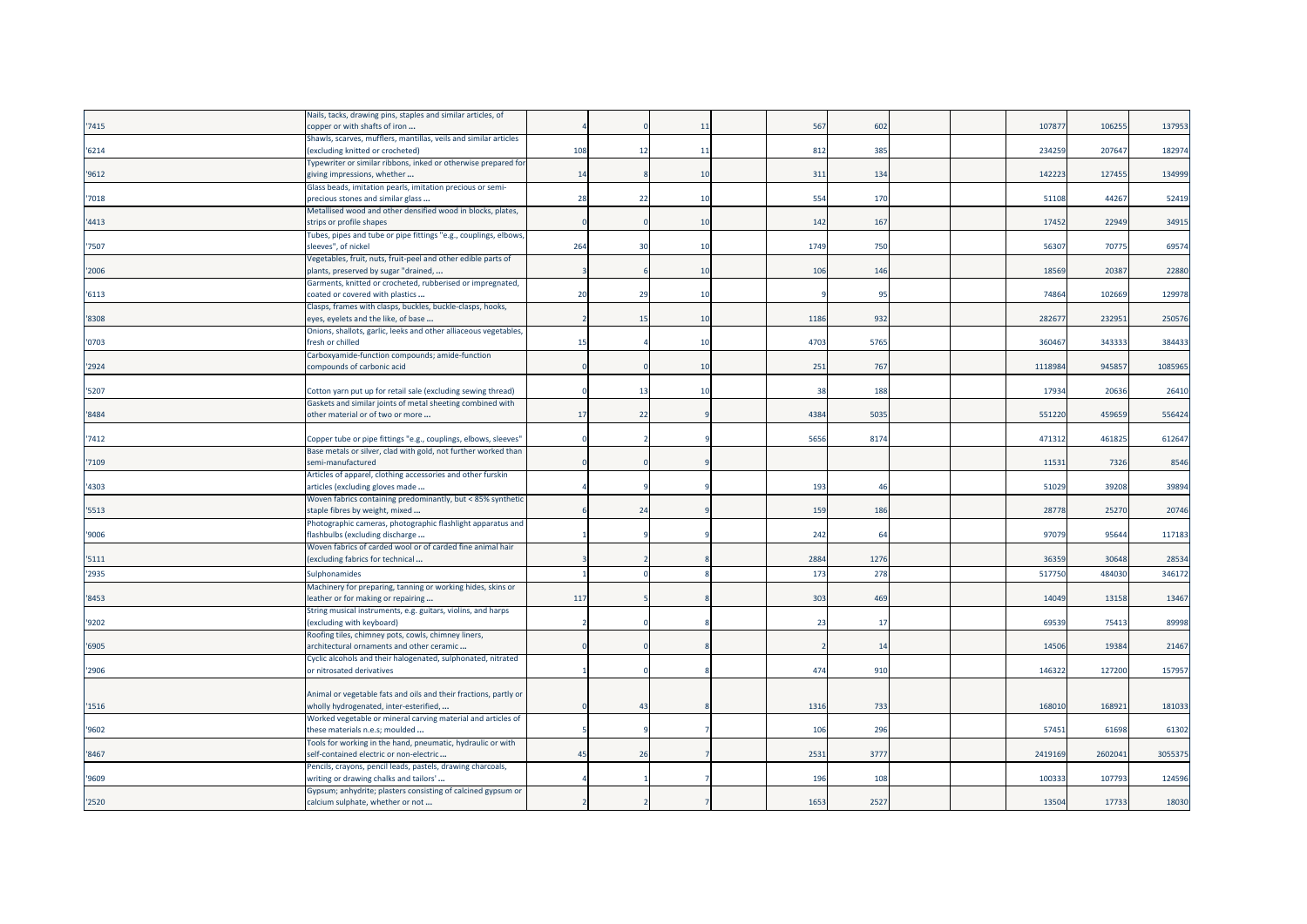| | | | | | | | | | | | | |
|---|---|---|---|---|---|---|---|---|---|---|---|---|
| '7415 | Nails, tacks, drawing pins, staples and similar articles, of copper or with shafts of iron ... | 4 | 0 | 11 | | 567 | 602 | | | 107877 | 106255 | 137953 |
| '6214 | Shawls, scarves, mufflers, mantillas, veils and similar articles (excluding knitted or crocheted) | 108 | 12 | 11 | | 812 | 385 | | | 234259 | 207647 | 182974 |
| '9612 | Typewriter or similar ribbons, inked or otherwise prepared for giving impressions, whether ... | 14 | 8 | 10 | | 311 | 134 | | | 142223 | 127455 | 134999 |
| '7018 | Glass beads, imitation pearls, imitation precious or semi-precious stones and similar glass ... | 28 | 22 | 10 | | 554 | 170 | | | 51108 | 44267 | 52419 |
| '4413 | Metallised wood and other densified wood in blocks, plates, strips or profile shapes | 0 | 0 | 10 | | 142 | 167 | | | 17452 | 22949 | 34915 |
| '7507 | Tubes, pipes and tube or pipe fittings "e.g., couplings, elbows, sleeves", of nickel | 264 | 30 | 10 | | 1749 | 750 | | | 56307 | 70775 | 69574 |
| '2006 | Vegetables, fruit, nuts, fruit-peel and other edible parts of plants, preserved by sugar "drained, ... | 3 | 6 | 10 | | 106 | 146 | | | 18569 | 20387 | 22880 |
| '6113 | Garments, knitted or crocheted, rubberised or impregnated, coated or covered with plastics ... | 20 | 29 | 10 | | 9 | 95 | | | 74864 | 102669 | 129978 |
| '8308 | Clasps, frames with clasps, buckles, buckle-clasps, hooks, eyes, eyelets and the like, of base ... | 2 | 15 | 10 | | 1186 | 932 | | | 282677 | 232951 | 250576 |
| '0703 | Onions, shallots, garlic, leeks and other alliaceous vegetables, fresh or chilled | 15 | 4 | 10 | | 4703 | 5765 | | | 360467 | 343333 | 384433 |
| '2924 | Carboxyamide-function compounds; amide-function compounds of carbonic acid | 0 | 0 | 10 | | 251 | 767 | | | 1118984 | 945857 | 1085965 |
| '5207 | Cotton yarn put up for retail sale (excluding sewing thread) | 0 | 13 | 10 | | 38 | 188 | | | 17934 | 20636 | 26410 |
| '8484 | Gaskets and similar joints of metal sheeting combined with other material or of two or more ... | 17 | 22 | 9 | | 4384 | 5035 | | | 551220 | 459659 | 556424 |
| '7412 | Copper tube or pipe fittings "e.g., couplings, elbows, sleeves" | 0 | 2 | 9 | | 5656 | 8174 | | | 471312 | 461825 | 612647 |
| '7109 | Base metals or silver, clad with gold, not further worked than semi-manufactured | 0 | 0 | 9 | | | | | | 11531 | 7326 | 8546 |
| '4303 | Articles of apparel, clothing accessories and other furskin articles (excluding gloves made ... | 4 | 9 | 9 | | 193 | 46 | | | 51029 | 39208 | 39894 |
| '5513 | Woven fabrics containing predominantly, but < 85% synthetic staple fibres by weight, mixed ... | 6 | 24 | 9 | | 159 | 186 | | | 28778 | 25270 | 20746 |
| '9006 | Photographic cameras, photographic flashlight apparatus and flashbulbs (excluding discharge ... | 1 | 9 | 9 | | 242 | 64 | | | 97079 | 95644 | 117183 |
| '5111 | Woven fabrics of carded wool or of carded fine animal hair (excluding fabrics for technical ... | 3 | 2 | 8 | | 2884 | 1276 | | | 36359 | 30648 | 28534 |
| '2935 | Sulphonamides | 1 | 0 | 8 | | 173 | 278 | | | 517750 | 484030 | 346172 |
| '8453 | Machinery for preparing, tanning or working hides, skins or leather or for making or repairing ... | 117 | 5 | 8 | | 303 | 469 | | | 14049 | 13158 | 13467 |
| '9202 | String musical instruments, e.g. guitars, violins, and harps (excluding with keyboard) | 2 | 0 | 8 | | 23 | 17 | | | 69539 | 75413 | 89998 |
| '6905 | Roofing tiles, chimney pots, cowls, chimney liners, architectural ornaments and other ceramic ... | 0 | 0 | 8 | | 2 | 14 | | | 14506 | 19384 | 21467 |
| '2906 | Cyclic alcohols and their halogenated, sulphonated, nitrated or nitrosated derivatives | 1 | 0 | 8 | | 474 | 910 | | | 146322 | 127200 | 157957 |
| '1516 | Animal or vegetable fats and oils and their fractions, partly or wholly hydrogenated, inter-esterified, ... | 0 | 43 | 8 | | 1316 | 733 | | | 168010 | 168921 | 181033 |
| '9602 | Worked vegetable or mineral carving material and articles of these materials n.e.s; moulded ... | 5 | 9 | 7 | | 106 | 296 | | | 57451 | 61698 | 61302 |
| '8467 | Tools for working in the hand, pneumatic, hydraulic or with self-contained electric or non-electric ... | 45 | 26 | 7 | | 2531 | 3777 | | | 2419169 | 2602041 | 3055375 |
| '9609 | Pencils, crayons, pencil leads, pastels, drawing charcoals, writing or drawing chalks and tailors' ... | 4 | 1 | 7 | | 196 | 108 | | | 100333 | 107793 | 124596 |
| '2520 | Gypsum; anhydrite; plasters consisting of calcined gypsum or calcium sulphate, whether or not ... | 2 | 2 | 7 | | 1653 | 2527 | | | 13504 | 17733 | 18030 |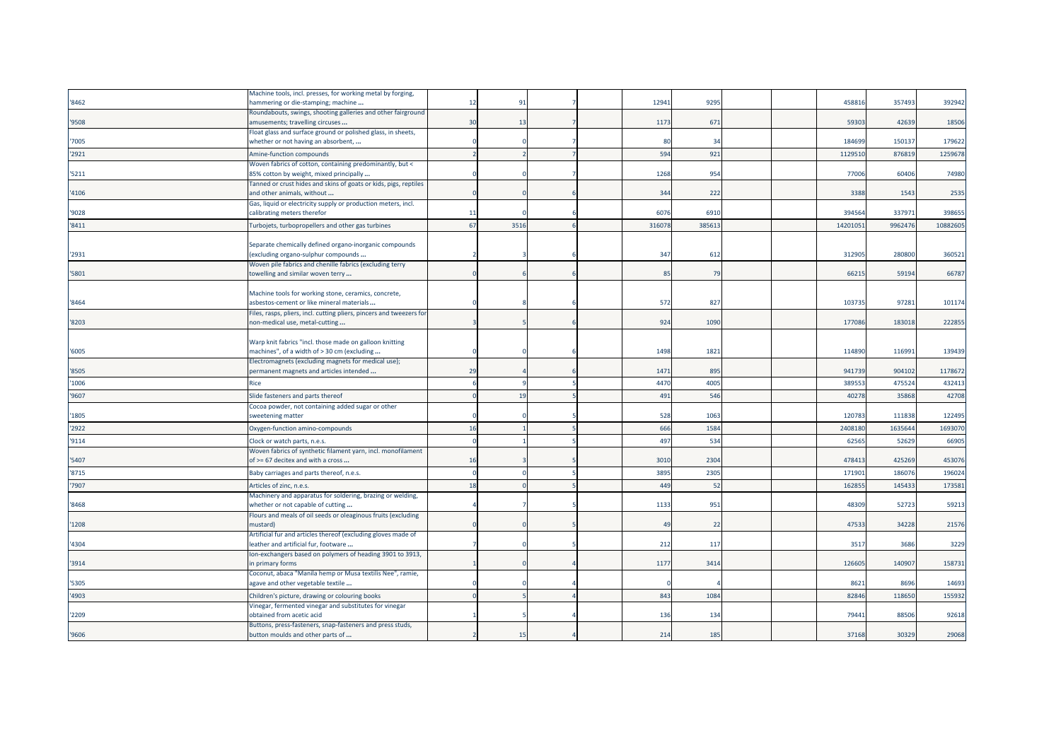| | | | | | | | | | | | | |
|---|---|---|---|---|---|---|---|---|---|---|---|---|
| '8462 | Machine tools, incl. presses, for working metal by forging, hammering or die-stamping; machine ... | 12 | 91 | 7 | | 12941 | 9295 | | | 458816 | 357493 | 392942 |
| '9508 | Roundabouts, swings, shooting galleries and other fairground amusements; travelling circuses ... | 30 | 13 | 7 | | 1173 | 671 | | | 59303 | 42639 | 18506 |
| '7005 | Float glass and surface ground or polished glass, in sheets, whether or not having an absorbent, ... | 0 | 0 | 7 | | 80 | 34 | | | 184699 | 150137 | 179622 |
| '2921 | Amine-function compounds | 2 | 2 | 7 | | 594 | 921 | | | 1129510 | 876819 | 1259678 |
| '5211 | Woven fabrics of cotton, containing predominantly, but < 85% cotton by weight, mixed principally ... | 0 | 0 | 7 | | 1268 | 954 | | | 77006 | 60406 | 74980 |
| '4106 | Tanned or crust hides and skins of goats or kids, pigs, reptiles and other animals, without ... | 0 | 0 | 6 | | 344 | 222 | | | 3388 | 1543 | 2535 |
| '9028 | Gas, liquid or electricity supply or production meters, incl. calibrating meters therefor | 11 | 0 | 6 | | 6076 | 6910 | | | 394564 | 337971 | 398655 |
| '8411 | Turbojets, turbopropellers and other gas turbines | 67 | 3516 | 6 | | 316078 | 385613 | | | 14201051 | 9962476 | 10882605 |
| '2931 | Separate chemically defined organo-inorganic compounds (excluding organo-sulphur compounds ... | 2 | 3 | 6 | | 347 | 612 | | | 312905 | 280800 | 360521 |
| '5801 | Woven pile fabrics and chenille fabrics (excluding terry towelling and similar woven terry ... | 0 | 6 | 6 | | 85 | 79 | | | 66215 | 59194 | 66787 |
| '8464 | Machine tools for working stone, ceramics, concrete, asbestos-cement or like mineral materials ... | 0 | 8 | 6 | | 572 | 827 | | | 103735 | 97281 | 101174 |
| '8203 | Files, rasps, pliers, incl. cutting pliers, pincers and tweezers for non-medical use, metal-cutting ... | 3 | 5 | 6 | | 924 | 1090 | | | 177086 | 183018 | 222855 |
| '6005 | Warp knit fabrics "incl. those made on galloon knitting machines", of a width of > 30 cm (excluding ... | 0 | 0 | 6 | | 1498 | 1821 | | | 114890 | 116991 | 139439 |
| '8505 | Electromagnets (excluding magnets for medical use); permanent magnets and articles intended ... | 29 | 4 | 6 | | 1471 | 895 | | | 941739 | 904102 | 1178672 |
| '1006 | Rice | 6 | 9 | 5 | | 4470 | 4005 | | | 389553 | 475524 | 432413 |
| '9607 | Slide fasteners and parts thereof | 0 | 19 | 5 | | 491 | 546 | | | 40278 | 35868 | 42708 |
| '1805 | Cocoa powder, not containing added sugar or other sweetening matter | 0 | 0 | 5 | | 528 | 1063 | | | 120783 | 111838 | 122495 |
| '2922 | Oxygen-function amino-compounds | 16 | 1 | 5 | | 666 | 1584 | | | 2408180 | 1635644 | 1693070 |
| '9114 | Clock or watch parts, n.e.s. | 0 | 1 | 5 | | 497 | 534 | | | 62565 | 52629 | 66905 |
| '5407 | Woven fabrics of synthetic filament yarn, incl. monofilament of >= 67 decitex and with a cross ... | 16 | 3 | 5 | | 3010 | 2304 | | | 478413 | 425269 | 453076 |
| '8715 | Baby carriages and parts thereof, n.e.s. | 0 | 0 | 5 | | 3895 | 2305 | | | 171901 | 186076 | 196024 |
| '7907 | Articles of zinc, n.e.s. | 18 | 0 | 5 | | 449 | 52 | | | 162855 | 145433 | 173581 |
| '8468 | Machinery and apparatus for soldering, brazing or welding, whether or not capable of cutting ... | 4 | 7 | 5 | | 1133 | 951 | | | 48309 | 52723 | 59213 |
| '1208 | Flours and meals of oil seeds or oleaginous fruits (excluding mustard) | 0 | 0 | 5 | | 49 | 22 | | | 47533 | 34228 | 21576 |
| '4304 | Artificial fur and articles thereof (excluding gloves made of leather and artificial fur, footware ... | 7 | 0 | 5 | | 212 | 117 | | | 3517 | 3686 | 3229 |
| '3914 | Ion-exchangers based on polymers of heading 3901 to 3913, in primary forms | 1 | 0 | 4 | | 1177 | 3414 | | | 126605 | 140907 | 158731 |
| '5305 | Coconut, abaca "Manila hemp or Musa textilis Nee", ramie, agave and other vegetable textile ... | 0 | 0 | 4 | | 0 | 4 | | | 8621 | 8696 | 14693 |
| '4903 | Children's picture, drawing or colouring books | 0 | 5 | 4 | | 843 | 1084 | | | 82846 | 118650 | 155932 |
| '2209 | Vinegar, fermented vinegar and substitutes for vinegar obtained from acetic acid | 1 | 5 | 4 | | 136 | 134 | | | 79441 | 88506 | 92618 |
| '9606 | Buttons, press-fasteners, snap-fasteners and press studs, button moulds and other parts of ... | 2 | 15 | 4 | | 214 | 185 | | | 37168 | 30329 | 29068 |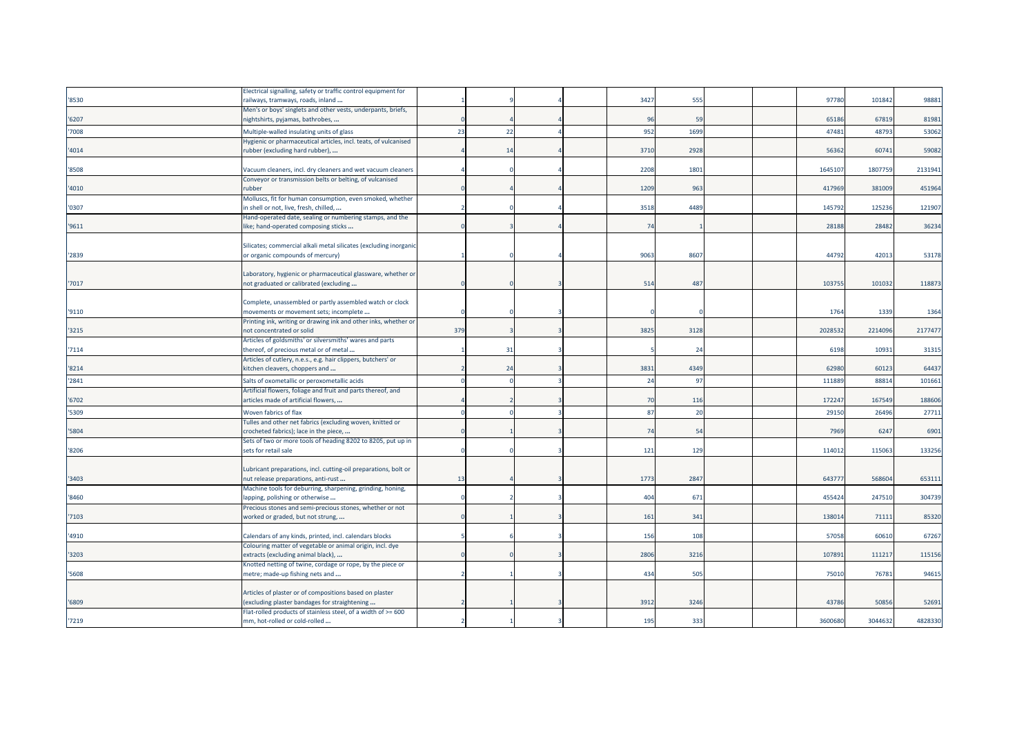| '8530 | Electrical signalling, safety or traffic control equipment for railways, tramways, roads, inland ... | 1 | 9 | 4 | | 3427 | 555 | | | 97780 | 101842 | 98881 |
|---|---|---|---|---|---|---|---|---|---|---|---|---|
| '6207 | Men's or boys' singlets and other vests, underpants, briefs, nightshirts, pyjamas, bathrobes, ... | 0 | 4 | 4 | | 96 | 59 | | | 65186 | 67819 | 81981 |
| '7008 | Multiple-walled insulating units of glass | 23 | 22 | 4 | | 952 | 1699 | | | 47481 | 48793 | 53062 |
| '4014 | Hygienic or pharmaceutical articles, incl. teats, of vulcanised rubber (excluding hard rubber), ... | 4 | 14 | 4 | | 3710 | 2928 | | | 56362 | 60741 | 59082 |
| '8508 | Vacuum cleaners, incl. dry cleaners and wet vacuum cleaners | 4 | 0 | 4 | | 2208 | 1801 | | | 1645107 | 1807759 | 2131941 |
| '4010 | Conveyor or transmission belts or belting, of vulcanised rubber | 0 | 4 | 4 | | 1209 | 963 | | | 417969 | 381009 | 451964 |
| '0307 | Molluscs, fit for human consumption, even smoked, whether in shell or not, live, fresh, chilled, ... | 2 | 0 | 4 | | 3518 | 4489 | | | 145792 | 125236 | 121907 |
| '9611 | Hand-operated date, sealing or numbering stamps, and the like; hand-operated composing sticks ... | 0 | 3 | 4 | | 74 | 1 | | | 28188 | 28482 | 36234 |
| '2839 | Silicates; commercial alkali metal silicates (excluding inorganic or organic compounds of mercury) | 1 | 0 | 4 | | 9063 | 8607 | | | 44792 | 42013 | 53178 |
| '7017 | Laboratory, hygienic or pharmaceutical glassware, whether or not graduated or calibrated (excluding ... | 0 | 0 | 3 | | 514 | 487 | | | 103755 | 101032 | 118873 |
| '9110 | Complete, unassembled or partly assembled watch or clock movements or movement sets; incomplete ... | 0 | 0 | 3 | | 0 | 0 | | | 1764 | 1339 | 1364 |
| '3215 | Printing ink, writing or drawing ink and other inks, whether or not concentrated or solid | 379 | 3 | 3 | | 3825 | 3128 | | | 2028532 | 2214096 | 2177477 |
| '7114 | Articles of goldsmiths' or silversmiths' wares and parts thereof, of precious metal or of metal ... | 1 | 31 | 3 | | 5 | 24 | | | 6198 | 10931 | 31315 |
| '8214 | Articles of cutlery, n.e.s., e.g. hair clippers, butchers' or kitchen cleavers, choppers and ... | 2 | 24 | 3 | | 3831 | 4349 | | | 62980 | 60123 | 64437 |
| '2841 | Salts of oxometallic or peroxometallic acids | 0 | 0 | 3 | | 24 | 97 | | | 111889 | 88814 | 101661 |
| '6702 | Artificial flowers, foliage and fruit and parts thereof, and articles made of artificial flowers, ... | 4 | 2 | 3 | | 70 | 116 | | | 172247 | 167549 | 188606 |
| '5309 | Woven fabrics of flax | 0 | 0 | 3 | | 87 | 20 | | | 29150 | 26496 | 27711 |
| '5804 | Tulles and other net fabrics (excluding woven, knitted or crocheted fabrics); lace in the piece, ... | 0 | 1 | 3 | | 74 | 54 | | | 7969 | 6247 | 6901 |
| '8206 | Sets of two or more tools of heading 8202 to 8205, put up in sets for retail sale | 0 | 0 | 3 | | 121 | 129 | | | 114012 | 115063 | 133256 |
| '3403 | Lubricant preparations, incl. cutting-oil preparations, bolt or nut release preparations, anti-rust ... | 13 | 4 | 3 | | 1773 | 2847 | | | 643777 | 568604 | 653111 |
| '8460 | Machine tools for deburring, sharpening, grinding, honing, lapping, polishing or otherwise ... | 0 | 2 | 3 | | 404 | 671 | | | 455424 | 247510 | 304739 |
| '7103 | Precious stones and semi-precious stones, whether or not worked or graded, but not strung, ... | 0 | 1 | 3 | | 161 | 341 | | | 138014 | 71111 | 85320 |
| '4910 | Calendars of any kinds, printed, incl. calendars blocks | 5 | 6 | 3 | | 156 | 108 | | | 57058 | 60610 | 67267 |
| '3203 | Colouring matter of vegetable or animal origin, incl. dye extracts (excluding animal black), ... | 0 | 0 | 3 | | 2806 | 3216 | | | 107891 | 111217 | 115156 |
| '5608 | Knotted netting of twine, cordage or rope, by the piece or metre; made-up fishing nets and ... | 2 | 1 | 3 | | 434 | 505 | | | 75010 | 76781 | 94615 |
| '6809 | Articles of plaster or of compositions based on plaster (excluding plaster bandages for straightening ... | 2 | 1 | 3 | | 3912 | 3246 | | | 43786 | 50856 | 52691 |
| '7219 | Flat-rolled products of stainless steel, of a width of >= 600 mm, hot-rolled or cold-rolled ... | 2 | 1 | 3 | | 195 | 333 | | | 3600680 | 3044632 | 4828330 |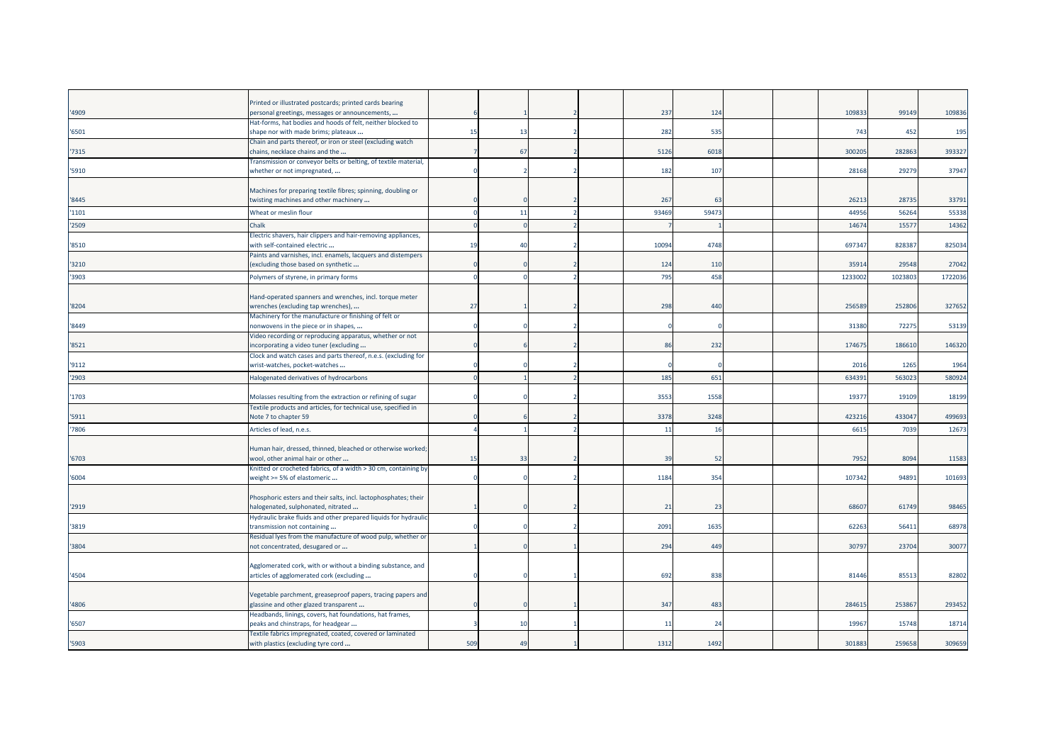| | | | | | | | | | | | | |
|---|---|---|---|---|---|---|---|---|---|---|---|---|
| '4909 | Printed or illustrated postcards; printed cards bearing personal greetings, messages or announcements, ... | 6 | 1 | 2 | | 237 | 124 | | | 109833 | 99149 | 109836 |
| '6501 | Hat-forms, hat bodies and hoods of felt, neither blocked to shape nor with made brims; plateaux ... | 15 | 13 | 2 | | 282 | 535 | | | 743 | 452 | 195 |
| '7315 | Chain and parts thereof, or iron or steel (excluding watch chains, necklace chains and the ... | 7 | 67 | 2 | | 5126 | 6018 | | | 300205 | 282863 | 393327 |
| '5910 | Transmission or conveyor belts or belting, of textile material, whether or not impregnated, ... | 0 | 2 | 2 | | 182 | 107 | | | 28168 | 29279 | 37947 |
| '8445 | Machines for preparing textile fibres; spinning, doubling or twisting machines and other machinery ... | 0 | 0 | 2 | | 267 | 63 | | | 26213 | 28735 | 33791 |
| '1101 | Wheat or meslin flour | 0 | 11 | 2 | | 93469 | 59473 | | | 44956 | 56264 | 55338 |
| '2509 | Chalk | 0 | 0 | 2 | | 7 | 1 | | | 14674 | 15577 | 14362 |
| '8510 | Electric shavers, hair clippers and hair-removing appliances, with self-contained electric ... | 19 | 40 | 2 | | 10094 | 4748 | | | 697347 | 828387 | 825034 |
| '3210 | Paints and varnishes, incl. enamels, lacquers and distempers (excluding those based on synthetic ... | 0 | 0 | 2 | | 124 | 110 | | | 35914 | 29548 | 27042 |
| '3903 | Polymers of styrene, in primary forms | 0 | 0 | 2 | | 795 | 458 | | | 1233002 | 1023803 | 1722036 |
| '8204 | Hand-operated spanners and wrenches, incl. torque meter wrenches (excluding tap wrenches), ... | 27 | 1 | 2 | | 298 | 440 | | | 256589 | 252806 | 327652 |
| '8449 | Machinery for the manufacture or finishing of felt or nonwovens in the piece or in shapes, ... | 0 | 0 | 2 | | 0 | 0 | | | 31380 | 72275 | 53139 |
| '8521 | Video recording or reproducing apparatus, whether or not incorporating a video tuner (excluding ... | 0 | 6 | 2 | | 86 | 232 | | | 174675 | 186610 | 146320 |
| '9112 | Clock and watch cases and parts thereof, n.e.s. (excluding for wrist-watches, pocket-watches ... | 0 | 0 | 2 | | 0 | 0 | | | 2016 | 1265 | 1964 |
| '2903 | Halogenated derivatives of hydrocarbons | 0 | 1 | 2 | | 185 | 651 | | | 634391 | 563023 | 580924 |
| '1703 | Molasses resulting from the extraction or refining of sugar | 0 | 0 | 2 | | 3553 | 1558 | | | 19377 | 19109 | 18199 |
| '5911 | Textile products and articles, for technical use, specified in Note 7 to chapter 59 | 0 | 6 | 2 | | 3378 | 3248 | | | 423216 | 433047 | 499693 |
| '7806 | Articles of lead, n.e.s. | 4 | 1 | 2 | | 11 | 16 | | | 6615 | 7039 | 12673 |
| '6703 | Human hair, dressed, thinned, bleached or otherwise worked; wool, other animal hair or other ... | 15 | 33 | 2 | | 39 | 52 | | | 7952 | 8094 | 11583 |
| '6004 | Knitted or crocheted fabrics, of a width > 30 cm, containing by weight >= 5% of elastomeric ... | 0 | 0 | 2 | | 1184 | 354 | | | 107342 | 94891 | 101693 |
| '2919 | Phosphoric esters and their salts, incl. lactophosphates; their halogenated, sulphonated, nitrated ... | 1 | 0 | 2 | | 21 | 23 | | | 68607 | 61749 | 98465 |
| '3819 | Hydraulic brake fluids and other prepared liquids for hydraulic transmission not containing ... | 0 | 0 | 2 | | 2091 | 1635 | | | 62263 | 56411 | 68978 |
| '3804 | Residual lyes from the manufacture of wood pulp, whether or not concentrated, desugared or ... | 1 | 0 | 1 | | 294 | 449 | | | 30797 | 23704 | 30077 |
| '4504 | Agglomerated cork, with or without a binding substance, and articles of agglomerated cork (excluding ... | 0 | 0 | 1 | | 692 | 838 | | | 81446 | 85513 | 82802 |
| '4806 | Vegetable parchment, greaseproof papers, tracing papers and glassine and other glazed transparent ... | 0 | 0 | 1 | | 347 | 483 | | | 284615 | 253867 | 293452 |
| '6507 | Headbands, linings, covers, hat foundations, hat frames, peaks and chinstraps, for headgear ... | 3 | 10 | 1 | | 11 | 24 | | | 19967 | 15748 | 18714 |
| '5903 | Textile fabrics impregnated, coated, covered or laminated with plastics (excluding tyre cord ... | 509 | 49 | 1 | | 1312 | 1492 | | | 301883 | 259658 | 309659 |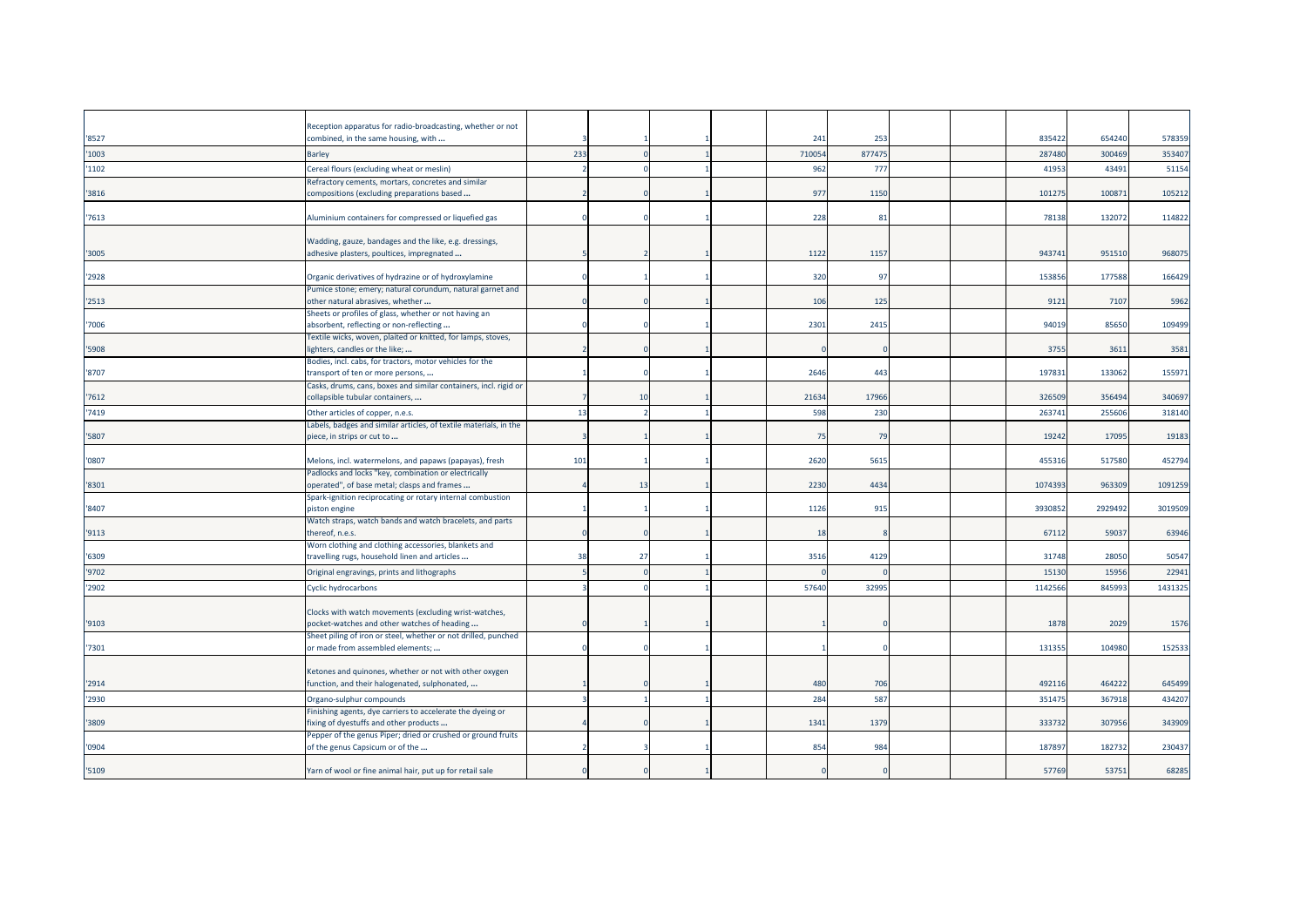| | | | | | | | | | | | | |
|---|---|---|---|---|---|---|---|---|---|---|---|---|
| '8527 | Reception apparatus for radio-broadcasting, whether or not combined, in the same housing, with ... | 3 | 1 | 1 | | 241 | 253 | | | 835422 | 654240 | 578359 |
| '1003 | Barley | 233 | 0 | 1 | | 710054 | 877475 | | | 287480 | 300469 | 353407 |
| '1102 | Cereal flours (excluding wheat or meslin) | 2 | 0 | 1 | | 962 | 777 | | | 41953 | 43491 | 51154 |
| '3816 | Refractory cements, mortars, concretes and similar compositions (excluding preparations based ... | 2 | 0 | 1 | | 977 | 1150 | | | 101275 | 100871 | 105212 |
| '7613 | Aluminium containers for compressed or liquefied gas | 0 | 0 | 1 | | 228 | 81 | | | 78138 | 132072 | 114822 |
| '3005 | Wadding, gauze, bandages and the like, e.g. dressings, adhesive plasters, poultices, impregnated ... | 5 | 2 | 1 | | 1122 | 1157 | | | 943741 | 951510 | 968075 |
| '2928 | Organic derivatives of hydrazine or of hydroxylamine | 0 | 1 | 1 | | 320 | 97 | | | 153856 | 177588 | 166429 |
| '2513 | Pumice stone; emery; natural corundum, natural garnet and other natural abrasives, whether ... | 0 | 0 | 1 | | 106 | 125 | | | 9121 | 7107 | 5962 |
| '7006 | Sheets or profiles of glass, whether or not having an absorbent, reflecting or non-reflecting ... | 0 | 0 | 1 | | 2301 | 2415 | | | 94019 | 85650 | 109499 |
| '5908 | Textile wicks, woven, plaited or knitted, for lamps, stoves, lighters, candles or the like; ... | 2 | 0 | 1 | | 0 | 0 | | | 3755 | 3611 | 3581 |
| '8707 | Bodies, incl. cabs, for tractors, motor vehicles for the transport of ten or more persons, ... | 1 | 0 | 1 | | 2646 | 443 | | | 197831 | 133062 | 155971 |
| '7612 | Casks, drums, cans, boxes and similar containers, incl. rigid or collapsible tubular containers, ... | 7 | 10 | 1 | | 21634 | 17966 | | | 326509 | 356494 | 340697 |
| '7419 | Other articles of copper, n.e.s. | 13 | 2 | 1 | | 598 | 230 | | | 263741 | 255606 | 318140 |
| '5807 | Labels, badges and similar articles, of textile materials, in the piece, in strips or cut to ... | 3 | 1 | 1 | | 75 | 79 | | | 19242 | 17095 | 19183 |
| '0807 | Melons, incl. watermelons, and papaws (papayas), fresh | 101 | 1 | 1 | | 2620 | 5615 | | | 455316 | 517580 | 452794 |
| '8301 | Padlocks and locks "key, combination or electrically operated", of base metal; clasps and frames ... | 4 | 13 | 1 | | 2230 | 4434 | | | 1074393 | 963309 | 1091259 |
| '8407 | Spark-ignition reciprocating or rotary internal combustion piston engine | 1 | 1 | 1 | | 1126 | 915 | | | 3930852 | 2929492 | 3019509 |
| '9113 | Watch straps, watch bands and watch bracelets, and parts thereof, n.e.s. | 0 | 0 | 1 | | 18 | 8 | | | 67112 | 59037 | 63946 |
| '6309 | Worn clothing and clothing accessories, blankets and travelling rugs, household linen and articles ... | 38 | 27 | 1 | | 3516 | 4129 | | | 31748 | 28050 | 50547 |
| '9702 | Original engravings, prints and lithographs | 5 | 0 | 1 | | 0 | 0 | | | 15130 | 15956 | 22941 |
| '2902 | Cyclic hydrocarbons | 3 | 0 | 1 | | 57640 | 32995 | | | 1142566 | 845993 | 1431325 |
| '9103 | Clocks with watch movements (excluding wrist-watches, pocket-watches and other watches of heading ... | 0 | 1 | 1 | | 1 | 0 | | | 1878 | 2029 | 1576 |
| '7301 | Sheet piling of iron or steel, whether or not drilled, punched or made from assembled elements; ... | 0 | 0 | 1 | | 1 | 0 | | | 131355 | 104980 | 152533 |
| '2914 | Ketones and quinones, whether or not with other oxygen function, and their halogenated, sulphonated, ... | 1 | 0 | 1 | | 480 | 706 | | | 492116 | 464222 | 645499 |
| '2930 | Organo-sulphur compounds | 3 | 1 | 1 | | 284 | 587 | | | 351475 | 367918 | 434207 |
| '3809 | Finishing agents, dye carriers to accelerate the dyeing or fixing of dyestuffs and other products ... | 4 | 0 | 1 | | 1341 | 1379 | | | 333732 | 307956 | 343909 |
| '0904 | Pepper of the genus Piper; dried or crushed or ground fruits of the genus Capsicum or of the ... | 2 | 3 | 1 | | 854 | 984 | | | 187897 | 182732 | 230437 |
| '5109 | Yarn of wool or fine animal hair, put up for retail sale | 0 | 0 | 1 | | 0 | 0 | | | 57769 | 53751 | 68285 |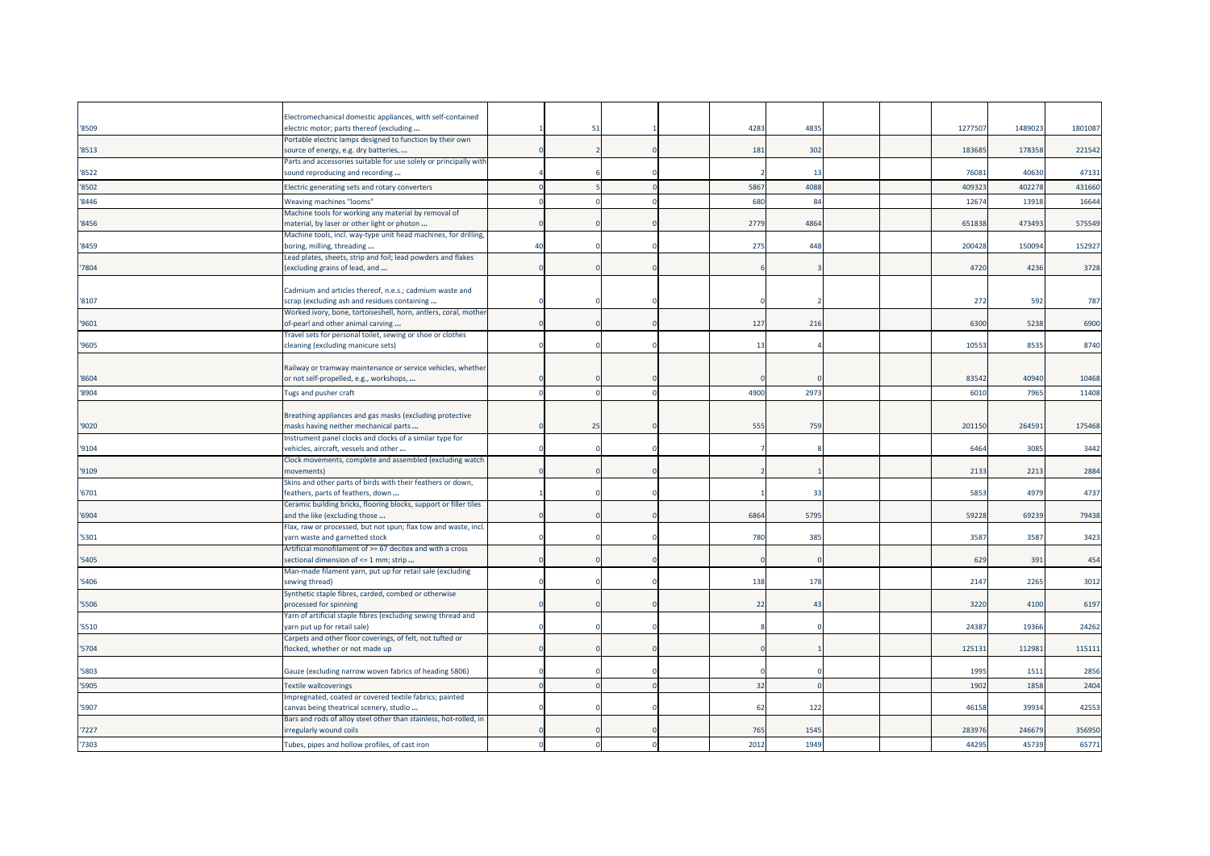| | | | | | | | | | | | | |
|---|---|---|---|---|---|---|---|---|---|---|---|---|
| '8509 | Electromechanical domestic appliances, with self-contained electric motor; parts thereof (excluding ... | 1 | 51 | 1 | | 4283 | 4835 | | | 1277507 | 1489023 | 1801087 |
| '8513 | Portable electric lamps designed to function by their own source of energy, e.g. dry batteries, ... | 0 | 2 | 0 | | 181 | 302 | | | 183685 | 178358 | 221542 |
| '8522 | Parts and accessories suitable for use solely or principally with sound reproducing and recording ... | 4 | 6 | 0 | | 2 | 13 | | | 76081 | 40630 | 47131 |
| '8502 | Electric generating sets and rotary converters | 0 | 5 | 0 | | 5867 | 4088 | | | 409323 | 402278 | 431660 |
| '8446 | Weaving machines "looms" | 0 | 0 | 0 | | 680 | 84 | | | 12674 | 13918 | 16644 |
| '8456 | Machine tools for working any material by removal of material, by laser or other light or photon ... | 0 | 0 | 0 | | 2779 | 4864 | | | 651838 | 473493 | 575549 |
| '8459 | Machine tools, incl. way-type unit head machines, for drilling, boring, milling, threading ... | 40 | 0 | 0 | | 275 | 448 | | | 200428 | 150094 | 152927 |
| '7804 | Lead plates, sheets, strip and foil; lead powders and flakes (excluding grains of lead, and ... | 0 | 0 | 0 | | 6 | 3 | | | 4720 | 4236 | 3728 |
| '8107 | Cadmium and articles thereof, n.e.s.; cadmium waste and scrap (excluding ash and residues containing ... | 0 | 0 | 0 | | 0 | 2 | | | 272 | 592 | 787 |
| '9601 | Worked ivory, bone, tortoiseshell, horn, antlers, coral, mother-of-pearl and other animal carving ... | 0 | 0 | 0 | | 127 | 216 | | | 6300 | 5238 | 6900 |
| '9605 | Travel sets for personal toilet, sewing or shoe or clothes cleaning (excluding manicure sets) | 0 | 0 | 0 | | 13 | 4 | | | 10553 | 8535 | 8740 |
| '8604 | Railway or tramway maintenance or service vehicles, whether or not self-propelled, e.g., workshops, ... | 0 | 0 | 0 | | 0 | 0 | | | 83542 | 40940 | 10468 |
| '8904 | Tugs and pusher craft | 0 | 0 | 0 | | 4900 | 2973 | | | 6010 | 7965 | 11408 |
| '9020 | Breathing appliances and gas masks (excluding protective masks having neither mechanical parts ... | 0 | 25 | 0 | | 555 | 759 | | | 201150 | 264591 | 175468 |
| '9104 | Instrument panel clocks and clocks of a similar type for vehicles, aircraft, vessels and other ... | 0 | 0 | 0 | | 7 | 8 | | | 6464 | 3085 | 3442 |
| '9109 | Clock movements, complete and assembled (excluding watch movements) | 0 | 0 | 0 | | 2 | 1 | | | 2133 | 2213 | 2884 |
| '6701 | Skins and other parts of birds with their feathers or down, feathers, parts of feathers, down ... | 1 | 0 | 0 | | 1 | 33 | | | 5853 | 4979 | 4737 |
| '6904 | Ceramic building bricks, flooring blocks, support or filler tiles and the like (excluding those ... | 0 | 0 | 0 | | 6864 | 5795 | | | 59228 | 69239 | 79438 |
| '5301 | Flax, raw or processed, but not spun; flax tow and waste, incl. yarn waste and garnetted stock | 0 | 0 | 0 | | 780 | 385 | | | 3587 | 3587 | 3423 |
| '5405 | Artificial monofilament of >= 67 decitex and with a cross sectional dimension of <= 1 mm; strip ... | 0 | 0 | 0 | | 0 | 0 | | | 629 | 391 | 454 |
| '5406 | Man-made filament yarn, put up for retail sale (excluding sewing thread) | 0 | 0 | 0 | | 138 | 178 | | | 2147 | 2265 | 3012 |
| '5506 | Synthetic staple fibres, carded, combed or otherwise processed for spinning | 0 | 0 | 0 | | 22 | 43 | | | 3220 | 4100 | 6197 |
| '5510 | Yarn of artificial staple fibres (excluding sewing thread and yarn put up for retail sale) | 0 | 0 | 0 | | 8 | 0 | | | 24387 | 19366 | 24262 |
| '5704 | Carpets and other floor coverings, of felt, not tufted or flocked, whether or not made up | 0 | 0 | 0 | | 0 | 1 | | | 125131 | 112981 | 115111 |
| '5803 | Gauze (excluding narrow woven fabrics of heading 5806) | 0 | 0 | 0 | | 0 | 0 | | | 1995 | 1511 | 2856 |
| '5905 | Textile wallcoverings | 0 | 0 | 0 | | 32 | 0 | | | 1902 | 1858 | 2404 |
| '5907 | Impregnated, coated or covered textile fabrics; painted canvas being theatrical scenery, studio ... | 0 | 0 | 0 | | 62 | 122 | | | 46158 | 39934 | 42553 |
| '7227 | Bars and rods of alloy steel other than stainless, hot-rolled, in irregularly wound coils | 0 | 0 | 0 | | 765 | 1545 | | | 283976 | 246679 | 356950 |
| '7303 | Tubes, pipes and hollow profiles, of cast iron | 0 | 0 | 0 | | 2012 | 1949 | | | 44295 | 45739 | 65771 |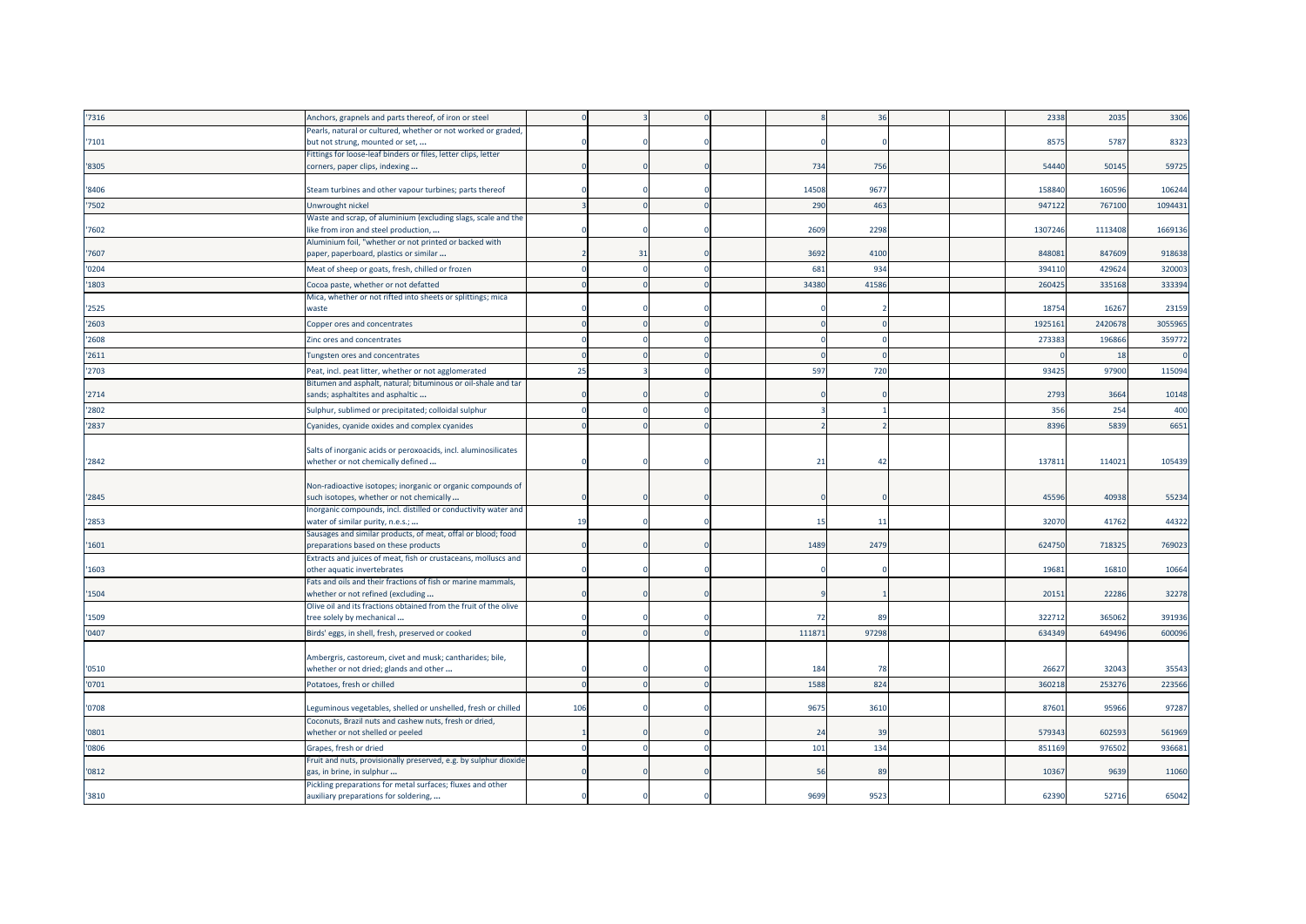| | | | | | | | | | | | | |
|---|---|---|---|---|---|---|---|---|---|---|---|---|
| '7316 | Anchors, grapnels and parts thereof, of iron or steel | 0 | 3 | 0 | | 8 | 36 | | | 2338 | 2035 | 3306 |
| '7101 | Pearls, natural or cultured, whether or not worked or graded, but not strung, mounted or set, ... | 0 | 0 | 0 | | 0 | 0 | | | 8575 | 5787 | 8323 |
| '8305 | Fittings for loose-leaf binders or files, letter clips, letter corners, paper clips, indexing ... | 0 | 0 | 0 | | 734 | 756 | | | 54440 | 50145 | 59725 |
| '8406 | Steam turbines and other vapour turbines; parts thereof | 0 | 0 | 0 | | 14508 | 9677 | | | 158840 | 160596 | 106244 |
| '7502 | Unwrought nickel | 3 | 0 | 0 | | 290 | 463 | | | 947122 | 767100 | 1094431 |
| '7602 | Waste and scrap, of aluminium (excluding slags, scale and the like from iron and steel production, ... | 0 | 0 | 0 | | 2609 | 2298 | | | 1307246 | 1113408 | 1669136 |
| '7607 | Aluminium foil, "whether or not printed or backed with paper, paperboard, plastics or similar ... | 2 | 31 | 0 | | 3692 | 4100 | | | 848081 | 847609 | 918638 |
| '0204 | Meat of sheep or goats, fresh, chilled or frozen | 0 | 0 | 0 | | 681 | 934 | | | 394110 | 429624 | 320003 |
| '1803 | Cocoa paste, whether or not defatted | 0 | 0 | 0 | | 34380 | 41586 | | | 260425 | 335168 | 333394 |
| '2525 | Mica, whether or not rifted into sheets or splittings; mica waste | 0 | 0 | 0 | | 0 | 2 | | | 18754 | 16267 | 23159 |
| '2603 | Copper ores and concentrates | 0 | 0 | 0 | | 0 | 0 | | | 1925161 | 2420678 | 3055965 |
| '2608 | Zinc ores and concentrates | 0 | 0 | 0 | | 0 | 0 | | | 273383 | 196866 | 359772 |
| '2611 | Tungsten ores and concentrates | 0 | 0 | 0 | | 0 | 0 | | | 0 | 18 | 0 |
| '2703 | Peat, incl. peat litter, whether or not agglomerated | 25 | 3 | 0 | | 597 | 720 | | | 93425 | 97900 | 115094 |
| '2714 | Bitumen and asphalt, natural; bituminous or oil-shale and tar sands; asphaltites and asphaltic ... | 0 | 0 | 0 | | 0 | 0 | | | 2793 | 3664 | 10148 |
| '2802 | Sulphur, sublimed or precipitated; colloidal sulphur | 0 | 0 | 0 | | 3 | 1 | | | 356 | 254 | 400 |
| '2837 | Cyanides, cyanide oxides and complex cyanides | 0 | 0 | 0 | | 2 | 2 | | | 8396 | 5839 | 6651 |
| '2842 | Salts of inorganic acids or peroxoacids, incl. aluminosilicates whether or not chemically defined ... | 0 | 0 | 0 | | 21 | 42 | | | 137811 | 114021 | 105439 |
| '2845 | Non-radioactive isotopes; inorganic or organic compounds of such isotopes, whether or not chemically ... | 0 | 0 | 0 | | 0 | 0 | | | 45596 | 40938 | 55234 |
| '2853 | Inorganic compounds, incl. distilled or conductivity water and water of similar purity, n.e.s.; ... | 19 | 0 | 0 | | 15 | 11 | | | 32070 | 41762 | 44322 |
| '1601 | Sausages and similar products, of meat, offal or blood; food preparations based on these products | 0 | 0 | 0 | | 1489 | 2479 | | | 624750 | 718325 | 769023 |
| '1603 | Extracts and juices of meat, fish or crustaceans, molluscs and other aquatic invertebrates | 0 | 0 | 0 | | 0 | 0 | | | 19681 | 16810 | 10664 |
| '1504 | Fats and oils and their fractions of fish or marine mammals, whether or not refined (excluding ... | 0 | 0 | 0 | | 9 | 1 | | | 20151 | 22286 | 32278 |
| '1509 | Olive oil and its fractions obtained from the fruit of the olive tree solely by mechanical ... | 0 | 0 | 0 | | 72 | 89 | | | 322712 | 365062 | 391936 |
| '0407 | Birds' eggs, in shell, fresh, preserved or cooked | 0 | 0 | 0 | | 111871 | 97298 | | | 634349 | 649496 | 600096 |
| '0510 | Ambergris, castoreum, civet and musk; cantharides; bile, whether or not dried; glands and other ... | 0 | 0 | 0 | | 184 | 78 | | | 26627 | 32043 | 35543 |
| '0701 | Potatoes, fresh or chilled | 0 | 0 | 0 | | 1588 | 824 | | | 360218 | 253276 | 223566 |
| '0708 | Leguminous vegetables, shelled or unshelled, fresh or chilled | 106 | 0 | 0 | | 9675 | 3610 | | | 87601 | 95966 | 97287 |
| '0801 | Coconuts, Brazil nuts and cashew nuts, fresh or dried, whether or not shelled or peeled | 1 | 0 | 0 | | 24 | 39 | | | 579343 | 602593 | 561969 |
| '0806 | Grapes, fresh or dried | 0 | 0 | 0 | | 101 | 134 | | | 851169 | 976502 | 936681 |
| '0812 | Fruit and nuts, provisionally preserved, e.g. by sulphur dioxide gas, in brine, in sulphur ... | 0 | 0 | 0 | | 56 | 89 | | | 10367 | 9639 | 11060 |
| '3810 | Pickling preparations for metal surfaces; fluxes and other auxiliary preparations for soldering, ... | 0 | 0 | 0 | | 9699 | 9523 | | | 62390 | 52716 | 65042 |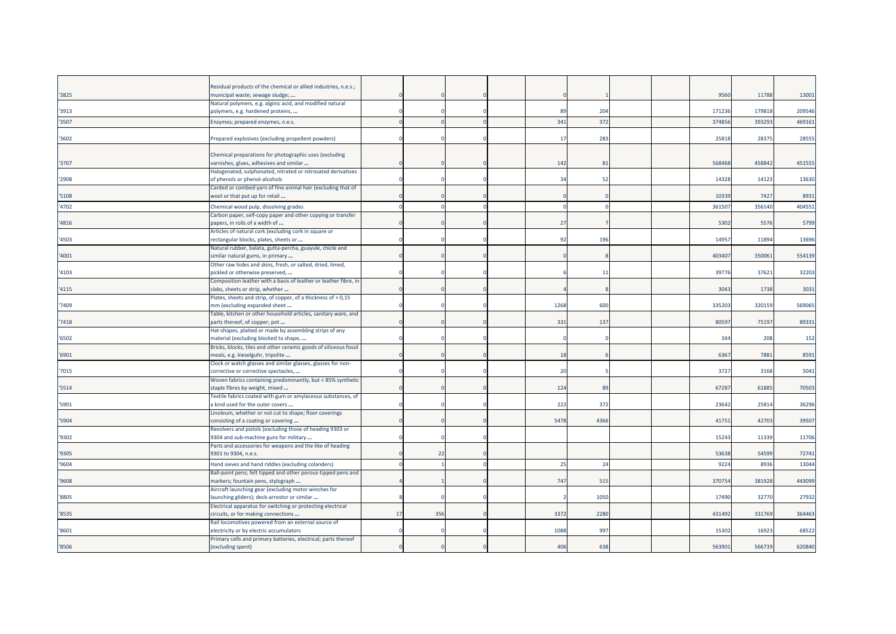| | | | | | | | | | | | |
|---|---|---|---|---|---|---|---|---|---|---|---|
| '3825 | Residual products of the chemical or allied industries, n.e.s.; municipal waste; sewage sludge; ... | 0 | 0 | 0 | | 0 | 1 | | | 9560 | 11788 | 13001 |
| '3913 | Natural polymers, e.g. alginic acid, and modified natural polymers, e.g. hardened proteins, ... | 0 | 0 | 0 | | 89 | 204 | | | 171236 | 179818 | 209546 |
| '3507 | Enzymes; prepared enzymes, n.e.s. | 0 | 0 | 0 | | 341 | 372 | | | 374856 | 393293 | 469161 |
| '3602 | Prepared explosives (excluding propellent powders) | 0 | 0 | 0 | | 17 | 283 | | | 25818 | 28375 | 28555 |
| '3707 | Chemical preparations for photographic uses (excluding varnishes, glues, adhesives and similar ... | 0 | 0 | 0 | | 142 | 81 | | | 568468 | 458842 | 451555 |
| '2908 | Halogenated, sulphonated, nitrated or nitrosated derivatives of phenols or phenol-alcohols | 0 | 0 | 0 | | 34 | 52 | | | 14328 | 14123 | 13630 |
| '5108 | Carded or combed yarn of fine animal hair (excluding that of wool or that put up for retail ... | 0 | 0 | 0 | | 0 | 0 | | | 10339 | 7427 | 8931 |
| '4702 | Chemical wood pulp, dissolving grades | 0 | 0 | 0 | | 0 | 0 | | | 361507 | 356140 | 404551 |
| '4816 | Carbon paper, self-copy paper and other copying or transfer papers, in rolls of a width of ... | 0 | 0 | 0 | | 27 | 7 | | | 5302 | 5576 | 5799 |
| '4503 | Articles of natural cork (excluding cork in square or rectangular blocks, plates, sheets or ... | 0 | 0 | 0 | | 92 | 196 | | | 14957 | 11894 | 13696 |
| '4001 | Natural rubber, balata, gutta-percha, guayule, chicle and similar natural gums, in primary ... | 0 | 0 | 0 | | 0 | 8 | | | 403407 | 350061 | 554139 |
| '4103 | Other raw hides and skins, fresh, or salted, dried, limed, pickled or otherwise preserved, ... | 0 | 0 | 0 | | 6 | 11 | | | 39776 | 37621 | 32203 |
| '4115 | Composition leather with a basis of leather or leather fibre, in slabs, sheets or strip, whether ... | 0 | 0 | 0 | | 4 | 8 | | | 3043 | 1738 | 3031 |
| '7409 | Plates, sheets and strip, of copper, of a thickness of > 0,15 mm (excluding expanded sheet ... | 0 | 0 | 0 | | 1268 | 600 | | | 335203 | 320159 | 569065 |
| '7418 | Table, kitchen or other household articles, sanitary ware, and parts thereof, of copper; pot ... | 0 | 0 | 0 | | 331 | 137 | | | 80597 | 75197 | 89331 |
| '6502 | Hat-shapes, plaited or made by assembling strips of any material (excluding blocked to shape, ... | 0 | 0 | 0 | | 0 | 0 | | | 344 | 208 | 152 |
| '6901 | Bricks, blocks, tiles and other ceramic goods of siliceous fossil meals, e.g. kieselguhr, tripolite ... | 0 | 0 | 0 | | 18 | 6 | | | 6367 | 7881 | 8591 |
| '7015 | Clock or watch glasses and similar glasses, glasses for non-corrective or corrective spectacles, ... | 0 | 0 | 0 | | 20 | 5 | | | 3727 | 3168 | 5041 |
| '5514 | Woven fabrics containing predominantly, but < 85% synthetic staple fibres by weight, mixed ... | 0 | 0 | 0 | | 124 | 89 | | | 67287 | 61885 | 70503 |
| '5901 | Textile fabrics coated with gum or amylaceous substances, of a kind used for the outer covers ... | 0 | 0 | 0 | | 222 | 372 | | | 23642 | 25814 | 36296 |
| '5904 | Linoleum, whether or not cut to shape; floor coverings consisting of a coating or covering ... | 0 | 0 | 0 | | 5478 | 4366 | | | 41751 | 42703 | 39507 |
| '9302 | Revolvers and pistols (excluding those of heading 9303 or 9304 and sub-machine guns for military ... | 0 | 0 | 0 | | | | | | 15243 | 11339 | 11706 |
| '9305 | Parts and accessories for weapons and the like of heading 9301 to 9304, n.e.s. | 0 | 22 | 0 | | | | | | 53638 | 54599 | 72741 |
| '9604 | Hand sieves and hand riddles (excluding colanders) | 0 | 1 | 0 | | 25 | 24 | | | 9224 | 8936 | 13044 |
| '9608 | Ball-point pens; felt tipped and other porous-tipped pens and markers; fountain pens, stylograph ... | 4 | 1 | 0 | | 747 | 515 | | | 370754 | 381928 | 443099 |
| '8805 | Aircraft launching gear (excluding motor winches for launching gliders); deck-arrestor or similar ... | 8 | 0 | 0 | | 2 | 1050 | | | 17490 | 32770 | 27932 |
| '8535 | Electrical apparatus for switching or protecting electrical circuits, or for making connections ... | 17 | 356 | 0 | | 3372 | 2280 | | | 431492 | 331769 | 364463 |
| '8601 | Rail locomotives powered from an external source of electricity or by electric accumulators | 0 | 0 | 0 | | 1088 | 997 | | | 15302 | 16923 | 68522 |
| '8506 | Primary cells and primary batteries, electrical; parts thereof (excluding spent) | 0 | 0 | 0 | | 406 | 638 | | | 563901 | 566739 | 620840 |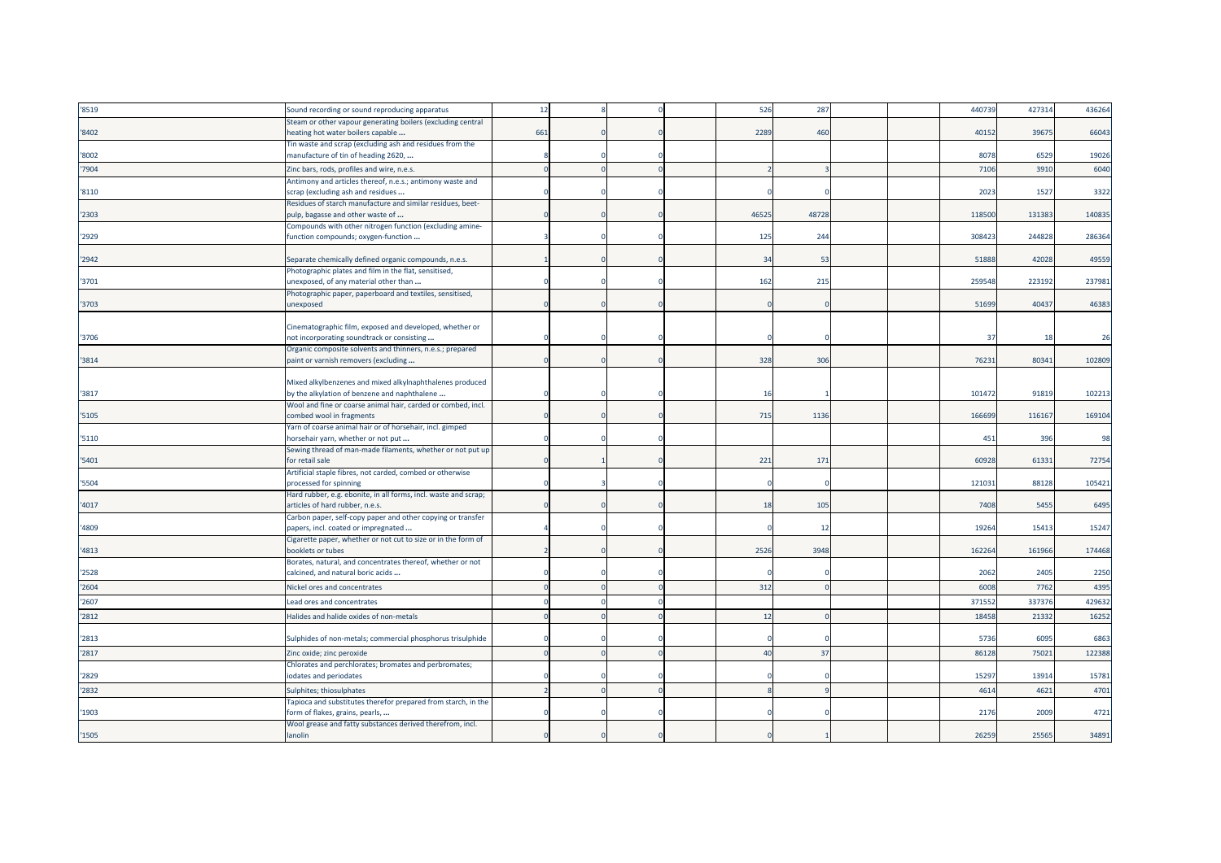| '8519 | Sound recording or sound reproducing apparatus | 12 | 8 | 0 | | 526 | 287 | | | 440739 | 427314 | 436264 |
|---|---|---|---|---|---|---|---|---|---|---|---|---|
| '8402 | Steam or other vapour generating boilers (excluding central heating hot water boilers capable ... | 661 | 0 | 0 | | 2289 | 460 | | | 40152 | 39675 | 66043 |
| '8002 | Tin waste and scrap (excluding ash and residues from the manufacture of tin of heading 2620, ... | 8 | 0 | 0 | | | | | | 8078 | 6529 | 19026 |
| '7904 | Zinc bars, rods, profiles and wire, n.e.s. | 0 | 0 | 0 | | 2 | 3 | | | 7106 | 3910 | 6040 |
| '8110 | Antimony and articles thereof, n.e.s.; antimony waste and scrap (excluding ash and residues ... | 0 | 0 | 0 | | 0 | 0 | | | 2023 | 1527 | 3322 |
| '2303 | Residues of starch manufacture and similar residues, beet-pulp, bagasse and other waste of ... | 0 | 0 | 0 | | 46525 | 48728 | | | 118500 | 131383 | 140835 |
| '2929 | Compounds with other nitrogen function (excluding amine-function compounds; oxygen-function ... | 3 | 0 | 0 | | 125 | 244 | | | 308423 | 244828 | 286364 |
| '2942 | Separate chemically defined organic compounds, n.e.s. | 1 | 0 | 0 | | 34 | 53 | | | 51888 | 42028 | 49559 |
| '3701 | Photographic plates and film in the flat, sensitised, unexposed, of any material other than ... | 0 | 0 | 0 | | 162 | 215 | | | 259548 | 223192 | 237981 |
| '3703 | Photographic paper, paperboard and textiles, sensitised, unexposed | 0 | 0 | 0 | | 0 | 0 | | | 51699 | 40437 | 46383 |
| '3706 | Cinematographic film, exposed and developed, whether or not incorporating soundtrack or consisting ... | 0 | 0 | 0 | | 0 | 0 | | | 37 | 18 | 26 |
| '3814 | Organic composite solvents and thinners, n.e.s.; prepared paint or varnish removers (excluding ... | 0 | 0 | 0 | | 328 | 306 | | | 76231 | 80341 | 102809 |
| '3817 | Mixed alkylbenzenes and mixed alkylnaphthalenes produced by the alkylation of benzene and naphthalene ... | 0 | 0 | 0 | | 16 | 1 | | | 101472 | 91819 | 102213 |
| '5105 | Wool and fine or coarse animal hair, carded or combed, incl. combed wool in fragments | 0 | 0 | 0 | | 715 | 1136 | | | 166699 | 116167 | 169104 |
| '5110 | Yarn of coarse animal hair or of horsehair, incl. gimped horsehair yarn, whether or not put ... | 0 | 0 | 0 | | | | | | 451 | 396 | 98 |
| '5401 | Sewing thread of man-made filaments, whether or not put up for retail sale | 0 | 1 | 0 | | 221 | 171 | | | 60928 | 61331 | 72754 |
| '5504 | Artificial staple fibres, not carded, combed or otherwise processed for spinning | 0 | 3 | 0 | | 0 | 0 | | | 121031 | 88128 | 105421 |
| '4017 | Hard rubber, e.g. ebonite, in all forms, incl. waste and scrap; articles of hard rubber, n.e.s. | 0 | 0 | 0 | | 18 | 105 | | | 7408 | 5455 | 6495 |
| '4809 | Carbon paper, self-copy paper and other copying or transfer papers, incl. coated or impregnated ... | 4 | 0 | 0 | | 0 | 12 | | | 19264 | 15413 | 15247 |
| '4813 | Cigarette paper, whether or not cut to size or in the form of booklets or tubes | 2 | 0 | 0 | | 2526 | 3948 | | | 162264 | 161966 | 174468 |
| '2528 | Borates, natural, and concentrates thereof, whether or not calcined, and natural boric acids ... | 0 | 0 | 0 | | 0 | 0 | | | 2062 | 2405 | 2250 |
| '2604 | Nickel ores and concentrates | 0 | 0 | 0 | | 312 | 0 | | | 6008 | 7762 | 4395 |
| '2607 | Lead ores and concentrates | 0 | 0 | 0 | | | | | | 371552 | 337376 | 429632 |
| '2812 | Halides and halide oxides of non-metals | 0 | 0 | 0 | | 12 | 0 | | | 18458 | 21332 | 16252 |
| '2813 | Sulphides of non-metals; commercial phosphorus trisulphide | 0 | 0 | 0 | | 0 | 0 | | | 5736 | 6095 | 6863 |
| '2817 | Zinc oxide; zinc peroxide | 0 | 0 | 0 | | 40 | 37 | | | 86128 | 75021 | 122388 |
| '2829 | Chlorates and perchlorates; bromates and perbromates; iodates and periodates | 0 | 0 | 0 | | 0 | 0 | | | 15297 | 13914 | 15781 |
| '2832 | Sulphites; thiosulphates | 2 | 0 | 0 | | 8 | 9 | | | 4614 | 4621 | 4701 |
| '1903 | Tapioca and substitutes therefor prepared from starch, in the form of flakes, grains, pearls, ... | 0 | 0 | 0 | | 0 | 0 | | | 2176 | 2009 | 4721 |
| '1505 | Wool grease and fatty substances derived therefrom, incl. lanolin | 0 | 0 | 0 | | 0 | 1 | | | 26259 | 25565 | 34891 |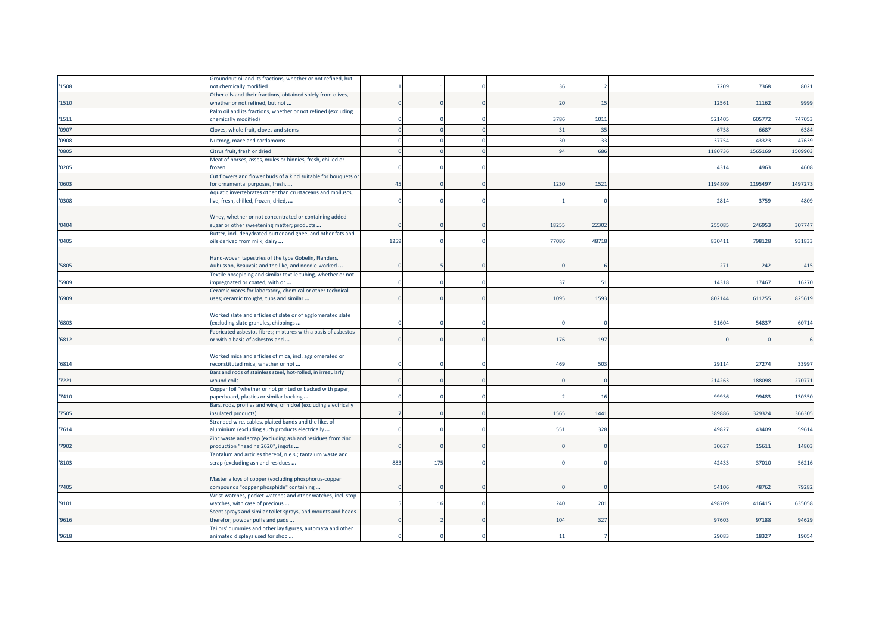| | | | | | | | | | | | | |
|---|---|---|---|---|---|---|---|---|---|---|---|---|
| '1508 | Groundnut oil and its fractions, whether or not refined, but not chemically modified | 1 | 1 | 0 | | 36 | 2 | | | 7209 | 7368 | 8021 |
| '1510 | Other oils and their fractions, obtained solely from olives, whether or not refined, but not ... | 0 | 0 | 0 | | 20 | 15 | | | 12561 | 11162 | 9999 |
| '1511 | Palm oil and its fractions, whether or not refined (excluding chemically modified) | 0 | 0 | 0 | | 3786 | 1011 | | | 521405 | 605772 | 747053 |
| '0907 | Cloves, whole fruit, cloves and stems | 0 | 0 | 0 | | 31 | 35 | | | 6758 | 6687 | 6384 |
| '0908 | Nutmeg, mace and cardamoms | 0 | 0 | 0 | | 30 | 33 | | | 37754 | 43323 | 47639 |
| '0805 | Citrus fruit, fresh or dried | 0 | 0 | 0 | | 94 | 686 | | | 1180736 | 1565169 | 1509903 |
| '0205 | Meat of horses, asses, mules or hinnies, fresh, chilled or frozen | 0 | 0 | 0 | | | | | | 4314 | 4963 | 4608 |
| '0603 | Cut flowers and flower buds of a kind suitable for bouquets or for ornamental purposes, fresh, ... | 45 | 0 | 0 | | 1230 | 1521 | | | 1194809 | 1195497 | 1497273 |
| '0308 | Aquatic invertebrates other than crustaceans and molluscs, live, fresh, chilled, frozen, dried, ... | 0 | 0 | 0 | | 1 | 0 | | | 2814 | 3759 | 4809 |
| '0404 | Whey, whether or not concentrated or containing added sugar or other sweetening matter; products ... | 0 | 0 | 0 | | 18255 | 22302 | | | 255085 | 246953 | 307747 |
| '0405 | Butter, incl. dehydrated butter and ghee, and other fats and oils derived from milk; dairy ... | 1259 | 0 | 0 | | 77086 | 48718 | | | 830411 | 798128 | 931833 |
| '5805 | Hand-woven tapestries of the type Gobelin, Flanders, Aubusson, Beauvais and the like, and needle-worked ... | 0 | 5 | 0 | | 0 | 6 | | | 271 | 242 | 415 |
| '5909 | Textile hosepiping and similar textile tubing, whether or not impregnated or coated, with or ... | 0 | 0 | 0 | | 37 | 51 | | | 14318 | 17467 | 16270 |
| '6909 | Ceramic wares for laboratory, chemical or other technical uses; ceramic troughs, tubs and similar ... | 0 | 0 | 0 | | 1095 | 1593 | | | 802144 | 611255 | 825619 |
| '6803 | Worked slate and articles of slate or of agglomerated slate (excluding slate granules, chippings ... | 0 | 0 | 0 | | 0 | 0 | | | 51604 | 54837 | 60714 |
| '6812 | Fabricated asbestos fibres; mixtures with a basis of asbestos or with a basis of asbestos and ... | 0 | 0 | 0 | | 176 | 197 | | | 0 | 0 | 6 |
| '6814 | Worked mica and articles of mica, incl. agglomerated or reconstituted mica, whether or not ... | 0 | 0 | 0 | | 469 | 503 | | | 29114 | 27274 | 33997 |
| '7221 | Bars and rods of stainless steel, hot-rolled, in irregularly wound coils | 0 | 0 | 0 | | 0 | 0 | | | 214263 | 188098 | 270771 |
| '7410 | Copper foil "whether or not printed or backed with paper, paperboard, plastics or similar backing ... | 0 | 0 | 0 | | 2 | 16 | | | 99936 | 99483 | 130350 |
| '7505 | Bars, rods, profiles and wire, of nickel (excluding electrically insulated products) | 7 | 0 | 0 | | 1565 | 1441 | | | 389886 | 329324 | 366305 |
| '7614 | Stranded wire, cables, plaited bands and the like, of aluminium (excluding such products electrically ... | 0 | 0 | 0 | | 551 | 328 | | | 49827 | 43409 | 59614 |
| '7902 | Zinc waste and scrap (excluding ash and residues from zinc production "heading 2620", ingots ... | 0 | 0 | 0 | | 0 | 0 | | | 30627 | 15611 | 14803 |
| '8103 | Tantalum and articles thereof, n.e.s.; tantalum waste and scrap (excluding ash and residues ... | 883 | 175 | 0 | | 0 | 0 | | | 42433 | 37010 | 56216 |
| '7405 | Master alloys of copper (excluding phosphorus-copper compounds "copper phosphide" containing ... | 0 | 0 | 0 | | 0 | 0 | | | 54106 | 48762 | 79282 |
| '9101 | Wrist-watches, pocket-watches and other watches, incl. stop-watches, with case of precious ... | 5 | 16 | 0 | | 240 | 201 | | | 498709 | 416415 | 635058 |
| '9616 | Scent sprays and similar toilet sprays, and mounts and heads therefor; powder puffs and pads ... | 0 | 2 | 0 | | 104 | 327 | | | 97603 | 97188 | 94629 |
| '9618 | Tailors' dummies and other lay figures, automata and other animated displays used for shop ... | 0 | 0 | 0 | | 11 | 7 | | | 29083 | 18327 | 19054 |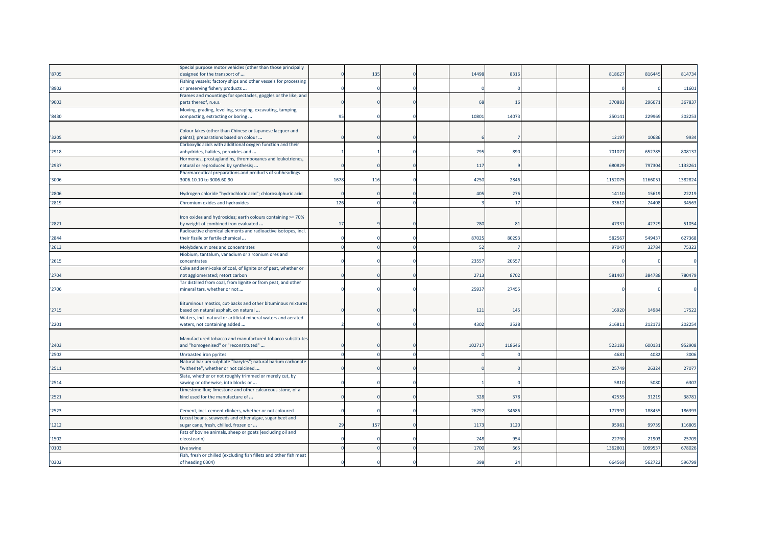| | | | | | | | | | | | | |
|---|---|---|---|---|---|---|---|---|---|---|---|---|
| '8705 | Special purpose motor vehicles (other than those principally designed for the transport of ... | 0 | 135 | 0 | | 14498 | 8316 | | | 818627 | 816445 | 814734 |
| '8902 | Fishing vessels; factory ships and other vessels for processing or preserving fishery products ... | 0 | 0 | 0 | | 0 | 0 | | | 0 | 0 | 11601 |
| '9003 | Frames and mountings for spectacles, goggles or the like, and parts thereof, n.e.s. | 0 | 0 | 0 | | 68 | 16 | | | 370883 | 296671 | 367837 |
| '8430 | Moving, grading, levelling, scraping, excavating, tamping, compacting, extracting or boring ... | 95 | 0 | 0 | | 10801 | 14073 | | | 250141 | 229969 | 302253 |
| '3205 | Colour lakes (other than Chinese or Japanese lacquer and paints); preparations based on colour ... | 0 | 0 | 0 | | 6 | 7 | | | 12197 | 10686 | 9934 |
| '2918 | Carboxylic acids with additional oxygen function and their anhydrides, halides, peroxides and ... | 1 | 1 | 0 | | 795 | 890 | | | 701077 | 652785 | 808137 |
| '2937 | Hormones, prostaglandins, thromboxanes and leukotrienes, natural or reproduced by synthesis; ... | 0 | 0 | 0 | | 117 | 9 | | | 680829 | 797304 | 1133261 |
| '3006 | Pharmaceutical preparations and products of subheadings 3006.10.10 to 3006.60.90 | 1678 | 116 | 0 | | 4250 | 2846 | | | 1152075 | 1166051 | 1382824 |
| '2806 | Hydrogen chloride "hydrochloric acid"; chlorosulphuric acid | 0 | 0 | 0 | | 405 | 276 | | | 14110 | 15619 | 22219 |
| '2819 | Chromium oxides and hydroxides | 126 | 0 | 0 | | 3 | 17 | | | 33612 | 24408 | 34563 |
| '2821 | Iron oxides and hydroxides; earth colours containing >= 70% by weight of combined iron evaluated ... | 17 | 9 | 0 | | 280 | 81 | | | 47331 | 42729 | 51054 |
| '2844 | Radioactive chemical elements and radioactive isotopes, incl. their fissile or fertile chemical ... | 0 | 0 | 0 | | 87025 | 80293 | | | 582567 | 549437 | 627368 |
| '2613 | Molybdenum ores and concentrates | 0 | 0 | 0 | | 52 | 7 | | | 97047 | 32784 | 75323 |
| '2615 | Niobium, tantalum, vanadium or zirconium ores and concentrates | 0 | 0 | 0 | | 23557 | 20557 | | | 0 | 0 | 0 |
| '2704 | Coke and semi-coke of coal, of lignite or of peat, whether or not agglomerated; retort carbon | 0 | 0 | 0 | | 2713 | 8702 | | | 581407 | 384788 | 780479 |
| '2706 | Tar distilled from coal, from lignite or from peat, and other mineral tars, whether or not ... | 0 | 0 | 0 | | 25937 | 27455 | | | 0 | 0 | 0 |
| '2715 | Bituminous mastics, cut-backs and other bituminous mixtures based on natural asphalt, on natural ... | 0 | 0 | 0 | | 121 | 145 | | | 16920 | 14984 | 17522 |
| '2201 | Waters, incl. natural or artificial mineral waters and aerated waters, not containing added ... | 2 | 0 | 0 | | 4302 | 3528 | | | 216811 | 212173 | 202254 |
| '2403 | Manufactured tobacco and manufactured tobacco substitutes and "homogenised" or "reconstituted" ... | 0 | 0 | 0 | | 102717 | 118646 | | | 523183 | 600131 | 952908 |
| '2502 | Unroasted iron pyrites | 0 | 0 | 0 | | 0 | 0 | | | 4681 | 4082 | 3006 |
| '2511 | Natural barium sulphate "barytes"; natural barium carbonate "witherite", whether or not calcined ... | 0 | 0 | 0 | | 0 | 0 | | | 25749 | 26324 | 27077 |
| '2514 | Slate, whether or not roughly trimmed or merely cut, by sawing or otherwise, into blocks or ... | 0 | 0 | 0 | | 1 | 0 | | | 5810 | 5080 | 6307 |
| '2521 | Limestone flux; limestone and other calcareous stone, of a kind used for the manufacture of ... | 0 | 0 | 0 | | 328 | 378 | | | 42555 | 31219 | 38781 |
| '2523 | Cement, incl. cement clinkers, whether or not coloured | 0 | 0 | 0 | | 26792 | 34686 | | | 177992 | 188455 | 186393 |
| '1212 | Locust beans, seaweeds and other algae, sugar beet and sugar cane, fresh, chilled, frozen or ... | 29 | 157 | 0 | | 1173 | 1120 | | | 95981 | 99739 | 116805 |
| '1502 | Fats of bovine animals, sheep or goats (excluding oil and oleostearin) | 0 | 0 | 0 | | 248 | 954 | | | 22790 | 21903 | 25709 |
| '0103 | Live swine | 0 | 0 | 0 | | 1700 | 665 | | | 1362801 | 1099537 | 678026 |
| '0302 | Fish, fresh or chilled (excluding fish fillets and other fish meat of heading 0304) | 0 | 0 | 0 | | 398 | 24 | | | 664569 | 562722 | 596799 |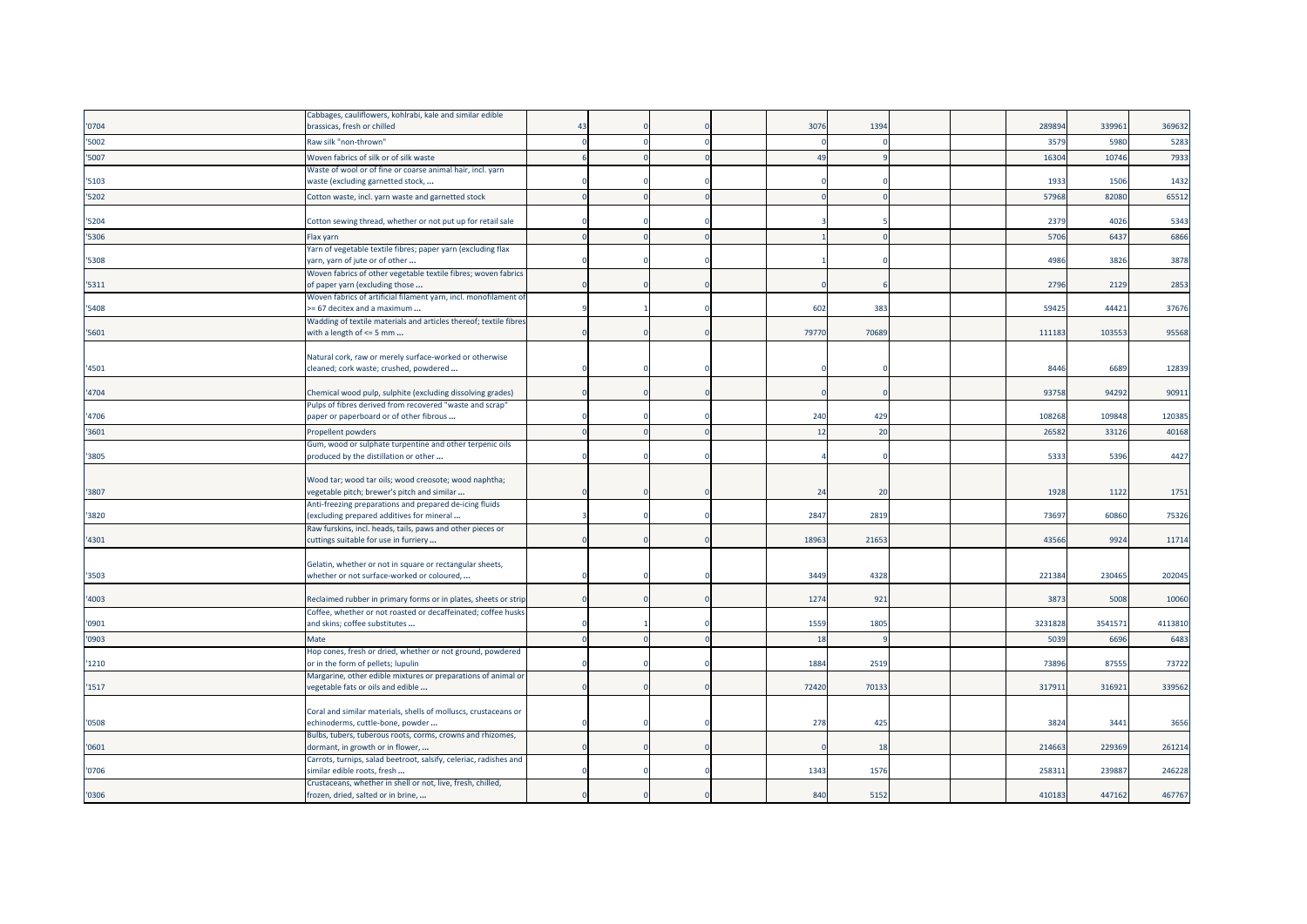| | | | | | | | | | | | | |
|---|---|---|---|---|---|---|---|---|---|---|---|---|
| '0704 | Cabbages, cauliflowers, kohlrabi, kale and similar edible brassicas, fresh or chilled | 43 | 0 | 0 | | 3076 | 1394 | | | 289894 | 339961 | 369632 |
| '5002 | Raw silk "non-thrown" | 0 | 0 | 0 | | 0 | 0 | | | 3579 | 5980 | 5283 |
| '5007 | Woven fabrics of silk or of silk waste | 6 | 0 | 0 | | 49 | 9 | | | 16304 | 10746 | 7933 |
| '5103 | Waste of wool or of fine or coarse animal hair, incl. yarn waste (excluding garnetted stock, ... | 0 | 0 | 0 | | 0 | 0 | | | 1933 | 1506 | 1432 |
| '5202 | Cotton waste, incl. yarn waste and garnetted stock | 0 | 0 | 0 | | 0 | 0 | | | 57968 | 82080 | 65512 |
| '5204 | Cotton sewing thread, whether or not put up for retail sale | 0 | 0 | 0 | | 3 | 5 | | | 2379 | 4026 | 5343 |
| '5306 | Flax yarn | 0 | 0 | 0 | | 1 | 0 | | | 5706 | 6437 | 6866 |
| '5308 | Yarn of vegetable textile fibres; paper yarn (excluding flax yarn, yarn of jute or of other ... | 0 | 0 | 0 | | 1 | 0 | | | 4986 | 3826 | 3878 |
| '5311 | Woven fabrics of other vegetable textile fibres; woven fabrics of paper yarn (excluding those ... | 0 | 0 | 0 | | 0 | 6 | | | 2796 | 2129 | 2853 |
| '5408 | Woven fabrics of artificial filament yarn, incl. monofilament of >= 67 decitex and a maximum ... | 9 | 1 | 0 | | 602 | 383 | | | 59425 | 44421 | 37676 |
| '5601 | Wadding of textile materials and articles thereof; textile fibres with a length of <= 5 mm ... | 0 | 0 | 0 | | 79770 | 70689 | | | 111183 | 103553 | 95568 |
| '4501 | Natural cork, raw or merely surface-worked or otherwise cleaned; cork waste; crushed, powdered ... | 0 | 0 | 0 | | 0 | 0 | | | 8446 | 6689 | 12839 |
| '4704 | Chemical wood pulp, sulphite (excluding dissolving grades) | 0 | 0 | 0 | | 0 | 0 | | | 93758 | 94292 | 90911 |
| '4706 | Pulps of fibres derived from recovered "waste and scrap" paper or paperboard or of other fibrous ... | 0 | 0 | 0 | | 240 | 429 | | | 108268 | 109848 | 120385 |
| '3601 | Propellent powders | 0 | 0 | 0 | | 12 | 20 | | | 26582 | 33126 | 40168 |
| '3805 | Gum, wood or sulphate turpentine and other terpenic oils produced by the distillation or other ... | 0 | 0 | 0 | | 4 | 0 | | | 5333 | 5396 | 4427 |
| '3807 | Wood tar; wood tar oils; wood creosote; wood naphtha; vegetable pitch; brewer's pitch and similar ... | 0 | 0 | 0 | | 24 | 20 | | | 1928 | 1122 | 1751 |
| '3820 | Anti-freezing preparations and prepared de-icing fluids (excluding prepared additives for mineral ... | 3 | 0 | 0 | | 2847 | 2819 | | | 73697 | 60860 | 75326 |
| '4301 | Raw furskins, incl. heads, tails, paws and other pieces or cuttings suitable for use in furriery ... | 0 | 0 | 0 | | 18963 | 21653 | | | 43566 | 9924 | 11714 |
| '3503 | Gelatin, whether or not in square or rectangular sheets, whether or not surface-worked or coloured, ... | 0 | 0 | 0 | | 3449 | 4328 | | | 221384 | 230465 | 202045 |
| '4003 | Reclaimed rubber in primary forms or in plates, sheets or strip | 0 | 0 | 0 | | 1274 | 921 | | | 3873 | 5008 | 10060 |
| '0901 | Coffee, whether or not roasted or decaffeinated; coffee husks and skins; coffee substitutes ... | 0 | 1 | 0 | | 1559 | 1805 | | | 3231828 | 3541571 | 4113810 |
| '0903 | Mate | 0 | 0 | 0 | | 18 | 9 | | | 5039 | 6696 | 6483 |
| '1210 | Hop cones, fresh or dried, whether or not ground, powdered or in the form of pellets; lupulin | 0 | 0 | 0 | | 1884 | 2519 | | | 73896 | 87555 | 73722 |
| '1517 | Margarine, other edible mixtures or preparations of animal or vegetable fats or oils and edible ... | 0 | 0 | 0 | | 72420 | 70133 | | | 317911 | 316921 | 339562 |
| '0508 | Coral and similar materials, shells of molluscs, crustaceans or echinoderms, cuttle-bone, powder ... | 0 | 0 | 0 | | 278 | 425 | | | 3824 | 3441 | 3656 |
| '0601 | Bulbs, tubers, tuberous roots, corms, crowns and rhizomes, dormant, in growth or in flower, ... | 0 | 0 | 0 | | 0 | 18 | | | 214663 | 229369 | 261214 |
| '0706 | Carrots, turnips, salad beetroot, salsify, celeriac, radishes and similar edible roots, fresh ... | 0 | 0 | 0 | | 1343 | 1576 | | | 258311 | 239887 | 246228 |
| '0306 | Crustaceans, whether in shell or not, live, fresh, chilled, frozen, dried, salted or in brine, ... | 0 | 0 | 0 | | 840 | 5152 | | | 410183 | 447162 | 467767 |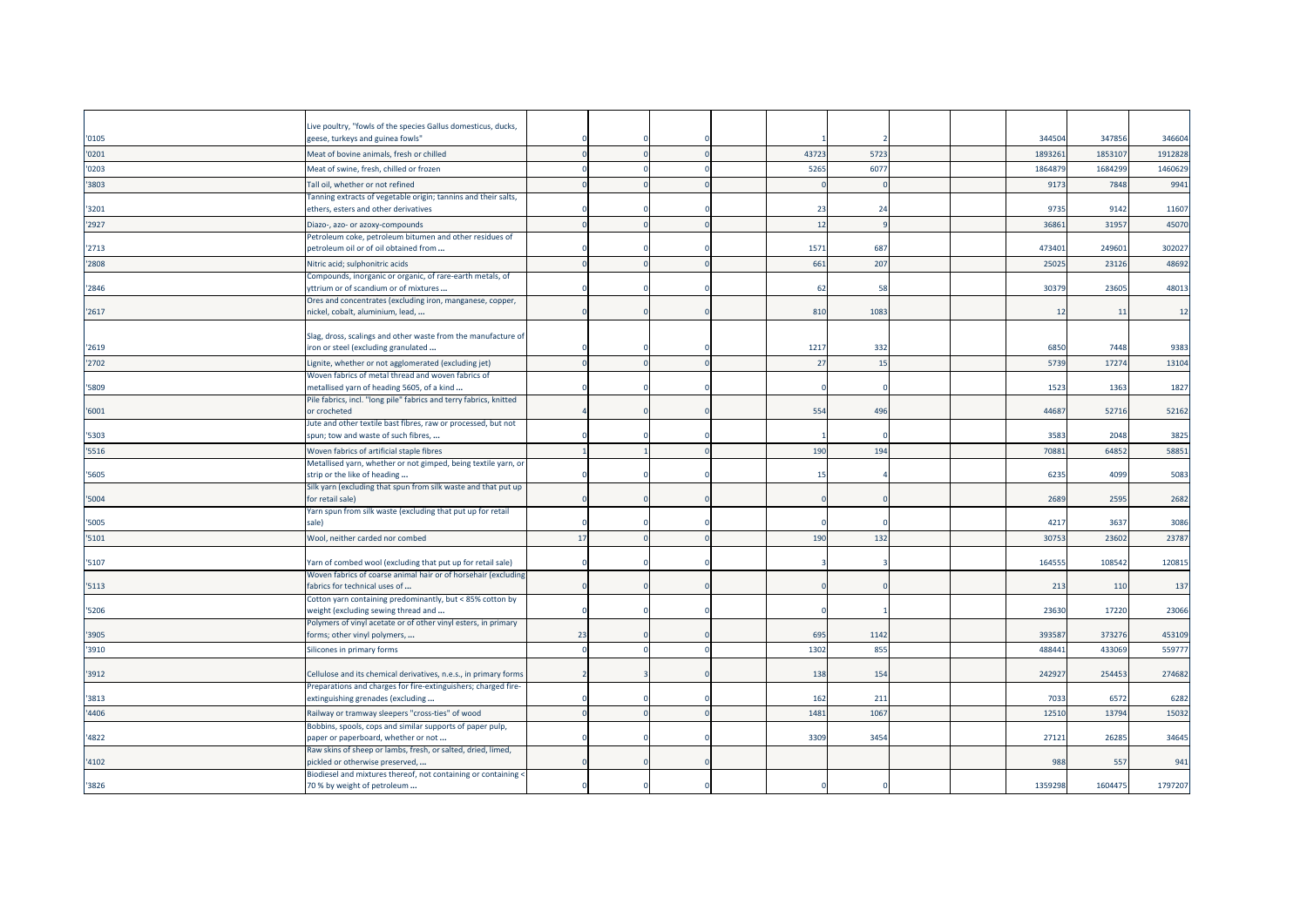| | | | | | | | | | | | | |
|---|---|---|---|---|---|---|---|---|---|---|---|---|
| '0105 | Live poultry, "fowls of the species Gallus domesticus, ducks, geese, turkeys and guinea fowls" | 0 | 0 | 0 | | 1 | 2 | | | 344504 | 347856 | 346604 |
| '0201 | Meat of bovine animals, fresh or chilled | 0 | 0 | 0 | | 43723 | 5723 | | | 1893261 | 1853107 | 1912828 |
| '0203 | Meat of swine, fresh, chilled or frozen | 0 | 0 | 0 | | 5265 | 6077 | | | 1864879 | 1684299 | 1460629 |
| '3803 | Tall oil, whether or not refined | 0 | 0 | 0 | | 0 | 0 | | | 9173 | 7848 | 9941 |
| '3201 | Tanning extracts of vegetable origin; tannins and their salts, ethers, esters and other derivatives | 0 | 0 | 0 | | 23 | 24 | | | 9735 | 9142 | 11607 |
| '2927 | Diazo-, azo- or azoxy-compounds | 0 | 0 | 0 | | 12 | 9 | | | 36861 | 31957 | 45070 |
| '2713 | Petroleum coke, petroleum bitumen and other residues of petroleum oil or of oil obtained from ... | 0 | 0 | 0 | | 1571 | 687 | | | 473401 | 249601 | 302027 |
| '2808 | Nitric acid; sulphonitric acids | 0 | 0 | 0 | | 661 | 207 | | | 25025 | 23126 | 48692 |
| '2846 | Compounds, inorganic or organic, of rare-earth metals, of yttrium or of scandium or of mixtures ... | 0 | 0 | 0 | | 62 | 58 | | | 30379 | 23605 | 48013 |
| '2617 | Ores and concentrates (excluding iron, manganese, copper, nickel, cobalt, aluminium, lead, ... | 0 | 0 | 0 | | 810 | 1083 | | | 12 | 11 | 12 |
| '2619 | Slag, dross, scalings and other waste from the manufacture of iron or steel (excluding granulated ... | 0 | 0 | 0 | | 1217 | 332 | | | 6850 | 7448 | 9383 |
| '2702 | Lignite, whether or not agglomerated (excluding jet) | 0 | 0 | 0 | | 27 | 15 | | | 5739 | 17274 | 13104 |
| '5809 | Woven fabrics of metal thread and woven fabrics of metallised yarn of heading 5605, of a kind ... | 0 | 0 | 0 | | 0 | 0 | | | 1523 | 1363 | 1827 |
| '6001 | Pile fabrics, incl. "long pile" fabrics and terry fabrics, knitted or crocheted | 4 | 0 | 0 | | 554 | 496 | | | 44687 | 52716 | 52162 |
| '5303 | Jute and other textile bast fibres, raw or processed, but not spun; tow and waste of such fibres, ... | 0 | 0 | 0 | | 1 | 0 | | | 3583 | 2048 | 3825 |
| '5516 | Woven fabrics of artificial staple fibres | 1 | 1 | 0 | | 190 | 194 | | | 70881 | 64852 | 58851 |
| '5605 | Metallised yarn, whether or not gimped, being textile yarn, or strip or the like of heading ... | 0 | 0 | 0 | | 15 | 4 | | | 6235 | 4099 | 5083 |
| '5004 | Silk yarn (excluding that spun from silk waste and that put up for retail sale) | 0 | 0 | 0 | | 0 | 0 | | | 2689 | 2595 | 2682 |
| '5005 | Yarn spun from silk waste (excluding that put up for retail sale) | 0 | 0 | 0 | | 0 | 0 | | | 4217 | 3637 | 3086 |
| '5101 | Wool, neither carded nor combed | 17 | 0 | 0 | | 190 | 132 | | | 30753 | 23602 | 23787 |
| '5107 | Yarn of combed wool (excluding that put up for retail sale) | 0 | 0 | 0 | | 3 | 3 | | | 164555 | 108542 | 120815 |
| '5113 | Woven fabrics of coarse animal hair or of horsehair (excluding fabrics for technical uses of ... | 0 | 0 | 0 | | 0 | 0 | | | 213 | 110 | 137 |
| '5206 | Cotton yarn containing predominantly, but < 85% cotton by weight (excluding sewing thread and ... | 0 | 0 | 0 | | 0 | 1 | | | 23630 | 17220 | 23066 |
| '3905 | Polymers of vinyl acetate or of other vinyl esters, in primary forms; other vinyl polymers, ... | 23 | 0 | 0 | | 695 | 1142 | | | 393587 | 373276 | 453109 |
| '3910 | Silicones in primary forms | 0 | 0 | 0 | | 1302 | 855 | | | 488441 | 433069 | 559777 |
| '3912 | Cellulose and its chemical derivatives, n.e.s., in primary forms | 2 | 3 | 0 | | 138 | 154 | | | 242927 | 254453 | 274682 |
| '3813 | Preparations and charges for fire-extinguishers; charged fire-extinguishing grenades (excluding ... | 0 | 0 | 0 | | 162 | 211 | | | 7033 | 6572 | 6282 |
| '4406 | Railway or tramway sleepers "cross-ties" of wood | 0 | 0 | 0 | | 1481 | 1067 | | | 12510 | 13794 | 15032 |
| '4822 | Bobbins, spools, cops and similar supports of paper pulp, paper or paperboard, whether or not ... | 0 | 0 | 0 | | 3309 | 3454 | | | 27121 | 26285 | 34645 |
| '4102 | Raw skins of sheep or lambs, fresh, or salted, dried, limed, pickled or otherwise preserved, ... | 0 | 0 | 0 | | | | | | 988 | 557 | 941 |
| '3826 | Biodiesel and mixtures thereof, not containing or containing < 70 % by weight of petroleum ... | 0 | 0 | 0 | | 0 | 0 | | | 1359298 | 1604475 | 1797207 |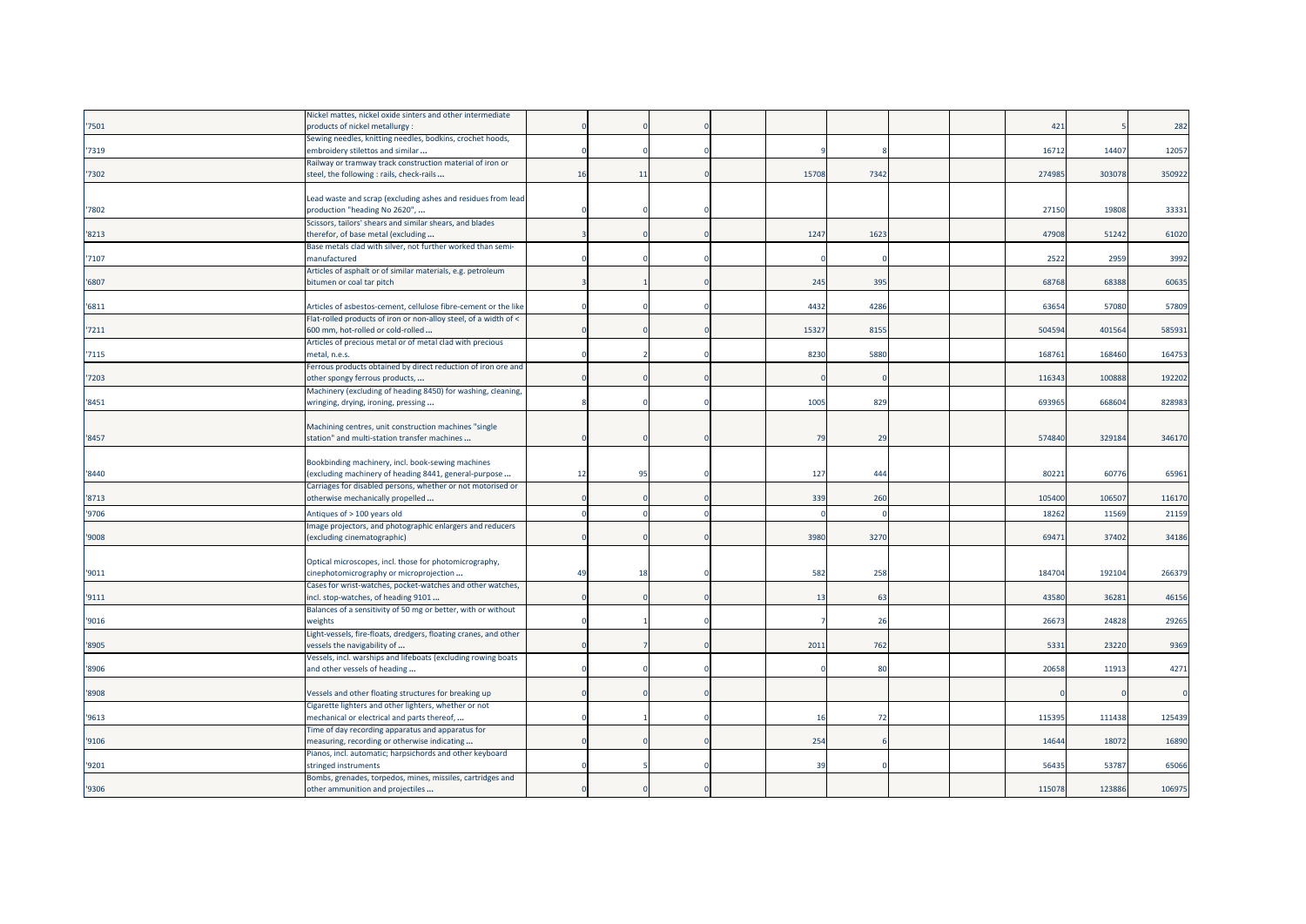| | | | | | | | | | | | | |
|---|---|---|---|---|---|---|---|---|---|---|---|---|
| '7501 | Nickel mattes, nickel oxide sinters and other intermediate products of nickel metallurgy : | 0 | 0 | 0 | | | | | | 421 | 5 | 282 |
| '7319 | Sewing needles, knitting needles, bodkins, crochet hoods, embroidery stilettos and similar ... | 0 | 0 | 0 | | 9 | 8 | | | 16712 | 14407 | 12057 |
| '7302 | Railway or tramway track construction material of iron or steel, the following : rails, check-rails ... | 16 | 11 | 0 | | 15708 | 7342 | | | 274985 | 303078 | 350922 |
| '7802 | Lead waste and scrap (excluding ashes and residues from lead production "heading No 2620", ... | 0 | 0 | 0 | | | | | | 27150 | 19808 | 33331 |
| '8213 | Scissors, tailors' shears and similar shears, and blades therefor, of base metal (excluding ... | 3 | 0 | 0 | | 1247 | 1623 | | | 47908 | 51242 | 61020 |
| '7107 | Base metals clad with silver, not further worked than semi-manufactured | 0 | 0 | 0 | | 0 | 0 | | | 2522 | 2959 | 3992 |
| '6807 | Articles of asphalt or of similar materials, e.g. petroleum bitumen or coal tar pitch | 3 | 1 | 0 | | 245 | 395 | | | 68768 | 68388 | 60635 |
| '6811 | Articles of asbestos-cement, cellulose fibre-cement or the like | 0 | 0 | 0 | | 4432 | 4286 | | | 63654 | 57080 | 57809 |
| '7211 | Flat-rolled products of iron or non-alloy steel, of a width of < 600 mm, hot-rolled or cold-rolled ... | 0 | 0 | 0 | | 15327 | 8155 | | | 504594 | 401564 | 585931 |
| '7115 | Articles of precious metal or of metal clad with precious metal, n.e.s. | 0 | 2 | 0 | | 8230 | 5880 | | | 168761 | 168460 | 164753 |
| '7203 | Ferrous products obtained by direct reduction of iron ore and other spongy ferrous products, ... | 0 | 0 | 0 | | 0 | 0 | | | 116343 | 100888 | 192202 |
| '8451 | Machinery (excluding of heading 8450) for washing, cleaning, wringing, drying, ironing, pressing ... | 8 | 0 | 0 | | 1005 | 829 | | | 693965 | 668604 | 828983 |
| '8457 | Machining centres, unit construction machines "single station" and multi-station transfer machines ... | 0 | 0 | 0 | | 79 | 29 | | | 574840 | 329184 | 346170 |
| '8440 | Bookbinding machinery, incl. book-sewing machines (excluding machinery of heading 8441, general-purpose ... | 12 | 95 | 0 | | 127 | 444 | | | 80221 | 60776 | 65961 |
| '8713 | Carriages for disabled persons, whether or not motorised or otherwise mechanically propelled ... | 0 | 0 | 0 | | 339 | 260 | | | 105400 | 106507 | 116170 |
| '9706 | Antiques of > 100 years old | 0 | 0 | 0 | | 0 | 0 | | | 18262 | 11569 | 21159 |
| '9008 | Image projectors, and photographic enlargers and reducers (excluding cinematographic) | 0 | 0 | 0 | | 3980 | 3270 | | | 69471 | 37402 | 34186 |
| '9011 | Optical microscopes, incl. those for photomicrography, cinephotomicrography or microprojection ... | 49 | 18 | 0 | | 582 | 258 | | | 184704 | 192104 | 266379 |
| '9111 | Cases for wrist-watches, pocket-watches and other watches, incl. stop-watches, of heading 9101 ... | 0 | 0 | 0 | | 13 | 63 | | | 43580 | 36281 | 46156 |
| '9016 | Balances of a sensitivity of 50 mg or better, with or without weights | 0 | 1 | 0 | | 7 | 26 | | | 26673 | 24828 | 29265 |
| '8905 | Light-vessels, fire-floats, dredgers, floating cranes, and other vessels the navigability of ... | 0 | 7 | 0 | | 2011 | 762 | | | 5331 | 23220 | 9369 |
| '8906 | Vessels, incl. warships and lifeboats (excluding rowing boats and other vessels of heading ... | 0 | 0 | 0 | | 0 | 80 | | | 20658 | 11913 | 4271 |
| '8908 | Vessels and other floating structures for breaking up | 0 | 0 | 0 | | | | | | 0 | 0 | 0 |
| '9613 | Cigarette lighters and other lighters, whether or not mechanical or electrical and parts thereof, ... | 0 | 1 | 0 | | 16 | 72 | | | 115395 | 111438 | 125439 |
| '9106 | Time of day recording apparatus and apparatus for measuring, recording or otherwise indicating ... | 0 | 0 | 0 | | 254 | 6 | | | 14644 | 18072 | 16890 |
| '9201 | Pianos, incl. automatic; harpsichords and other keyboard stringed instruments | 0 | 5 | 0 | | 39 | 0 | | | 56435 | 53787 | 65066 |
| '9306 | Bombs, grenades, torpedos, mines, missiles, cartridges and other ammunition and projectiles ... | 0 | 0 | 0 | | | | | | 115078 | 123886 | 106975 |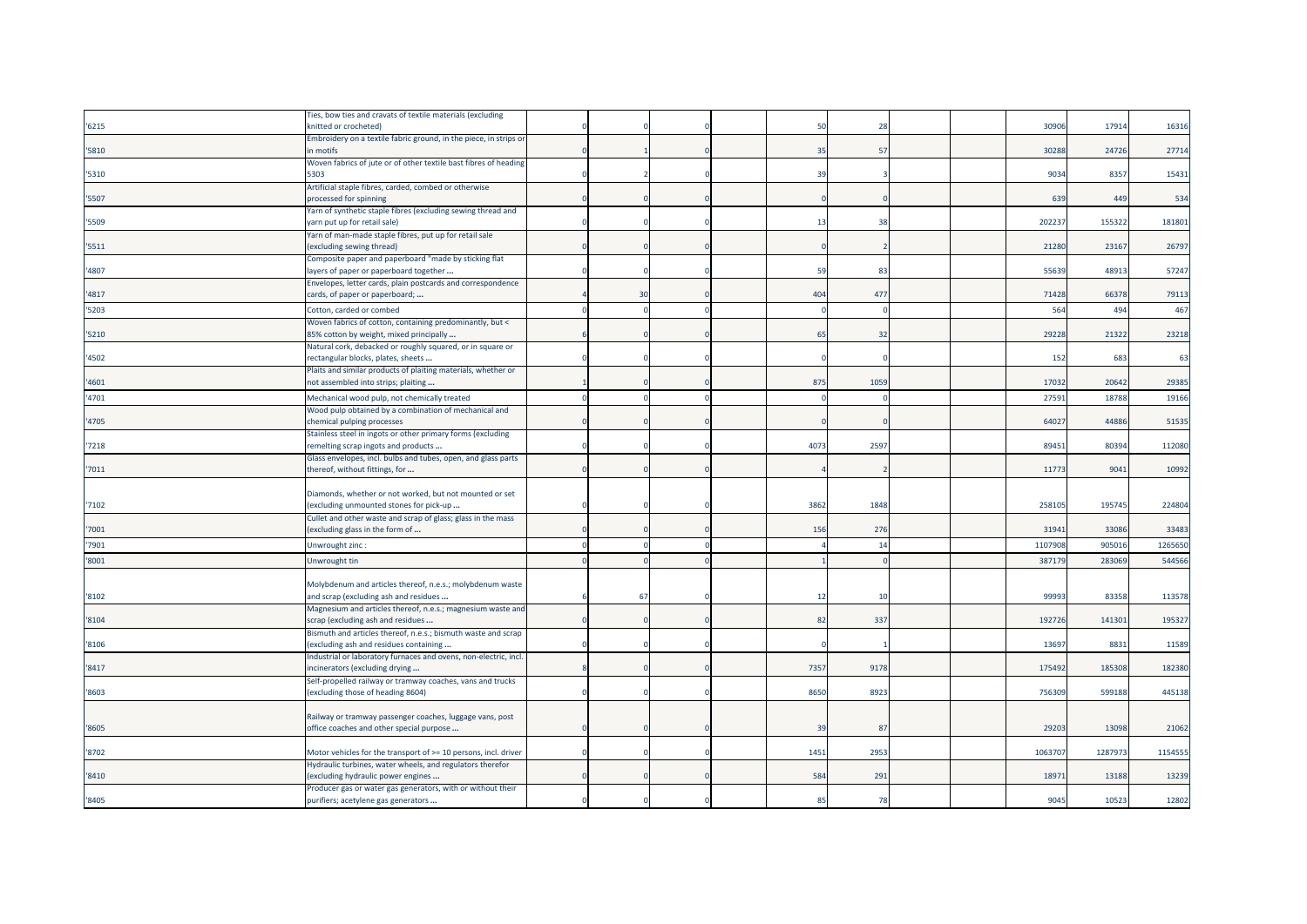| | | | | | | | | | | | | |
|---|---|---|---|---|---|---|---|---|---|---|---|---|
| '6215 | Ties, bow ties and cravats of textile materials (excluding knitted or crocheted) | 0 | 0 | 0 | | 50 | 28 | | | 30906 | 17914 | 16316 |
| '5810 | Embroidery on a textile fabric ground, in the piece, in strips or in motifs | 0 | 1 | 0 | | 35 | 57 | | | 30288 | 24726 | 27714 |
| '5310 | Woven fabrics of jute or of other textile bast fibres of heading 5303 | 0 | 2 | 0 | | 39 | 3 | | | 9034 | 8357 | 15431 |
| '5507 | Artificial staple fibres, carded, combed or otherwise processed for spinning | 0 | 0 | 0 | | 0 | 0 | | | 639 | 449 | 534 |
| '5509 | Yarn of synthetic staple fibres (excluding sewing thread and yarn put up for retail sale) | 0 | 0 | 0 | | 13 | 38 | | | 202237 | 155322 | 181801 |
| '5511 | Yarn of man-made staple fibres, put up for retail sale (excluding sewing thread) | 0 | 0 | 0 | | 0 | 2 | | | 21280 | 23167 | 26797 |
| '4807 | Composite paper and paperboard "made by sticking flat layers of paper or paperboard together ... | 0 | 0 | 0 | | 59 | 83 | | | 55639 | 48913 | 57247 |
| '4817 | Envelopes, letter cards, plain postcards and correspondence cards, of paper or paperboard; ... | 4 | 30 | 0 | | 404 | 477 | | | 71428 | 66378 | 79113 |
| '5203 | Cotton, carded or combed | 0 | 0 | 0 | | 0 | 0 | | | 564 | 494 | 467 |
| '5210 | Woven fabrics of cotton, containing predominantly, but < 85% cotton by weight, mixed principally ... | 6 | 0 | 0 | | 65 | 32 | | | 29228 | 21322 | 23218 |
| '4502 | Natural cork, debacked or roughly squared, or in square or rectangular blocks, plates, sheets ... | 0 | 0 | 0 | | 0 | 0 | | | 152 | 683 | 63 |
| '4601 | Plaits and similar products of plaiting materials, whether or not assembled into strips; plaiting ... | 1 | 0 | 0 | | 875 | 1059 | | | 17032 | 20642 | 29385 |
| '4701 | Mechanical wood pulp, not chemically treated | 0 | 0 | 0 | | 0 | 0 | | | 27591 | 18788 | 19166 |
| '4705 | Wood pulp obtained by a combination of mechanical and chemical pulping processes | 0 | 0 | 0 | | 0 | 0 | | | 64027 | 44886 | 51535 |
| '7218 | Stainless steel in ingots or other primary forms (excluding remelting scrap ingots and products ... | 0 | 0 | 0 | | 4073 | 2597 | | | 89451 | 80394 | 112080 |
| '7011 | Glass envelopes, incl. bulbs and tubes, open, and glass parts thereof, without fittings, for ... | 0 | 0 | 0 | | 4 | 2 | | | 11773 | 9041 | 10992 |
| '7102 | Diamonds, whether or not worked, but not mounted or set (excluding unmounted stones for pick-up ... | 0 | 0 | 0 | | 3862 | 1848 | | | 258105 | 195745 | 224804 |
| '7001 | Cullet and other waste and scrap of glass; glass in the mass (excluding glass in the form of ... | 0 | 0 | 0 | | 156 | 276 | | | 31941 | 33086 | 33483 |
| '7901 | Unwrought zinc : | 0 | 0 | 0 | | 4 | 14 | | | 1107908 | 905016 | 1265650 |
| '8001 | Unwrought tin | 0 | 0 | 0 | | 1 | 0 | | | 387179 | 283069 | 544566 |
| '8102 | Molybdenum and articles thereof, n.e.s.; molybdenum waste and scrap (excluding ash and residues ... | 6 | 67 | 0 | | 12 | 10 | | | 99993 | 83358 | 113578 |
| '8104 | Magnesium and articles thereof, n.e.s.; magnesium waste and scrap (excluding ash and residues ... | 0 | 0 | 0 | | 82 | 337 | | | 192726 | 141301 | 195327 |
| '8106 | Bismuth and articles thereof, n.e.s.; bismuth waste and scrap (excluding ash and residues containing ... | 0 | 0 | 0 | | 0 | 1 | | | 13697 | 8831 | 11589 |
| '8417 | Industrial or laboratory furnaces and ovens, non-electric, incl. incinerators (excluding drying ... | 8 | 0 | 0 | | 7357 | 9178 | | | 175492 | 185308 | 182380 |
| '8603 | Self-propelled railway or tramway coaches, vans and trucks (excluding those of heading 8604) | 0 | 0 | 0 | | 8650 | 8923 | | | 756309 | 599188 | 445138 |
| '8605 | Railway or tramway passenger coaches, luggage vans, post office coaches and other special purpose ... | 0 | 0 | 0 | | 39 | 87 | | | 29203 | 13098 | 21062 |
| '8702 | Motor vehicles for the transport of >= 10 persons, incl. driver | 0 | 0 | 0 | | 1451 | 2953 | | | 1063707 | 1287973 | 1154555 |
| '8410 | Hydraulic turbines, water wheels, and regulators therefor (excluding hydraulic power engines ... | 0 | 0 | 0 | | 584 | 291 | | | 18971 | 13188 | 13239 |
| '8405 | Producer gas or water gas generators, with or without their purifiers; acetylene gas generators ... | 0 | 0 | 0 | | 85 | 78 | | | 9045 | 10523 | 12802 |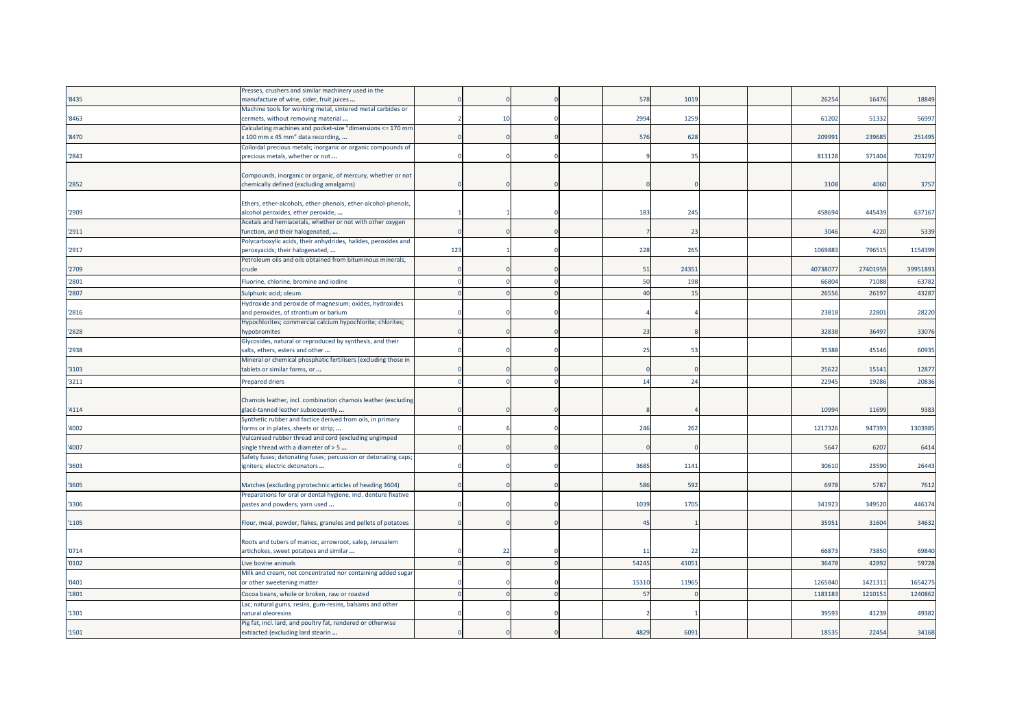| | | | | | | | | | | | |
|---|---|---|---|---|---|---|---|---|---|---|---|
| '8435 | Presses, crushers and similar machinery used in the manufacture of wine, cider, fruit juices ... | 0 | 0 | 0 | 578 | 1019 | | | 26254 | 16476 | 18849 |
| '8463 | Machine tools for working metal, sintered metal carbides or cermets, without removing material ... | 2 | 10 | 0 | 2994 | 1259 | | | 61202 | 51332 | 56997 |
| '8470 | Calculating machines and pocket-size "dimensions <= 170 mm x 100 mm x 45 mm" data recording, ... | 0 | 0 | 0 | 576 | 628 | | | 209991 | 239685 | 251495 |
| '2843 | Colloidal precious metals; inorganic or organic compounds of precious metals, whether or not ... | 0 | 0 | 0 | 9 | 35 | | | 813128 | 371404 | 703297 |
| '2852 | Compounds, inorganic or organic, of mercury, whether or not chemically defined (excluding amalgams) | 0 | 0 | 0 | 0 | 0 | | | 3108 | 4060 | 3757 |
| '2909 | Ethers, ether-alcohols, ether-phenols, ether-alcohol-phenols, alcohol peroxides, ether peroxide, ... | 1 | 1 | 0 | 183 | 245 | | | 458694 | 445439 | 637167 |
| '2911 | Acetals and hemiacetals, whether or not with other oxygen function, and their halogenated, ... | 0 | 0 | 0 | 7 | 23 | | | 3046 | 4220 | 5339 |
| '2917 | Polycarboxylic acids, their anhydrides, halides, peroxides and peroxyacids; their halogenated, ... | 123 | 1 | 0 | 228 | 265 | | | 1069883 | 796515 | 1154399 |
| '2709 | Petroleum oils and oils obtained from bituminous minerals, crude | 0 | 0 | 0 | 51 | 24351 | | | 40738077 | 27401959 | 39951893 |
| '2801 | Fluorine, chlorine, bromine and iodine | 0 | 0 | 0 | 50 | 198 | | | 66804 | 71088 | 63782 |
| '2807 | Sulphuric acid; oleum | 0 | 0 | 0 | 40 | 15 | | | 26556 | 26197 | 43287 |
| '2816 | Hydroxide and peroxide of magnesium; oxides, hydroxides and peroxides, of strontium or barium | 0 | 0 | 0 | 4 | 4 | | | 23818 | 22801 | 28220 |
| '2828 | Hypochlorites; commercial calcium hypochlorite; chlorites; hypobromites | 0 | 0 | 0 | 23 | 8 | | | 32838 | 36497 | 33076 |
| '2938 | Glycosides, natural or reproduced by synthesis, and their salts, ethers, esters and other ... | 0 | 0 | 0 | 25 | 53 | | | 35388 | 45146 | 60935 |
| '3103 | Mineral or chemical phosphatic fertilisers (excluding those in tablets or similar forms, or ... | 0 | 0 | 0 | 0 | 0 | | | 25622 | 15141 | 12877 |
| '3211 | Prepared driers | 0 | 0 | 0 | 14 | 24 | | | 22945 | 19286 | 20836 |
| '4114 | Chamois leather, incl. combination chamois leather (excluding glacé-tanned leather subsequently ... | 0 | 0 | 0 | 8 | 4 | | | 10994 | 11699 | 9383 |
| '4002 | Synthetic rubber and factice derived from oils, in primary forms or in plates, sheets or strip; ... | 0 | 6 | 0 | 246 | 262 | | | 1217326 | 947393 | 1303985 |
| '4007 | Vulcanised rubber thread and cord (excluding ungimped single thread with a diameter of > 5 ... | 0 | 0 | 0 | 0 | 0 | | | 5647 | 6207 | 6414 |
| '3603 | Safety fuses; detonating fuses; percussion or detonating caps; igniters; electric detonators ... | 0 | 0 | 0 | 3685 | 1141 | | | 30610 | 23590 | 26443 |
| '3605 | Matches (excluding pyrotechnic articles of heading 3604) | 0 | 0 | 0 | 586 | 592 | | | 6978 | 5787 | 7612 |
| '3306 | Preparations for oral or dental hygiene, incl. denture fixative pastes and powders; yarn used ... | 0 | 0 | 0 | 1039 | 1705 | | | 341923 | 349520 | 446174 |
| '1105 | Flour, meal, powder, flakes, granules and pellets of potatoes | 0 | 0 | 0 | 45 | 1 | | | 35951 | 31604 | 34632 |
| '0714 | Roots and tubers of manioc, arrowroot, salep, Jerusalem artichokes, sweet potatoes and similar ... | 0 | 22 | 0 | 11 | 22 | | | 66873 | 73850 | 69840 |
| '0102 | Live bovine animals | 0 | 0 | 0 | 54245 | 41051 | | | 36478 | 42892 | 59728 |
| '0401 | Milk and cream, not concentrated nor containing added sugar or other sweetening matter | 0 | 0 | 0 | 15310 | 11965 | | | 1265840 | 1421311 | 1654275 |
| '1801 | Cocoa beans, whole or broken, raw or roasted | 0 | 0 | 0 | 57 | 0 | | | 1183183 | 1210151 | 1240862 |
| '1301 | Lac; natural gums, resins, gum-resins, balsams and other natural oleoresins | 0 | 0 | 0 | 2 | 1 | | | 39593 | 41239 | 49382 |
| '1501 | Pig fat, incl. lard, and poultry fat, rendered or otherwise extracted (excluding lard stearin ... | 0 | 0 | 0 | 4829 | 6091 | | | 18535 | 22454 | 34168 |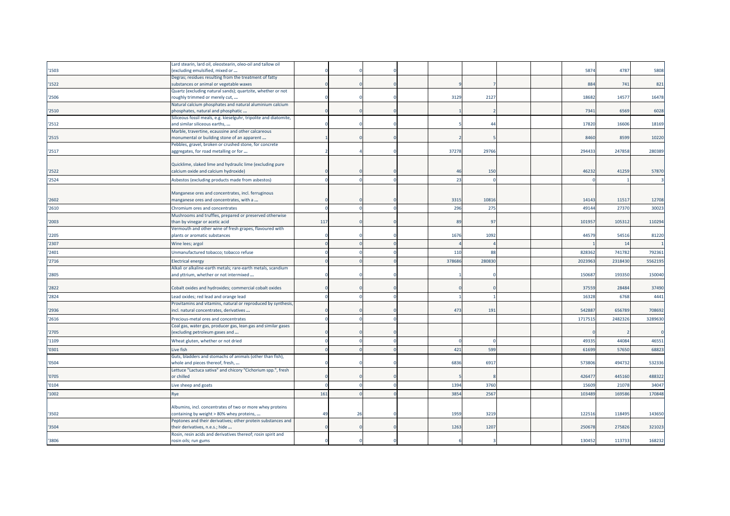| | | | | | | | | | | | | |
|---|---|---|---|---|---|---|---|---|---|---|---|---|
| '1503 | Lard stearin, lard oil, oleostearin, oleo-oil and tallow oil (excluding emulsified, mixed or ... | 0 | 0 | 0 | | | | | | 5874 | 4787 | 5808 |
| '1522 | Degras; residues resulting from the treatment of fatty substances or animal or vegetable waxes | 0 | 0 | 0 | | 9 | 7 | | | 884 | 741 | 821 |
| '2506 | Quartz (excluding natural sands); quartzite, whether or not roughly trimmed or merely cut, ... | 0 | 0 | 0 | | 3129 | 2127 | | | 18682 | 14577 | 16478 |
| '2510 | Natural calcium phosphates and natural aluminium calcium phosphates, natural and phosphatic ... | 0 | 0 | 0 | | 1 | 2 | | | 7341 | 6569 | 6028 |
| '2512 | Siliceous fossil meals, e.g. kieselguhr, tripolite and diatomite, and similar siliceous earths, ... | 0 | 0 | 0 | | 5 | 44 | | | 17820 | 16606 | 18169 |
| '2515 | Marble, travertine, ecaussine and other calcareous monumental or building stone of an apparent ... | 1 | 0 | 0 | | 2 | 5 | | | 8460 | 8599 | 10220 |
| '2517 | Pebbles, gravel, broken or crushed stone, for concrete aggregates, for road metalling or for ... | 2 | 4 | 0 | | 37278 | 29766 | | | 294433 | 247858 | 280389 |
| '2522 | Quicklime, slaked lime and hydraulic lime (excluding pure calcium oxide and calcium hydroxide) | 0 | 0 | 0 | | 46 | 150 | | | 46232 | 41259 | 57870 |
| '2524 | Asbestos (excluding products made from asbestos) | 0 | 0 | 0 | | 23 | 0 | | | 0 | 1 | 3 |
| '2602 | Manganese ores and concentrates, incl. ferruginous manganese ores and concentrates, with a ... | 0 | 0 | 0 | | 3315 | 10816 | | | 14143 | 11517 | 12708 |
| '2610 | Chromium ores and concentrates | 0 | 0 | 0 | | 296 | 275 | | | 49144 | 27370 | 30023 |
| '2003 | Mushrooms and truffles, prepared or preserved otherwise than by vinegar or acetic acid | 117 | 0 | 0 | | 89 | 97 | | | 101957 | 105312 | 110294 |
| '2205 | Vermouth and other wine of fresh grapes, flavoured with plants or aromatic substances | 0 | 0 | 0 | | 1676 | 1092 | | | 44579 | 54516 | 81220 |
| '2307 | Wine lees; argol | 0 | 0 | 0 | | 4 | 4 | | | 1 | 14 | 1 |
| '2401 | Unmanufactured tobacco; tobacco refuse | 0 | 0 | 0 | | 110 | 88 | | | 828362 | 741782 | 792361 |
| '2716 | Electrical energy | 0 | 0 | 0 | | 378686 | 280830 | | | 2023963 | 2318430 | 5562195 |
| '2805 | Alkali or alkaline-earth metals; rare-earth metals, scandium and yttrium, whether or not intermixed ... | 0 | 0 | 0 | | 1 | 0 | | | 150687 | 193350 | 150040 |
| '2822 | Cobalt oxides and hydroxides; commercial cobalt oxides | 0 | 0 | 0 | | 0 | 0 | | | 37559 | 28484 | 37490 |
| '2824 | Lead oxides; red lead and orange lead | 0 | 0 | 0 | | 1 | 1 | | | 16328 | 6768 | 4441 |
| '2936 | Provitamins and vitamins, natural or reproduced by synthesis, incl. natural concentrates, derivatives ... | 0 | 0 | 0 | | 473 | 191 | | | 542887 | 656789 | 708692 |
| '2616 | Precious-metal ores and concentrates | 0 | 0 | 0 | | | | | | 1717515 | 2482326 | 3289630 |
| '2705 | Coal gas, water gas, producer gas, lean gas and similar gases (excluding petroleum gases and ... | 0 | 0 | 0 | | | | | | 0 | 2 | 0 |
| '1109 | Wheat gluten, whether or not dried | 0 | 0 | 0 | | 0 | 0 | | | 49335 | 44084 | 46551 |
| '0301 | Live fish | 0 | 0 | 0 | | 421 | 599 | | | 61699 | 57650 | 68823 |
| '0504 | Guts, bladders and stomachs of animals (other than fish), whole and pieces thereof, fresh, ... | 0 | 0 | 0 | | 6836 | 6917 | | | 573806 | 494732 | 532336 |
| '0705 | Lettuce "Lactuca sativa" and chicory "Cichorium spp.", fresh or chilled | 0 | 0 | 0 | | 5 | 8 | | | 426477 | 445160 | 488322 |
| '0104 | Live sheep and goats | 0 | 0 | 0 | | 1394 | 3760 | | | 15609 | 21078 | 34047 |
| '1002 | Rye | 161 | 0 | 0 | | 3854 | 2567 | | | 103489 | 169586 | 170848 |
| '3502 | Albumins, incl. concentrates of two or more whey proteins containing by weight > 80% whey proteins, ... | 49 | 26 | 0 | | 1959 | 3219 | | | 122516 | 118495 | 143650 |
| '3504 | Peptones and their derivatives; other protein substances and their derivatives, n.e.s.; hide ... | 0 | 0 | 0 | | 1263 | 1207 | | | 250678 | 275826 | 321023 |
| '3806 | Rosin, resin acids and derivatives thereof; rosin spirit and rosin oils; run gums | 0 | 0 | 0 | | 6 | 3 | | | 130452 | 113733 | 168232 |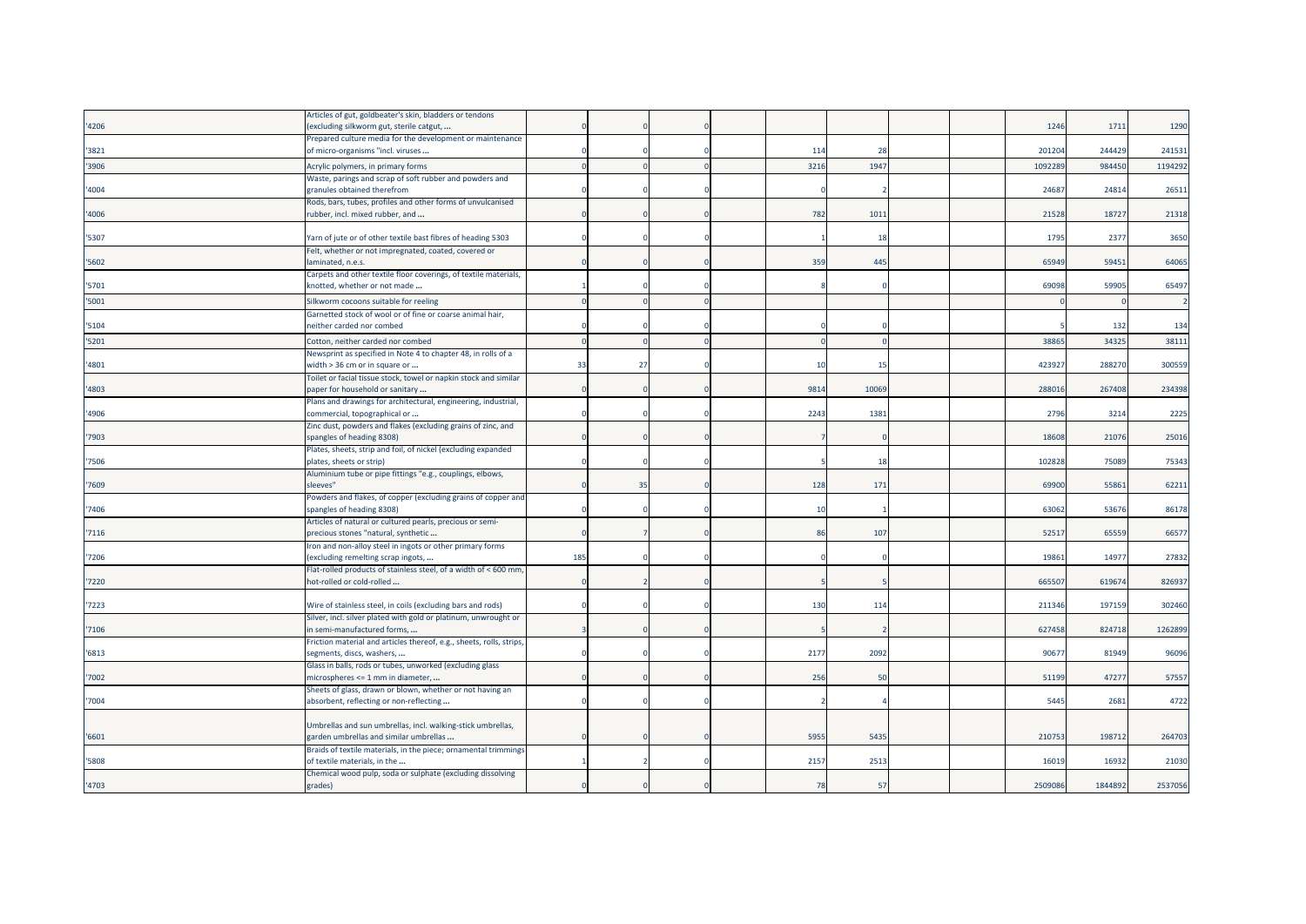| | | | | | | | | | | | |
|---|---|---|---|---|---|---|---|---|---|---|---|
| '4206 | Articles of gut, goldbeater's skin, bladders or tendons (excluding silkworm gut, sterile catgut, ... | 0 | 0 | 0 | | | | | 1246 | 1711 | 1290 |
| '3821 | Prepared culture media for the development or maintenance of micro-organisms "incl. viruses ... | 0 | 0 | 0 | 114 | 28 | | | 201204 | 244429 | 241531 |
| '3906 | Acrylic polymers, in primary forms | 0 | 0 | 0 | 3216 | 1947 | | | 1092289 | 984450 | 1194292 |
| '4004 | Waste, parings and scrap of soft rubber and powders and granules obtained therefrom | 0 | 0 | 0 | 0 | 2 | | | 24687 | 24814 | 26511 |
| '4006 | Rods, bars, tubes, profiles and other forms of unvulcanised rubber, incl. mixed rubber, and ... | 0 | 0 | 0 | 782 | 1011 | | | 21528 | 18727 | 21318 |
| '5307 | Yarn of jute or of other textile bast fibres of heading 5303 | 0 | 0 | 0 | 1 | 18 | | | 1795 | 2377 | 3650 |
| '5602 | Felt, whether or not impregnated, coated, covered or laminated, n.e.s. | 0 | 0 | 0 | 359 | 445 | | | 65949 | 59451 | 64065 |
| '5701 | Carpets and other textile floor coverings, of textile materials, knotted, whether or not made ... | 1 | 0 | 0 | 8 | 0 | | | 69098 | 59905 | 65497 |
| '5001 | Silkworm cocoons suitable for reeling | 0 | 0 | 0 | | | | | 0 | 0 | 2 |
| '5104 | Garnetted stock of wool or of fine or coarse animal hair, neither carded nor combed | 0 | 0 | 0 | 0 | 0 | | | 5 | 132 | 134 |
| '5201 | Cotton, neither carded nor combed | 0 | 0 | 0 | 0 | 0 | | | 38865 | 34325 | 38111 |
| '4801 | Newsprint as specified in Note 4 to chapter 48, in rolls of a width > 36 cm or in square or ... | 33 | 27 | 0 | 10 | 15 | | | 423927 | 288270 | 300559 |
| '4803 | Toilet or facial tissue stock, towel or napkin stock and similar paper for household or sanitary ... | 0 | 0 | 0 | 9814 | 10069 | | | 288016 | 267408 | 234398 |
| '4906 | Plans and drawings for architectural, engineering, industrial, commercial, topographical or ... | 0 | 0 | 0 | 2243 | 1381 | | | 2796 | 3214 | 2225 |
| '7903 | Zinc dust, powders and flakes (excluding grains of zinc, and spangles of heading 8308) | 0 | 0 | 0 | 7 | 0 | | | 18608 | 21076 | 25016 |
| '7506 | Plates, sheets, strip and foil, of nickel (excluding expanded plates, sheets or strip) | 0 | 0 | 0 | 5 | 18 | | | 102828 | 75089 | 75343 |
| '7609 | Aluminium tube or pipe fittings "e.g., couplings, elbows, sleeves" | 0 | 35 | 0 | 128 | 171 | | | 69900 | 55861 | 62211 |
| '7406 | Powders and flakes, of copper (excluding grains of copper and spangles of heading 8308) | 0 | 0 | 0 | 10 | 1 | | | 63062 | 53676 | 86178 |
| '7116 | Articles of natural or cultured pearls, precious or semi-precious stones "natural, synthetic ... | 0 | 7 | 0 | 86 | 107 | | | 52517 | 65559 | 66577 |
| '7206 | Iron and non-alloy steel in ingots or other primary forms (excluding remelting scrap ingots, ... | 185 | 0 | 0 | 0 | 0 | | | 19861 | 14977 | 27832 |
| '7220 | Flat-rolled products of stainless steel, of a width of < 600 mm, hot-rolled or cold-rolled ... | 0 | 2 | 0 | 5 | 5 | | | 665507 | 619674 | 826937 |
| '7223 | Wire of stainless steel, in coils (excluding bars and rods) | 0 | 0 | 0 | 130 | 114 | | | 211346 | 197159 | 302460 |
| '7106 | Silver, incl. silver plated with gold or platinum, unwrought or in semi-manufactured forms, ... | 3 | 0 | 0 | 5 | 2 | | | 627458 | 824718 | 1262899 |
| '6813 | Friction material and articles thereof, e.g., sheets, rolls, strips, segments, discs, washers, ... | 0 | 0 | 0 | 2177 | 2092 | | | 90677 | 81949 | 96096 |
| '7002 | Glass in balls, rods or tubes, unworked (excluding glass microspheres <= 1 mm in diameter, ... | 0 | 0 | 0 | 256 | 50 | | | 51199 | 47277 | 57557 |
| '7004 | Sheets of glass, drawn or blown, whether or not having an absorbent, reflecting or non-reflecting ... | 0 | 0 | 0 | 2 | 4 | | | 5445 | 2681 | 4722 |
| '6601 | Umbrellas and sun umbrellas, incl. walking-stick umbrellas, garden umbrellas and similar umbrellas ... | 0 | 0 | 0 | 5955 | 5435 | | | 210753 | 198712 | 264703 |
| '5808 | Braids of textile materials, in the piece; ornamental trimmings of textile materials, in the ... | 1 | 2 | 0 | 2157 | 2513 | | | 16019 | 16932 | 21030 |
| '4703 | Chemical wood pulp, soda or sulphate (excluding dissolving grades) | 0 | 0 | 0 | 78 | 57 | | | 2509086 | 1844892 | 2537056 |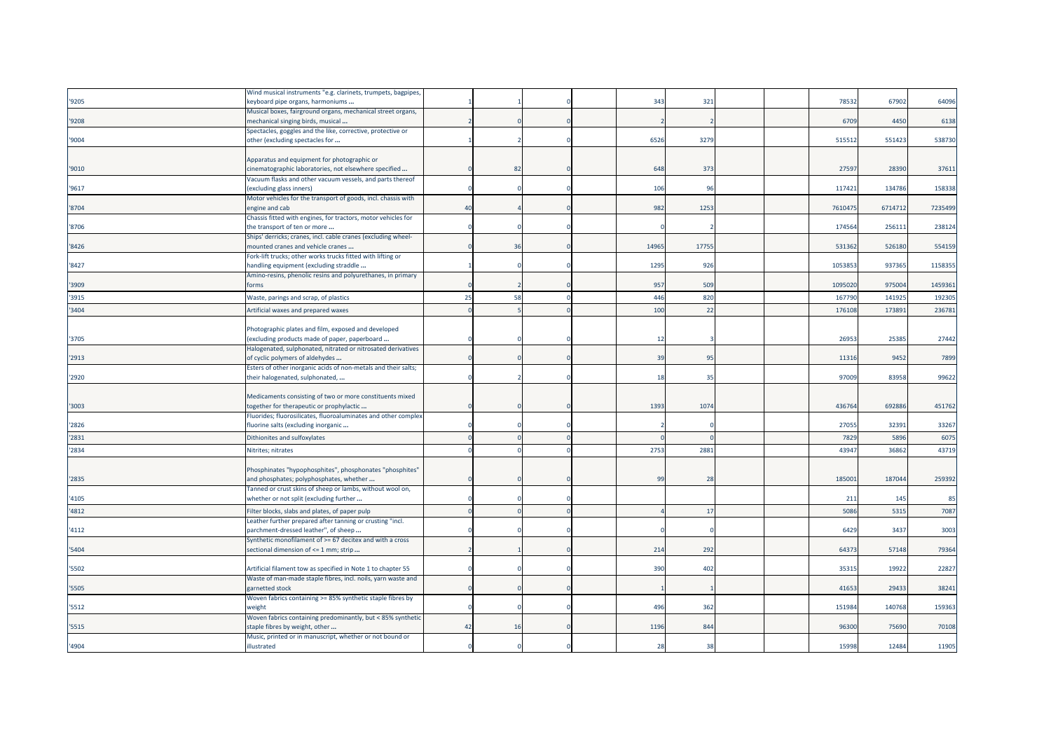| | | | | | | | | | | | | |
|---|---|---|---|---|---|---|---|---|---|---|---|---|
| '9205 | Wind musical instruments "e.g. clarinets, trumpets, bagpipes, keyboard pipe organs, harmoniums ... | 1 | 1 | 0 | | 343 | 321 | | | 78532 | 67902 | 64096 |
| '9208 | Musical boxes, fairground organs, mechanical street organs, mechanical singing birds, musical ... | 2 | 0 | 0 | | 2 | 2 | | | 6709 | 4450 | 6138 |
| '9004 | Spectacles, goggles and the like, corrective, protective or other (excluding spectacles for ... | 1 | 2 | 0 | | 6526 | 3279 | | | 515512 | 551423 | 538730 |
| '9010 | Apparatus and equipment for photographic or cinematographic laboratories, not elsewhere specified ... | 0 | 82 | 0 | | 648 | 373 | | | 27597 | 28390 | 37611 |
| '9617 | Vacuum flasks and other vacuum vessels, and parts thereof (excluding glass inners) | 0 | 0 | 0 | | 106 | 96 | | | 117421 | 134786 | 158338 |
| '8704 | Motor vehicles for the transport of goods, incl. chassis with engine and cab | 40 | 4 | 0 | | 982 | 1253 | | | 7610475 | 6714712 | 7235499 |
| '8706 | Chassis fitted with engines, for tractors, motor vehicles for the transport of ten or more ... | 0 | 0 | 0 | | 0 | 2 | | | 174564 | 256111 | 238124 |
| '8426 | Ships' derricks; cranes, incl. cable cranes (excluding wheel-mounted cranes and vehicle cranes ... | 0 | 36 | 0 | | 14965 | 17755 | | | 531362 | 526180 | 554159 |
| '8427 | Fork-lift trucks; other works trucks fitted with lifting or handling equipment (excluding straddle ... | 1 | 0 | 0 | | 1295 | 926 | | | 1053853 | 937365 | 1158355 |
| '3909 | Amino-resins, phenolic resins and polyurethanes, in primary forms | 0 | 2 | 0 | | 957 | 509 | | | 1095020 | 975004 | 1459361 |
| '3915 | Waste, parings and scrap, of plastics | 25 | 58 | 0 | | 446 | 820 | | | 167790 | 141925 | 192305 |
| '3404 | Artificial waxes and prepared waxes | 0 | 5 | 0 | | 100 | 22 | | | 176108 | 173891 | 236781 |
| '3705 | Photographic plates and film, exposed and developed (excluding products made of paper, paperboard ... | 0 | 0 | 0 | | 12 | 3 | | | 26953 | 25385 | 27442 |
| '2913 | Halogenated, sulphonated, nitrated or nitrosated derivatives of cyclic polymers of aldehydes ... | 0 | 0 | 0 | | 39 | 95 | | | 11316 | 9452 | 7899 |
| '2920 | Esters of other inorganic acids of non-metals and their salts; their halogenated, sulphonated, ... | 0 | 2 | 0 | | 18 | 35 | | | 97009 | 83958 | 99622 |
| '3003 | Medicaments consisting of two or more constituents mixed together for therapeutic or prophylactic ... | 0 | 0 | 0 | | 1393 | 1074 | | | 436764 | 692886 | 451762 |
| '2826 | Fluorides; fluorosilicates, fluoroaluminates and other complex fluorine salts (excluding inorganic ... | 0 | 0 | 0 | | 2 | 0 | | | 27055 | 32391 | 33267 |
| '2831 | Dithionites and sulfoxylates | 0 | 0 | 0 | | 0 | 0 | | | 7829 | 5896 | 6075 |
| '2834 | Nitrites; nitrates | 0 | 0 | 0 | | 2753 | 2881 | | | 43947 | 36862 | 43719 |
| '2835 | Phosphinates "hypophosphites", phosphonates "phosphites" and phosphates; polyphosphates, whether ... | 0 | 0 | 0 | | 99 | 28 | | | 185001 | 187044 | 259392 |
| '4105 | Tanned or crust skins of sheep or lambs, without wool on, whether or not split (excluding further ... | 0 | 0 | 0 | | | | | | 211 | 145 | 85 |
| '4812 | Filter blocks, slabs and plates, of paper pulp | 0 | 0 | 0 | | 4 | 17 | | | 5086 | 5315 | 7087 |
| '4112 | Leather further prepared after tanning or crusting "incl. parchment-dressed leather", of sheep ... | 0 | 0 | 0 | | 0 | 0 | | | 6429 | 3437 | 3003 |
| '5404 | Synthetic monofilament of >= 67 decitex and with a cross sectional dimension of <= 1 mm; strip ... | 2 | 1 | 0 | | 214 | 292 | | | 64373 | 57148 | 79364 |
| '5502 | Artificial filament tow as specified in Note 1 to chapter 55 | 0 | 0 | 0 | | 390 | 402 | | | 35315 | 19922 | 22827 |
| '5505 | Waste of man-made staple fibres, incl. noils, yarn waste and garnetted stock | 0 | 0 | 0 | | 1 | 1 | | | 41653 | 29433 | 38241 |
| '5512 | Woven fabrics containing >= 85% synthetic staple fibres by weight | 0 | 0 | 0 | | 496 | 362 | | | 151984 | 140768 | 159363 |
| '5515 | Woven fabrics containing predominantly, but < 85% synthetic staple fibres by weight, other ... | 42 | 16 | 0 | | 1196 | 844 | | | 96300 | 75690 | 70108 |
| '4904 | Music, printed or in manuscript, whether or not bound or illustrated | 0 | 0 | 0 | | 28 | 38 | | | 15998 | 12484 | 11905 |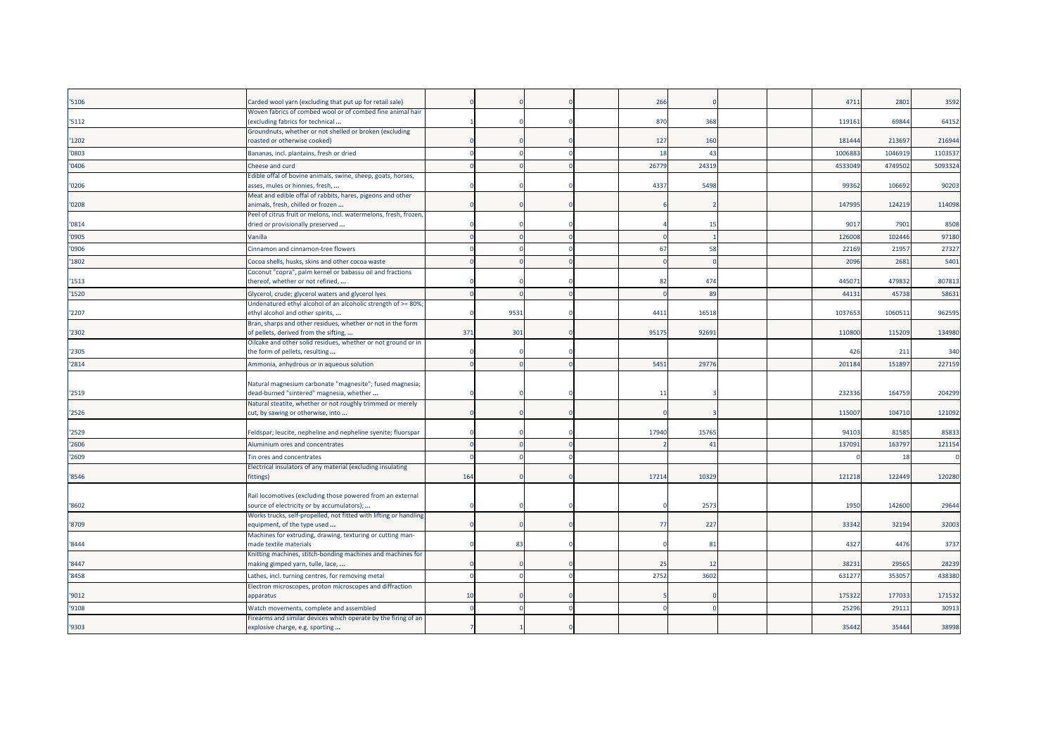| | | | | | | | | | | | | |
|---|---|---|---|---|---|---|---|---|---|---|---|---|
| '5106 | Carded wool yarn (excluding that put up for retail sale) | 0 | 0 | 0 | | 266 | 0 | | | 4711 | 2801 | 3592 |
| '5112 | Woven fabrics of combed wool or of combed fine animal hair (excluding fabrics for technical ... | 1 | 0 | 0 | | 870 | 368 | | | 119161 | 69844 | 64152 |
| '1202 | Groundnuts, whether or not shelled or broken (excluding roasted or otherwise cooked) | 0 | 0 | 0 | | 127 | 160 | | | 181444 | 213697 | 216944 |
| '0803 | Bananas, incl. plantains, fresh or dried | 0 | 0 | 0 | | 18 | 43 | | | 1006883 | 1046919 | 1103537 |
| '0406 | Cheese and curd | 0 | 0 | 0 | | 26779 | 24319 | | | 4533049 | 4749502 | 5093324 |
| '0206 | Edible offal of bovine animals, swine, sheep, goats, horses, asses, mules or hinnies, fresh, ... | 0 | 0 | 0 | | 4337 | 5498 | | | 99362 | 106692 | 90203 |
| '0208 | Meat and edible offal of rabbits, hares, pigeons and other animals, fresh, chilled or frozen ... | 0 | 0 | 0 | | 6 | 2 | | | 147995 | 124219 | 114098 |
| '0814 | Peel of citrus fruit or melons, incl. watermelons, fresh, frozen, dried or provisionally preserved ... | 0 | 0 | 0 | | 4 | 15 | | | 9017 | 7901 | 8508 |
| '0905 | Vanilla | 0 | 0 | 0 | | 0 | 1 | | | 126008 | 102446 | 97180 |
| '0906 | Cinnamon and cinnamon-tree flowers | 0 | 0 | 0 | | 67 | 58 | | | 22169 | 21957 | 27327 |
| '1802 | Cocoa shells, husks, skins and other cocoa waste | 0 | 0 | 0 | | 0 | 0 | | | 2096 | 2681 | 5401 |
| '1513 | Coconut "copra", palm kernel or babassu oil and fractions thereof, whether or not refined, ... | 0 | 0 | 0 | | 82 | 474 | | | 445071 | 479832 | 807813 |
| '1520 | Glycerol, crude; glycerol waters and glycerol lyes | 0 | 0 | 0 | | 0 | 89 | | | 44131 | 45738 | 58631 |
| '2207 | Undenatured ethyl alcohol of an alcoholic strength of >= 80%; ethyl alcohol and other spirits, ... | 0 | 9531 | 0 | | 4411 | 16518 | | | 1037653 | 1060511 | 962595 |
| '2302 | Bran, sharps and other residues, whether or not in the form of pellets, derived from the sifting, ... | 371 | 301 | 0 | | 95175 | 92691 | | | 110800 | 115209 | 134980 |
| '2305 | Oilcake and other solid residues, whether or not ground or in the form of pellets, resulting ... | 0 | 0 | 0 | | | | | | 426 | 211 | 340 |
| '2814 | Ammonia, anhydrous or in aqueous solution | 0 | 0 | 0 | | 5451 | 29776 | | | 201184 | 151897 | 227159 |
| '2519 | Natural magnesium carbonate "magnesite"; fused magnesia; dead-burned "sintered" magnesia, whether ... | 0 | 0 | 0 | | 11 | 3 | | | 232336 | 164759 | 204299 |
| '2526 | Natural steatite, whether or not roughly trimmed or merely cut, by sawing or otherwise, into ... | 0 | 0 | 0 | | 0 | 3 | | | 115007 | 104710 | 121092 |
| '2529 | Feldspar; leucite, nepheline and nepheline syenite; fluorspar | 0 | 0 | 0 | | 17940 | 15765 | | | 94103 | 81585 | 85833 |
| '2606 | Aluminium ores and concentrates | 0 | 0 | 0 | | 2 | 41 | | | 137091 | 163797 | 121154 |
| '2609 | Tin ores and concentrates | 0 | 0 | 0 | | | | | | 0 | 18 | 0 |
| '8546 | Electrical insulators of any material (excluding insulating fittings) | 164 | 0 | 0 | | 17214 | 10329 | | | 121218 | 122449 | 120280 |
| '8602 | Rail locomotives (excluding those powered from an external source of electricity or by accumulators); ... | 0 | 0 | 0 | | 0 | 2573 | | | 1950 | 142600 | 29644 |
| '8709 | Works trucks, self-propelled, not fitted with lifting or handling equipment, of the type used ... | 0 | 0 | 0 | | 77 | 227 | | | 33342 | 32194 | 32003 |
| '8444 | Machines for extruding, drawing, texturing or cutting man-made textile materials | 0 | 83 | 0 | | 0 | 81 | | | 4327 | 4476 | 3737 |
| '8447 | Knitting machines, stitch-bonding machines and machines for making gimped yarn, tulle, lace, ... | 0 | 0 | 0 | | 25 | 12 | | | 38231 | 29565 | 28239 |
| '8458 | Lathes, incl. turning centres, for removing metal | 0 | 0 | 0 | | 2752 | 3602 | | | 631277 | 353057 | 438380 |
| '9012 | Electron microscopes, proton microscopes and diffraction apparatus | 10 | 0 | 0 | | 5 | 0 | | | 175322 | 177033 | 171532 |
| '9108 | Watch movements, complete and assembled | 0 | 0 | 0 | | 0 | 0 | | | 25296 | 29111 | 30913 |
| '9303 | Firearms and similar devices which operate by the firing of an explosive charge, e.g. sporting ... | 7 | 1 | 0 | | | | | | 35442 | 35444 | 38998 |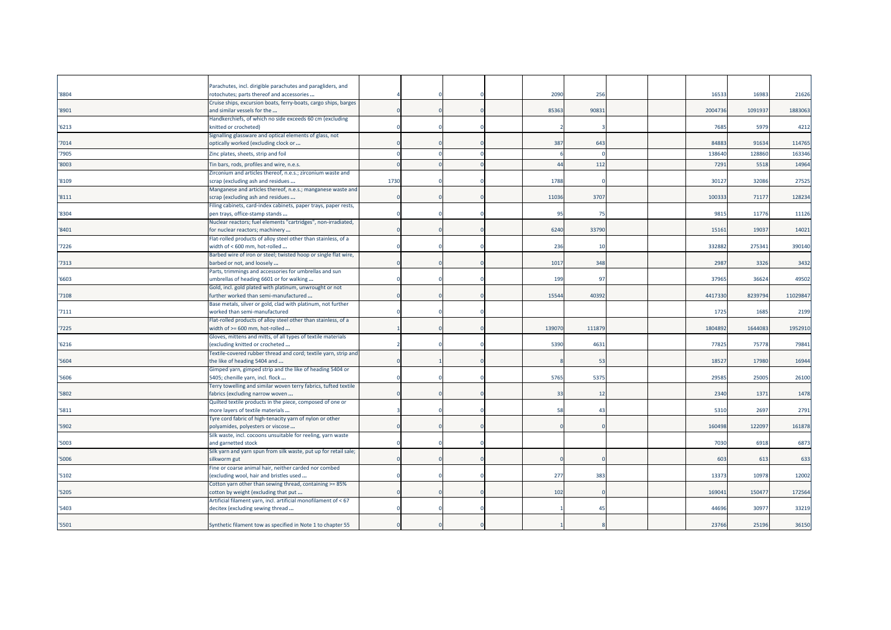| | | | | | | | | | | | | |
|---|---|---|---|---|---|---|---|---|---|---|---|---|
| '8804 | Parachutes, incl. dirigible parachutes and paragliders, and rotochutes; parts thereof and accessories ... | 4 | 0 | 0 | | 2090 | 256 | | | 16533 | 16983 | 21626 |
| '8901 | Cruise ships, excursion boats, ferry-boats, cargo ships, barges and similar vessels for the ... | 0 | 0 | 0 | | 85363 | 90831 | | | 2004736 | 1091937 | 1883063 |
| '6213 | Handkerchiefs, of which no side exceeds 60 cm (excluding knitted or crocheted) | 0 | 0 | 0 | | 2 | 3 | | | 7685 | 5979 | 4212 |
| '7014 | Signalling glassware and optical elements of glass, not optically worked (excluding clock or ... | 0 | 0 | 0 | | 387 | 643 | | | 84883 | 91634 | 114765 |
| '7905 | Zinc plates, sheets, strip and foil | 0 | 0 | 0 | | 6 | 0 | | | 138640 | 128860 | 163346 |
| '8003 | Tin bars, rods, profiles and wire, n.e.s. | 0 | 0 | 0 | | 44 | 112 | | | 7291 | 5518 | 14964 |
| '8109 | Zirconium and articles thereof, n.e.s.; zirconium waste and scrap (excluding ash and residues ... | 1730 | 0 | 0 | | 1788 | 0 | | | 30127 | 32086 | 27525 |
| '8111 | Manganese and articles thereof, n.e.s.; manganese waste and scrap (excluding ash and residues ... | 0 | 0 | 0 | | 11036 | 3707 | | | 100333 | 71177 | 128234 |
| '8304 | Filing cabinets, card-index cabinets, paper trays, paper rests, pen trays, office-stamp stands ... | 0 | 0 | 0 | | 95 | 75 | | | 9815 | 11776 | 11126 |
| '8401 | Nuclear reactors; fuel elements "cartridges", non-irradiated, for nuclear reactors; machinery ... | 0 | 0 | 0 | | 6240 | 33790 | | | 15161 | 19037 | 14021 |
| '7226 | Flat-rolled products of alloy steel other than stainless, of a width of < 600 mm, hot-rolled ... | 0 | 0 | 0 | | 236 | 10 | | | 332882 | 275341 | 390140 |
| '7313 | Barbed wire of iron or steel; twisted hoop or single flat wire, barbed or not, and loosely ... | 0 | 0 | 0 | | 1017 | 348 | | | 2987 | 3326 | 3432 |
| '6603 | Parts, trimmings and accessories for umbrellas and sun umbrellas of heading 6601 or for walking ... | 0 | 0 | 0 | | 199 | 97 | | | 37965 | 36624 | 49502 |
| '7108 | Gold, incl. gold plated with platinum, unwrought or not further worked than semi-manufactured ... | 0 | 0 | 0 | | 15544 | 40392 | | | 4417330 | 8239794 | 11029847 |
| '7111 | Base metals, silver or gold, clad with platinum, not further worked than semi-manufactured | 0 | 0 | 0 | | | | | | 1725 | 1685 | 2199 |
| '7225 | Flat-rolled products of alloy steel other than stainless, of a width of >= 600 mm, hot-rolled ... | 1 | 0 | 0 | | 139070 | 111879 | | | 1804892 | 1644083 | 1952910 |
| '6216 | Gloves, mittens and mitts, of all types of textile materials (excluding knitted or crocheted ... | 2 | 0 | 0 | | 5390 | 4631 | | | 77825 | 75778 | 79841 |
| '5604 | Textile-covered rubber thread and cord; textile yarn, strip and the like of heading 5404 and ... | 0 | 1 | 0 | | 8 | 53 | | | 18527 | 17980 | 16944 |
| '5606 | Gimped yarn, gimped strip and the like of heading 5404 or 5405; chenille yarn, incl. flock ... | 0 | 0 | 0 | | 5765 | 5375 | | | 29585 | 25005 | 26100 |
| '5802 | Terry towelling and similar woven terry fabrics, tufted textile fabrics (excluding narrow woven ... | 0 | 0 | 0 | | 33 | 12 | | | 2340 | 1371 | 1478 |
| '5811 | Quilted textile products in the piece, composed of one or more layers of textile materials ... | 3 | 0 | 0 | | 58 | 43 | | | 5310 | 2697 | 2791 |
| '5902 | Tyre cord fabric of high-tenacity yarn of nylon or other polyamides, polyesters or viscose ... | 0 | 0 | 0 | | 0 | 0 | | | 160498 | 122097 | 161878 |
| '5003 | Silk waste, incl. cocoons unsuitable for reeling, yarn waste and garnetted stock | 0 | 0 | 0 | | | | | | 7030 | 6918 | 6873 |
| '5006 | Silk yarn and yarn spun from silk waste, put up for retail sale; silkworm gut | 0 | 0 | 0 | | 0 | 0 | | | 603 | 613 | 633 |
| '5102 | Fine or coarse animal hair, neither carded nor combed (excluding wool, hair and bristles used ... | 0 | 0 | 0 | | 277 | 383 | | | 13373 | 10978 | 12002 |
| '5205 | Cotton yarn other than sewing thread, containing >= 85% cotton by weight (excluding that put ... | 0 | 0 | 0 | | 102 | 0 | | | 169041 | 150477 | 172564 |
| '5403 | Artificial filament yarn, incl. artificial monofilament of < 67 decitex (excluding sewing thread ... | 0 | 0 | 0 | | 1 | 45 | | | 44696 | 30977 | 33219 |
| '5501 | Synthetic filament tow as specified in Note 1 to chapter 55 | 0 | 0 | 0 | | 1 | 8 | | | 23766 | 25196 | 36150 |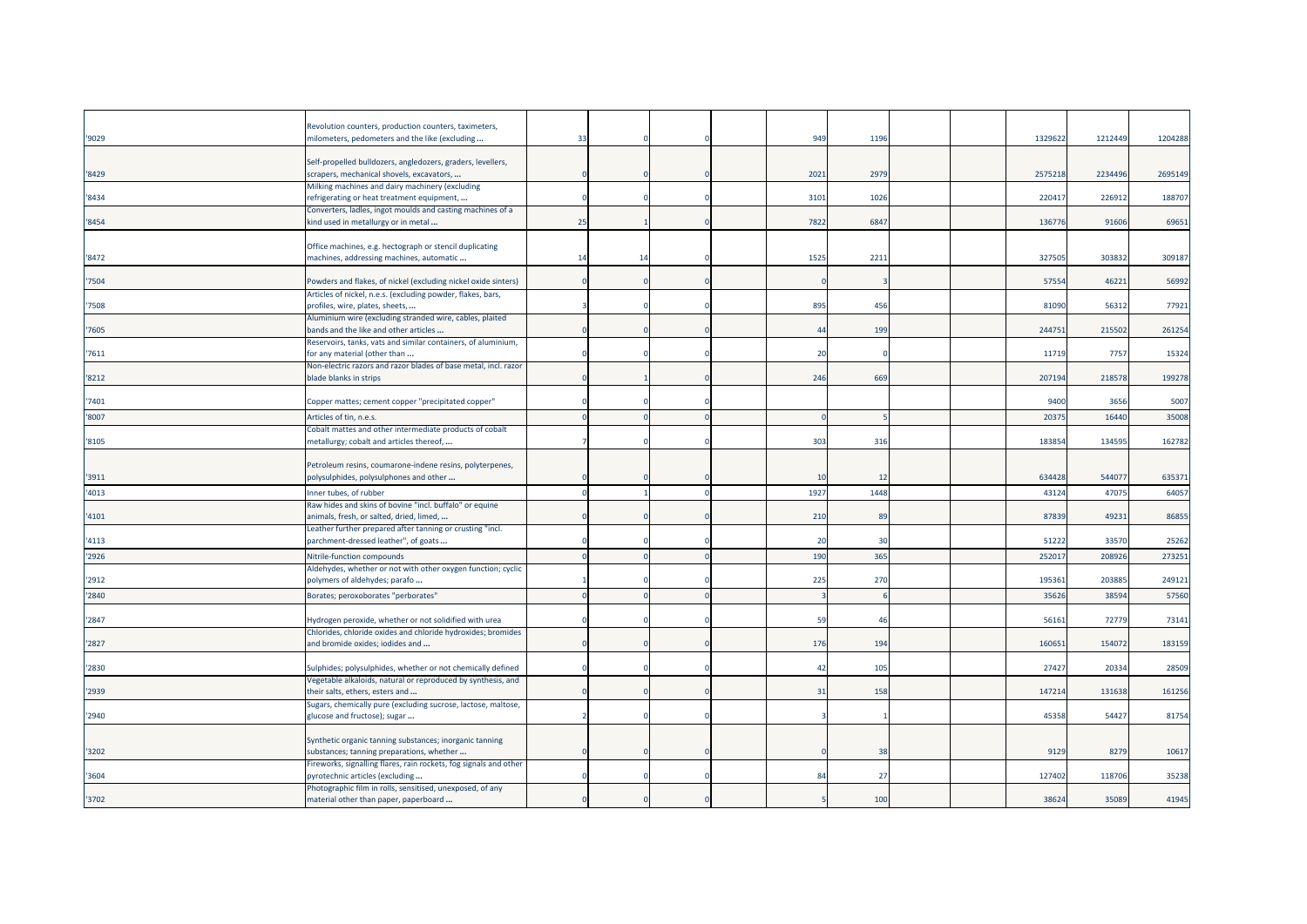| | | | | | | | | | | | | |
|---|---|---|---|---|---|---|---|---|---|---|---|---|
| '9029 | Revolution counters, production counters, taximeters, milometers, pedometers and the like (excluding ... | 33 | 0 | 0 | | 949 | 1196 | | | 1329622 | 1212449 | 1204288 |
| '8429 | Self-propelled bulldozers, angledozers, graders, levellers, scrapers, mechanical shovels, excavators, ... | 0 | 0 | 0 | | 2021 | 2979 | | | 2575218 | 2234496 | 2695149 |
| '8434 | Milking machines and dairy machinery (excluding refrigerating or heat treatment equipment, ... | 0 | 0 | 0 | | 3101 | 1026 | | | 220417 | 226912 | 188707 |
| '8454 | Converters, ladles, ingot moulds and casting machines of a kind used in metallurgy or in metal ... | 25 | 1 | 0 | | 7822 | 6847 | | | 136776 | 91606 | 69651 |
| '8472 | Office machines, e.g. hectograph or stencil duplicating machines, addressing machines, automatic ... | 14 | 14 | 0 | | 1525 | 2211 | | | 327505 | 303832 | 309187 |
| '7504 | Powders and flakes, of nickel (excluding nickel oxide sinters) | 0 | 0 | 0 | | 0 | 3 | | | 57554 | 46221 | 56992 |
| '7508 | Articles of nickel, n.e.s. (excluding powder, flakes, bars, profiles, wire, plates, sheets, ... | 3 | 0 | 0 | | 895 | 456 | | | 81090 | 56312 | 77921 |
| '7605 | Aluminium wire (excluding stranded wire, cables, plaited bands and the like and other articles ... | 0 | 0 | 0 | | 44 | 199 | | | 244751 | 215502 | 261254 |
| '7611 | Reservoirs, tanks, vats and similar containers, of aluminium, for any material (other than ... | 0 | 0 | 0 | | 20 | 0 | | | 11719 | 7757 | 15324 |
| '8212 | Non-electric razors and razor blades of base metal, incl. razor blade blanks in strips | 0 | 1 | 0 | | 246 | 669 | | | 207194 | 218578 | 199278 |
| '7401 | Copper mattes; cement copper "precipitated copper" | 0 | 0 | 0 | | | | | | 9400 | 3656 | 5007 |
| '8007 | Articles of tin, n.e.s. | 0 | 0 | 0 | | 0 | 5 | | | 20375 | 16440 | 35008 |
| '8105 | Cobalt mattes and other intermediate products of cobalt metallurgy; cobalt and articles thereof, ... | 7 | 0 | 0 | | 303 | 316 | | | 183854 | 134595 | 162782 |
| '3911 | Petroleum resins, coumarone-indene resins, polyterpenes, polysulphides, polysulphones and other ... | 0 | 0 | 0 | | 10 | 12 | | | 634428 | 544077 | 635371 |
| '4013 | Inner tubes, of rubber | 0 | 1 | 0 | | 1927 | 1448 | | | 43124 | 47075 | 64057 |
| '4101 | Raw hides and skins of bovine "incl. buffalo" or equine animals, fresh, or salted, dried, limed, ... | 0 | 0 | 0 | | 210 | 89 | | | 87839 | 49231 | 86855 |
| '4113 | Leather further prepared after tanning or crusting "incl. parchment-dressed leather", of goats ... | 0 | 0 | 0 | | 20 | 30 | | | 51222 | 33570 | 25262 |
| '2926 | Nitrile-function compounds | 0 | 0 | 0 | | 190 | 365 | | | 252017 | 208926 | 273251 |
| '2912 | Aldehydes, whether or not with other oxygen function; cyclic polymers of aldehydes; parafo ... | 1 | 0 | 0 | | 225 | 270 | | | 195361 | 203885 | 249121 |
| '2840 | Borates; peroxoborates "perborates" | 0 | 0 | 0 | | 3 | 6 | | | 35626 | 38594 | 57560 |
| '2847 | Hydrogen peroxide, whether or not solidified with urea | 0 | 0 | 0 | | 59 | 46 | | | 56161 | 72779 | 73141 |
| '2827 | Chlorides, chloride oxides and chloride hydroxides; bromides and bromide oxides; iodides and ... | 0 | 0 | 0 | | 176 | 194 | | | 160651 | 154072 | 183159 |
| '2830 | Sulphides; polysulphides, whether or not chemically defined | 0 | 0 | 0 | | 42 | 105 | | | 27427 | 20334 | 28509 |
| '2939 | Vegetable alkaloids, natural or reproduced by synthesis, and their salts, ethers, esters and ... | 0 | 0 | 0 | | 31 | 158 | | | 147214 | 131638 | 161256 |
| '2940 | Sugars, chemically pure (excluding sucrose, lactose, maltose, glucose and fructose); sugar ... | 2 | 0 | 0 | | 3 | 1 | | | 45358 | 54427 | 81754 |
| '3202 | Synthetic organic tanning substances; inorganic tanning substances; tanning preparations, whether ... | 0 | 0 | 0 | | 0 | 38 | | | 9129 | 8279 | 10617 |
| '3604 | Fireworks, signalling flares, rain rockets, fog signals and other pyrotechnic articles (excluding ... | 0 | 0 | 0 | | 84 | 27 | | | 127402 | 118706 | 35238 |
| '3702 | Photographic film in rolls, sensitised, unexposed, of any material other than paper, paperboard ... | 0 | 0 | 0 | | 5 | 100 | | | 38624 | 35089 | 41945 |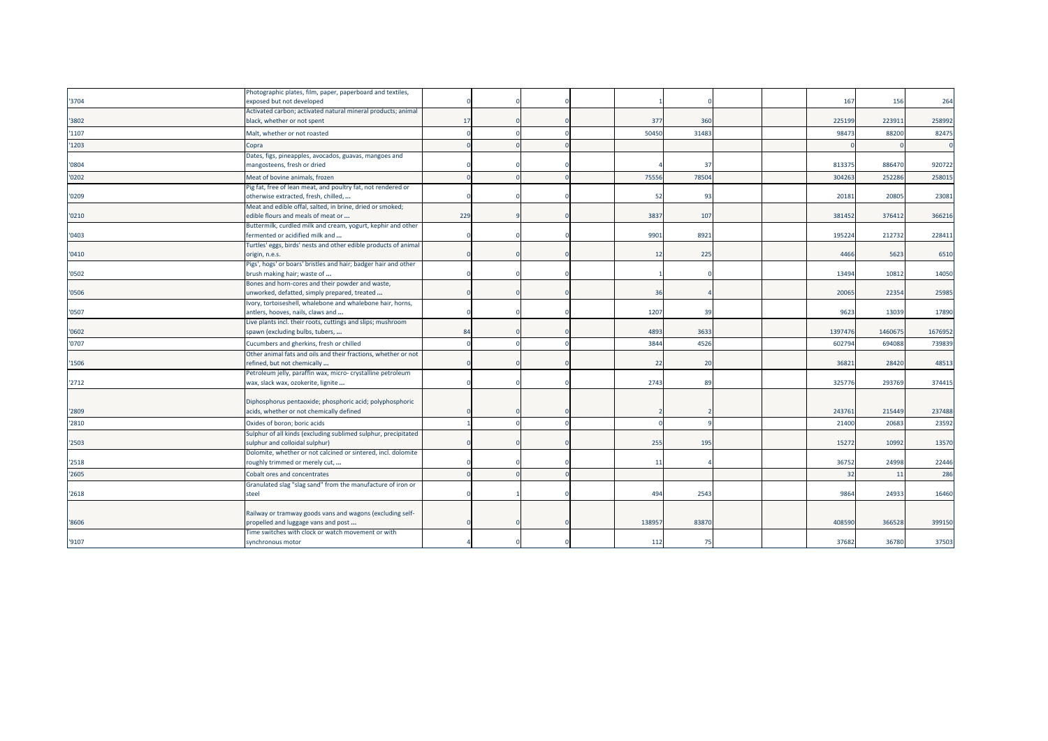| | | | | | | | | | | | | |
|---|---|---|---|---|---|---|---|---|---|---|---|---|
| '3704 | Photographic plates, film, paper, paperboard and textiles, exposed but not developed | 0 | 0 | 0 | | 1 | 0 | | | 167 | 156 | 264 |
| '3802 | Activated carbon; activated natural mineral products; animal black, whether or not spent | 17 | 0 | 0 | | 377 | 360 | | | 225199 | 223911 | 258992 |
| '1107 | Malt, whether or not roasted | 0 | 0 | 0 | | 50450 | 31483 | | | 98473 | 88200 | 82475 |
| '1203 | Copra | 0 | 0 | 0 | | | | | | 0 | 0 | 0 |
| '0804 | Dates, figs, pineapples, avocados, guavas, mangoes and mangosteens, fresh or dried | 0 | 0 | 0 | | 4 | 37 | | | 813375 | 886470 | 920722 |
| '0202 | Meat of bovine animals, frozen | 0 | 0 | 0 | | 75556 | 78504 | | | 304263 | 252286 | 258015 |
| '0209 | Pig fat, free of lean meat, and poultry fat, not rendered or otherwise extracted, fresh, chilled, ... | 0 | 0 | 0 | | 52 | 93 | | | 20181 | 20805 | 23081 |
| '0210 | Meat and edible offal, salted, in brine, dried or smoked; edible flours and meals of meat or ... | 229 | 9 | 0 | | 3837 | 107 | | | 381452 | 376412 | 366216 |
| '0403 | Buttermilk, curdled milk and cream, yogurt, kephir and other fermented or acidified milk and ... | 0 | 0 | 0 | | 9901 | 8921 | | | 195224 | 212732 | 228411 |
| '0410 | Turtles' eggs, birds' nests and other edible products of animal origin, n.e.s. | 0 | 0 | 0 | | 12 | 225 | | | 4466 | 5623 | 6510 |
| '0502 | Pigs', hogs' or boars' bristles and hair; badger hair and other brush making hair; waste of ... | 0 | 0 | 0 | | 1 | 0 | | | 13494 | 10812 | 14050 |
| '0506 | Bones and horn-cores and their powder and waste, unworked, defatted, simply prepared, treated ... | 0 | 0 | 0 | | 36 | 4 | | | 20065 | 22354 | 25985 |
| '0507 | Ivory, tortoiseshell, whalebone and whalebone hair, horns, antlers, hooves, nails, claws and ... | 0 | 0 | 0 | | 1207 | 39 | | | 9623 | 13039 | 17890 |
| '0602 | Live plants incl. their roots, cuttings and slips; mushroom spawn (excluding bulbs, tubers, ... | 84 | 0 | 0 | | 4893 | 3633 | | | 1397476 | 1460675 | 1676952 |
| '0707 | Cucumbers and gherkins, fresh or chilled | 0 | 0 | 0 | | 3844 | 4526 | | | 602794 | 694088 | 739839 |
| '1506 | Other animal fats and oils and their fractions, whether or not refined, but not chemically ... | 0 | 0 | 0 | | 22 | 20 | | | 36821 | 28420 | 48513 |
| '2712 | Petroleum jelly, paraffin wax, micro- crystalline petroleum wax, slack wax, ozokerite, lignite ... | 0 | 0 | 0 | | 2743 | 89 | | | 325776 | 293769 | 374415 |
| '2809 | Diphosphorus pentaoxide; phosphoric acid; polyphosphoric acids, whether or not chemically defined | 0 | 0 | 0 | | 2 | 2 | | | 243761 | 215449 | 237488 |
| '2810 | Oxides of boron; boric acids | 1 | 0 | 0 | | 0 | 9 | | | 21400 | 20683 | 23592 |
| '2503 | Sulphur of all kinds (excluding sublimed sulphur, precipitated sulphur and colloidal sulphur) | 0 | 0 | 0 | | 255 | 195 | | | 15272 | 10992 | 13570 |
| '2518 | Dolomite, whether or not calcined or sintered, incl. dolomite roughly trimmed or merely cut, ... | 0 | 0 | 0 | | 11 | 4 | | | 36752 | 24998 | 22446 |
| '2605 | Cobalt ores and concentrates | 0 | 0 | 0 | | | | | | 32 | 11 | 286 |
| '2618 | Granulated slag "slag sand" from the manufacture of iron or steel | 0 | 1 | 0 | | 494 | 2543 | | | 9864 | 24933 | 16460 |
| '8606 | Railway or tramway goods vans and wagons (excluding self-propelled and luggage vans and post ... | 0 | 0 | 0 | | 138957 | 83870 | | | 408590 | 366528 | 399150 |
| '9107 | Time switches with clock or watch movement or with synchronous motor | 4 | 0 | 0 | | 112 | 75 | | | 37682 | 36780 | 37503 |